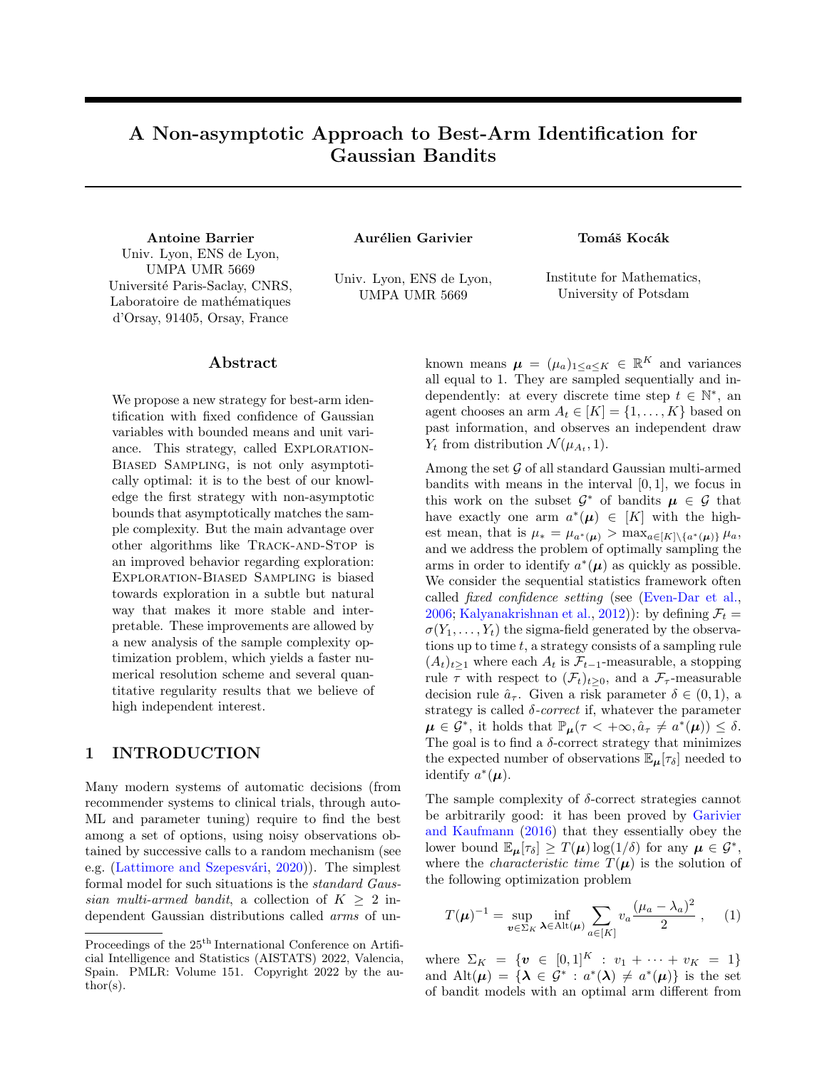# A Non-asymptotic Approach to Best-Arm Identification for Gaussian Bandits

**Antoine Barrier**
Univ. Lyon, ENS de Lyon, UMPA UMR 5669
Université Paris-Saclay, CNRS, Laboratoire de mathématiques d'Orsay, 91405, Orsay, France

**Aurélien Garivier**
Univ. Lyon, ENS de Lyon, UMPA UMR 5669

**Tomáš Kocák**
Institute for Mathematics, University of Potsdam

## Abstract

We propose a new strategy for best-arm identification with fixed confidence of Gaussian variables with bounded means and unit variance. This strategy, called Exploration-Biased Sampling, is not only asymptotically optimal: it is to the best of our knowledge the first strategy with non-asymptotic bounds that asymptotically matches the sample complexity. But the main advantage over other algorithms like Track-and-Stop is an improved behavior regarding exploration: Exploration-Biased Sampling is biased towards exploration in a subtle but natural way that makes it more stable and interpretable. These improvements are allowed by a new analysis of the sample complexity optimization problem, which yields a faster numerical resolution scheme and several quantitative regularity results that we believe of high independent interest.

## 1 INTRODUCTION

Many modern systems of automatic decisions (from recommender systems to clinical trials, through auto-ML and parameter tuning) require to find the best among a set of options, using noisy observations obtained by successive calls to a random mechanism (see e.g. (Lattimore and Szepesvári, 2020)). The simplest formal model for such situations is the *standard Gaussian multi-armed bandit*, a collection of $K \geq 2$ independent Gaussian distributions called *arms* of unknown means $\boldsymbol{\mu} = (\mu_a)_{1 \leq a \leq K} \in \mathbb{R}^K$ and variances all equal to 1. They are sampled sequentially and independently: at every discrete time step $t \in \mathbb{N}^*$, an agent chooses an arm $A_t \in [K] = \{1, \ldots, K\}$ based on past information, and observes an independent draw $Y_t$ from distribution $\mathcal{N}(\mu_{A_t}, 1)$.

Among the set $\mathcal{G}$ of all standard Gaussian multi-armed bandits with means in the interval $[0, 1]$, we focus in this work on the subset $\mathcal{G}^*$ of bandits $\boldsymbol{\mu} \in \mathcal{G}$ that have exactly one arm $a^*(\boldsymbol{\mu}) \in [K]$ with the highest mean, that is $\mu_* = \mu_{a^*(\boldsymbol{\mu})} > \max_{a \in [K] \setminus \{a^*(\boldsymbol{\mu})\}} \mu_a$, and we address the problem of optimally sampling the arms in order to identify $a^*(\boldsymbol{\mu})$ as quickly as possible. We consider the sequential statistics framework often called *fixed confidence setting* (see (Even-Dar et al., 2006; Kalyanakrishnan et al., 2012)): by defining $\mathcal{F}_t = \sigma(Y_1, \ldots, Y_t)$ the sigma-field generated by the observations up to time $t$, a strategy consists of a sampling rule $(A_t)_{t \geq 1}$ where each $A_t$ is $\mathcal{F}_{t-1}$-measurable, a stopping rule $\tau$ with respect to $(\mathcal{F}_t)_{t \geq 0}$, and a $\mathcal{F}_\tau$-measurable decision rule $\hat{a}_\tau$. Given a risk parameter $\delta \in (0, 1)$, a strategy is called $\delta$-*correct* if, whatever the parameter $\boldsymbol{\mu} \in \mathcal{G}^*$, it holds that $\mathbb{P}_{\boldsymbol{\mu}}(\tau < +\infty, \hat{a}_\tau \neq a^*(\boldsymbol{\mu})) \leq \delta$. The goal is to find a $\delta$-correct strategy that minimizes the expected number of observations $\mathbb{E}_{\boldsymbol{\mu}}[\tau_\delta]$ needed to identify $a^*(\boldsymbol{\mu})$.

The sample complexity of $\delta$-correct strategies cannot be arbitrarily good: it has been proved by Garivier and Kaufmann (2016) that they essentially obey the lower bound $\mathbb{E}_{\boldsymbol{\mu}}[\tau_\delta] \geq T(\boldsymbol{\mu}) \log(1/\delta)$ for any $\boldsymbol{\mu} \in \mathcal{G}^*$, where the *characteristic time* $T(\boldsymbol{\mu})$ is the solution of the following optimization problem

$$T(\boldsymbol{\mu})^{-1} = \sup_{\boldsymbol{v} \in \Sigma_K} \inf_{\boldsymbol{\lambda} \in \mathrm{Alt}(\boldsymbol{\mu})} \sum_{a \in [K]} v_a \frac{(\mu_a - \lambda_a)^2}{2} , \quad (1)$$

where $\Sigma_K = \{\boldsymbol{v} \in [0, 1]^K : v_1 + \cdots + v_K = 1\}$ and $\mathrm{Alt}(\boldsymbol{\mu}) = \{\boldsymbol{\lambda} \in \mathcal{G}^* : a^*(\boldsymbol{\lambda}) \neq a^*(\boldsymbol{\mu})\}$ is the set of bandit models with an optimal arm different from

Proceedings of the 25[th] International Conference on Artificial Intelligence and Statistics (AISTATS) 2022, Valencia, Spain. PMLR: Volume 151. Copyright 2022 by the author(s).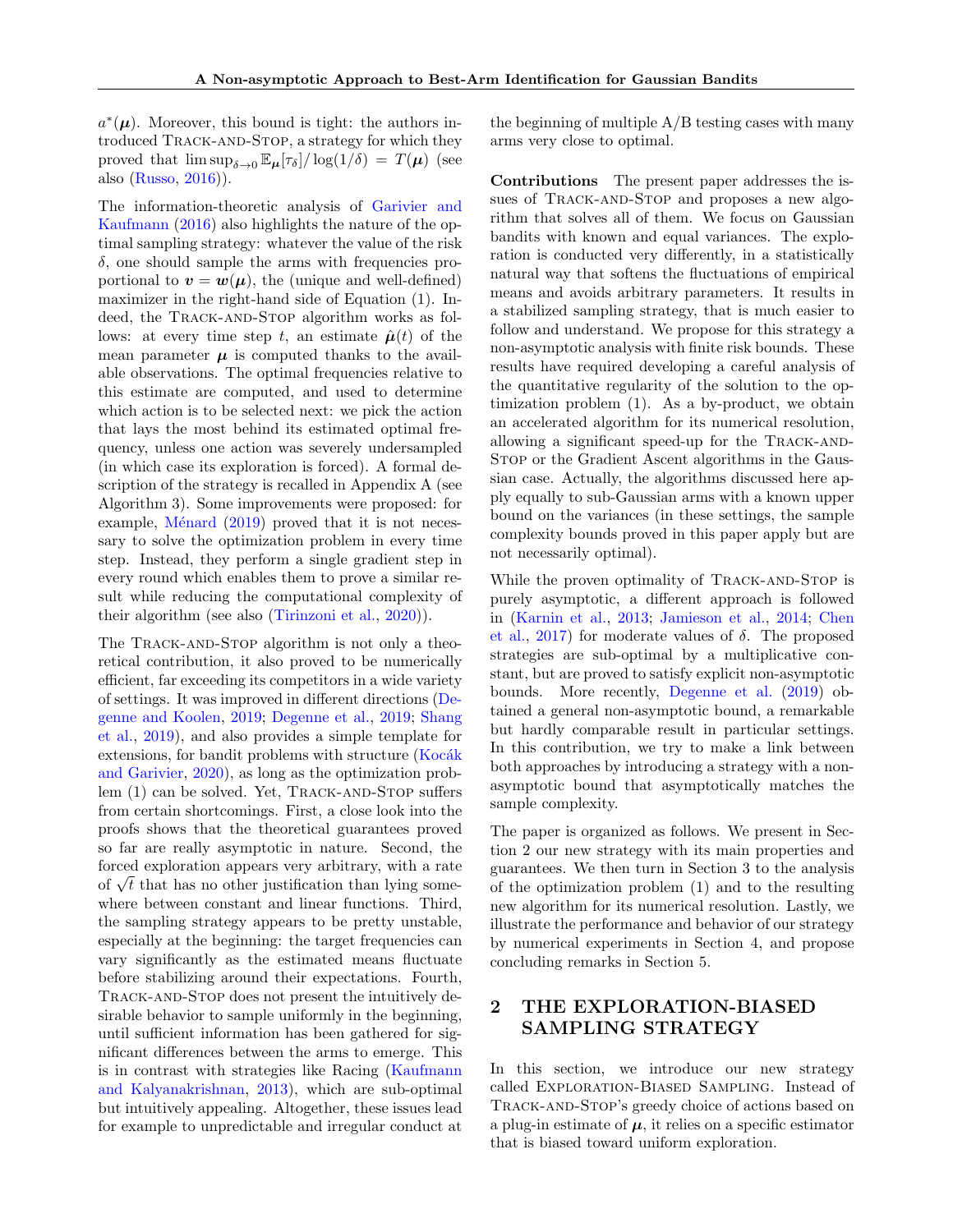$a^*(\boldsymbol{\mu})$. Moreover, this bound is tight: the authors introduced Track-and-Stop, a strategy for which they proved that $\limsup_{\delta\to 0} \mathbb{E}_{\boldsymbol{\mu}}[\tau_\delta]/\log(1/\delta) = T(\boldsymbol{\mu})$ (see also (Russo, 2016)).

The information-theoretic analysis of Garivier and Kaufmann (2016) also highlights the nature of the optimal sampling strategy: whatever the value of the risk $\delta$, one should sample the arms with frequencies proportional to $\boldsymbol{v} = \boldsymbol{w}(\boldsymbol{\mu})$, the (unique and well-defined) maximizer in the right-hand side of Equation (1). Indeed, the Track-and-Stop algorithm works as follows: at every time step $t$, an estimate $\hat{\boldsymbol{\mu}}(t)$ of the mean parameter $\boldsymbol{\mu}$ is computed thanks to the available observations. The optimal frequencies relative to this estimate are computed, and used to determine which action is to be selected next: we pick the action that lays the most behind its estimated optimal frequency, unless one action was severely undersampled (in which case its exploration is forced). A formal description of the strategy is recalled in Appendix A (see Algorithm 3). Some improvements were proposed: for example, Ménard (2019) proved that it is not necessary to solve the optimization problem in every time step. Instead, they perform a single gradient step in every round which enables them to prove a similar result while reducing the computational complexity of their algorithm (see also (Tirinzoni et al., 2020)).

The Track-and-Stop algorithm is not only a theoretical contribution, it also proved to be numerically efficient, far exceeding its competitors in a wide variety of settings. It was improved in different directions (Degenne and Koolen, 2019; Degenne et al., 2019; Shang et al., 2019), and also provides a simple template for extensions, for bandit problems with structure (Kocák and Garivier, 2020), as long as the optimization problem (1) can be solved. Yet, Track-and-Stop suffers from certain shortcomings. First, a close look into the proofs shows that the theoretical guarantees proved so far are really asymptotic in nature. Second, the forced exploration appears very arbitrary, with a rate of $\sqrt{t}$ that has no other justification than lying somewhere between constant and linear functions. Third, the sampling strategy appears to be pretty unstable, especially at the beginning: the target frequencies can vary significantly as the estimated means fluctuate before stabilizing around their expectations. Fourth, Track-and-Stop does not present the intuitively desirable behavior to sample uniformly in the beginning, until sufficient information has been gathered for significant differences between the arms to emerge. This is in contrast with strategies like Racing (Kaufmann and Kalyanakrishnan, 2013), which are sub-optimal but intuitively appealing. Altogether, these issues lead for example to unpredictable and irregular conduct at the beginning of multiple A/B testing cases with many arms very close to optimal.

**Contributions** The present paper addresses the issues of Track-and-Stop and proposes a new algorithm that solves all of them. We focus on Gaussian bandits with known and equal variances. The exploration is conducted very differently, in a statistically natural way that softens the fluctuations of empirical means and avoids arbitrary parameters. It results in a stabilized sampling strategy, that is much easier to follow and understand. We propose for this strategy a non-asymptotic analysis with finite risk bounds. These results have required developing a careful analysis of the quantitative regularity of the solution to the optimization problem (1). As a by-product, we obtain an accelerated algorithm for its numerical resolution, allowing a significant speed-up for the Track-and-Stop or the Gradient Ascent algorithms in the Gaussian case. Actually, the algorithms discussed here apply equally to sub-Gaussian arms with a known upper bound on the variances (in these settings, the sample complexity bounds proved in this paper apply but are not necessarily optimal).

While the proven optimality of Track-and-Stop is purely asymptotic, a different approach is followed in (Karnin et al., 2013; Jamieson et al., 2014; Chen et al., 2017) for moderate values of $\delta$. The proposed strategies are sub-optimal by a multiplicative constant, but are proved to satisfy explicit non-asymptotic bounds. More recently, Degenne et al. (2019) obtained a general non-asymptotic bound, a remarkable but hardly comparable result in particular settings. In this contribution, we try to make a link between both approaches by introducing a strategy with a non-asymptotic bound that asymptotically matches the sample complexity.

The paper is organized as follows. We present in Section 2 our new strategy with its main properties and guarantees. We then turn in Section 3 to the analysis of the optimization problem (1) and to the resulting new algorithm for its numerical resolution. Lastly, we illustrate the performance and behavior of our strategy by numerical experiments in Section 4, and propose concluding remarks in Section 5.

## 2 THE EXPLORATION-BIASED SAMPLING STRATEGY

In this section, we introduce our new strategy called Exploration-Biased Sampling. Instead of Track-and-Stop's greedy choice of actions based on a plug-in estimate of $\boldsymbol{\mu}$, it relies on a specific estimator that is biased toward uniform exploration.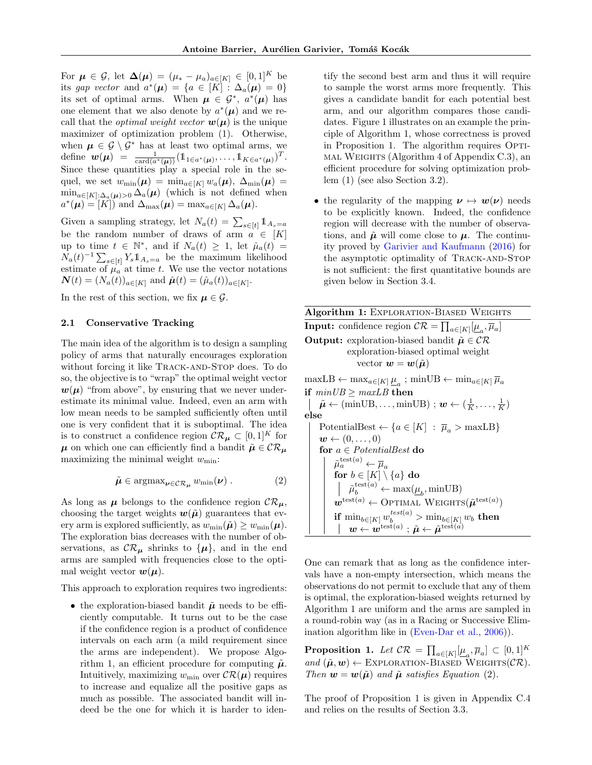For $\boldsymbol{\mu} \in \mathcal{G}$, let $\boldsymbol{\Delta}(\boldsymbol{\mu}) = (\mu_* - \mu_a)_{a\in[K]} \in [0,1]^K$ be its *gap vector* and $a^*(\boldsymbol{\mu}) = \{a \in [K] : \Delta_a(\boldsymbol{\mu}) = 0\}$ its set of optimal arms. When $\boldsymbol{\mu} \in \mathcal{G}^*$, $a^*(\boldsymbol{\mu})$ has one element that we also denote by $a^*(\boldsymbol{\mu})$ and we recall that the *optimal weight vector* $\boldsymbol{w}(\boldsymbol{\mu})$ is the unique maximizer of optimization problem (1). Otherwise, when $\boldsymbol{\mu} \in \mathcal{G} \setminus \mathcal{G}^*$ has at least two optimal arms, we define $\boldsymbol{w}(\boldsymbol{\mu}) = \frac{1}{\mathrm{card}(a^*(\boldsymbol{\mu}))}(\mathbb{1}_{1\in a^*(\boldsymbol{\mu})}, \dots, \mathbb{1}_{K\in a^*(\boldsymbol{\mu})})^T$. Since these quantities play a special role in the sequel, we set $w_{\min}(\boldsymbol{\mu}) = \min_{a\in[K]} w_a(\boldsymbol{\mu})$, $\Delta_{\min}(\boldsymbol{\mu}) = \min_{a\in[K]:\Delta_a(\boldsymbol{\mu})>0} \Delta_a(\boldsymbol{\mu})$ (which is not defined when $a^*(\boldsymbol{\mu}) = [K]$) and $\Delta_{\max}(\boldsymbol{\mu}) = \max_{a\in[K]} \Delta_a(\boldsymbol{\mu})$.

Given a sampling strategy, let $N_a(t) = \sum_{s\in[t]} \mathbb{1}_{A_s=a}$ be the random number of draws of arm $a \in [K]$ up to time $t \in \mathbb{N}^*$, and if $N_a(t) \geq 1$, let $\hat{\mu}_a(t) = N_a(t)^{-1} \sum_{s\in[t]} Y_s \mathbb{1}_{A_s=a}$ be the maximum likelihood estimate of $\mu_a$ at time $t$. We use the vector notations $\boldsymbol{N}(t) = (N_a(t))_{a\in[K]}$ and $\hat{\boldsymbol{\mu}}(t) = (\hat{\mu}_a(t))_{a\in[K]}$.

In the rest of this section, we fix $\boldsymbol{\mu} \in \mathcal{G}$.

### 2.1 Conservative Tracking

The main idea of the algorithm is to design a sampling policy of arms that naturally encourages exploration without forcing it like TRACK-AND-STOP does. To do so, the objective is to "wrap" the optimal weight vector $\boldsymbol{w}(\boldsymbol{\mu})$ "from above", by ensuring that we never underestimate its minimal value. Indeed, even an arm with low mean needs to be sampled sufficiently often until one is very confident that it is suboptimal. The idea is to construct a confidence region $\mathcal{CR}_{\boldsymbol{\mu}} \subset [0,1]^K$ for $\boldsymbol{\mu}$ on which one can efficiently find a bandit $\tilde{\boldsymbol{\mu}} \in \mathcal{CR}_{\boldsymbol{\mu}}$ maximizing the minimal weight $w_{\min}$:

$$\tilde{\boldsymbol{\mu}} \in \mathrm{argmax}_{\boldsymbol{\nu}\in\mathcal{CR}_{\boldsymbol{\mu}}} w_{\min}(\boldsymbol{\nu}) . \tag{2}$$

As long as $\boldsymbol{\mu}$ belongs to the confidence region $\mathcal{CR}_{\boldsymbol{\mu}}$, choosing the target weights $\boldsymbol{w}(\tilde{\boldsymbol{\mu}})$ guarantees that every arm is explored sufficiently, as $w_{\min}(\tilde{\boldsymbol{\mu}}) \geq w_{\min}(\boldsymbol{\mu})$. The exploration bias decreases with the number of observations, as $\mathcal{CR}_{\boldsymbol{\mu}}$ shrinks to $\{\boldsymbol{\mu}\}$, and in the end arms are sampled with frequencies close to the optimal weight vector $\boldsymbol{w}(\boldsymbol{\mu})$.

This approach to exploration requires two ingredients:

- the exploration-biased bandit $\tilde{\boldsymbol{\mu}}$ needs to be efficiently computable. It turns out to be the case if the confidence region is a product of confidence intervals on each arm (a mild requirement since the arms are independent). We propose Algorithm 1, an efficient procedure for computing $\tilde{\boldsymbol{\mu}}$. Intuitively, maximizing $w_{\min}$ over $\mathcal{CR}(\boldsymbol{\mu})$ requires to increase and equalize all the positive gaps as much as possible. The associated bandit will indeed be the one for which it is harder to identify the second best arm and thus it will require to sample the worst arms more frequently. This gives a candidate bandit for each potential best arm, and our algorithm compares those candidates. Figure 1 illustrates on an example the principle of Algorithm 1, whose correctness is proved in Proposition 1. The algorithm requires OPTIMAL WEIGHTS (Algorithm 4 of Appendix C.3), an efficient procedure for solving optimization problem (1) (see also Section 3.2).

- the regularity of the mapping $\boldsymbol{\nu} \mapsto \boldsymbol{w}(\boldsymbol{\nu})$ needs to be explicitly known. Indeed, the confidence region will decrease with the number of observations, and $\tilde{\boldsymbol{\mu}}$ will come close to $\boldsymbol{\mu}$. The continuity proved by Garivier and Kaufmann (2016) for the asymptotic optimality of TRACK-AND-STOP is not sufficient: the first quantitative bounds are given below in Section 3.4.

**Algorithm 1:** EXPLORATION-BIASED WEIGHTS

**Input:** confidence region $\mathcal{CR} = \prod_{a\in[K]}[\underline{\mu}_a, \overline{\mu}_a]$

**Output:** exploration-biased bandit $\tilde{\boldsymbol{\mu}} \in \mathcal{CR}$, exploration-biased optimal weight vector $\boldsymbol{w} = \boldsymbol{w}(\tilde{\boldsymbol{\mu}})$

```
maxLB ← max_{a∈[K]} μ̲_a ; minUB ← min_{a∈[K]} μ̄_a
if minUB ≥ maxLB then
    μ̃ ← (minUB, ..., minUB) ; w ← (1/K, ..., 1/K)
else
    PotentialBest ← {a ∈ [K] : μ̄_a > maxLB}
    w ← (0, ..., 0)
    for a ∈ PotentialBest do
        μ̃_a^test(a) ← μ̄_a
        for b ∈ [K] \ {a} do
            μ̃_b^test(a) ← max(μ̲_b, minUB)
        w^test(a) ← OPTIMAL WEIGHTS(μ̃^test(a))
        if min_{b∈[K]} w_b^test(a) > min_{b∈[K]} w_b then
            w ← w^test(a) ; μ̃ ← μ̃^test(a)
```

One can remark that as long as the confidence intervals have a non-empty intersection, which means the observations do not permit to exclude that any of them is optimal, the exploration-biased weights returned by Algorithm 1 are uniform and the arms are sampled in a round-robin way (as in a Racing or Successive Elimination algorithm like in (Even-Dar et al., 2006)).

**Proposition 1.** *Let* $\mathcal{CR} = \prod_{a\in[K]}[\underline{\mu}_a, \overline{\mu}_a] \subset [0,1]^K$ *and* $(\tilde{\boldsymbol{\mu}}, \boldsymbol{w}) \leftarrow$ EXPLORATION-BIASED WEIGHTS$(\mathcal{CR})$. *Then* $\boldsymbol{w} = \boldsymbol{w}(\tilde{\boldsymbol{\mu}})$ *and* $\tilde{\boldsymbol{\mu}}$ *satisfies Equation* (2).

The proof of Proposition 1 is given in Appendix C.4 and relies on the results of Section 3.3.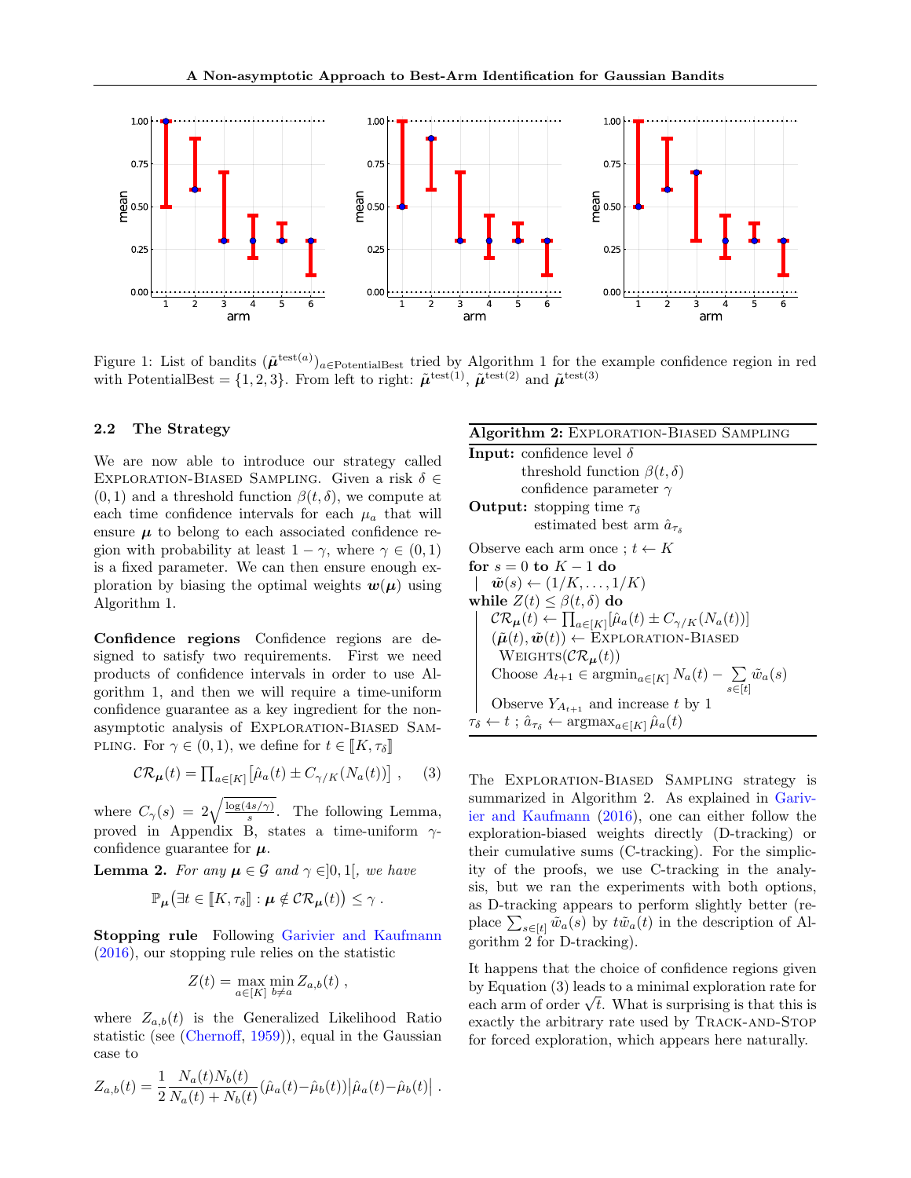Figure 1: List of bandits $(\tilde{\boldsymbol{\mu}}^{\text{test}(a)})_{a \in \text{PotentialBest}}$ tried by Algorithm 1 for the example confidence region in red with PotentialBest $= \{1, 2, 3\}$. From left to right: $\tilde{\boldsymbol{\mu}}^{\text{test}(1)}$, $\tilde{\boldsymbol{\mu}}^{\text{test}(2)}$ and $\tilde{\boldsymbol{\mu}}^{\text{test}(3)}$

## 2.2 The Strategy

We are now able to introduce our strategy called Exploration-Biased Sampling. Given a risk $\delta \in (0, 1)$ and a threshold function $\beta(t, \delta)$, we compute at each time confidence intervals for each $\mu_a$ that will ensure $\boldsymbol{\mu}$ to belong to each associated confidence region with probability at least $1 - \gamma$, where $\gamma \in (0, 1)$ is a fixed parameter. We can then ensure enough exploration by biasing the optimal weights $\boldsymbol{w}(\boldsymbol{\mu})$ using Algorithm 1.

**Confidence regions** Confidence regions are designed to satisfy two requirements. First we need products of confidence intervals in order to use Algorithm 1, and then we will require a time-uniform confidence guarantee as a key ingredient for the non-asymptotic analysis of Exploration-Biased Sampling. For $\gamma \in (0, 1)$, we define for $t \in [\![K, \tau_\delta]\!]$

$$\mathcal{CR}_{\boldsymbol{\mu}}(t) = \prod_{a \in [K]} \left[\hat{\mu}_a(t) \pm C_{\gamma/K}(N_a(t))\right] , \qquad (3)$$

where $C_\gamma(s) = 2\sqrt{\frac{\log(4s/\gamma)}{s}}$. The following Lemma, proved in Appendix B, states a time-uniform $\gamma$-confidence guarantee for $\boldsymbol{\mu}$.

**Lemma 2.** *For any $\boldsymbol{\mu} \in \mathcal{G}$ and $\gamma \in ]0, 1[$, we have*

$$\mathbb{P}_{\boldsymbol{\mu}}\left(\exists t \in [\![K, \tau_\delta]\!] : \boldsymbol{\mu} \notin \mathcal{CR}_{\boldsymbol{\mu}}(t)\right) \leq \gamma .$$

**Stopping rule** Following Garivier and Kaufmann (2016), our stopping rule relies on the statistic

$$Z(t) = \max_{a \in [K]} \min_{b \neq a} Z_{a,b}(t) ,$$

where $Z_{a,b}(t)$ is the Generalized Likelihood Ratio statistic (see (Chernoff, 1959)), equal in the Gaussian case to

$$Z_{a,b}(t) = \frac{1}{2} \frac{N_a(t) N_b(t)}{N_a(t) + N_b(t)} (\hat{\mu}_a(t) - \hat{\mu}_b(t)) \left|\hat{\mu}_a(t) - \hat{\mu}_b(t)\right| .$$

---

**Algorithm 2:** Exploration-Biased Sampling

**Input:** confidence level $\delta$
threshold function $\beta(t, \delta)$
confidence parameter $\gamma$

**Output:** stopping time $\tau_\delta$
estimated best arm $\hat{a}_{\tau_\delta}$

Observe each arm once ; $t \leftarrow K$
**for** $s = 0$ **to** $K - 1$ **do**
  $\tilde{\boldsymbol{w}}(s) \leftarrow (1/K, \ldots, 1/K)$
**while** $Z(t) \leq \beta(t, \delta)$ **do**
  $\mathcal{CR}_{\boldsymbol{\mu}}(t) \leftarrow \prod_{a \in [K]} [\hat{\mu}_a(t) \pm C_{\gamma/K}(N_a(t))]$
  $(\tilde{\boldsymbol{\mu}}(t), \tilde{\boldsymbol{w}}(t)) \leftarrow$ Exploration-Biased Weights$(\mathcal{CR}_{\boldsymbol{\mu}}(t))$
  Choose $A_{t+1} \in \operatorname{argmin}_{a \in [K]} N_a(t) - \sum_{s \in [t]} \tilde{w}_a(s)$
  Observe $Y_{A_{t+1}}$ and increase $t$ by 1
$\tau_\delta \leftarrow t$ ; $\hat{a}_{\tau_\delta} \leftarrow \operatorname{argmax}_{a \in [K]} \hat{\mu}_a(t)$

---

The Exploration-Biased Sampling strategy is summarized in Algorithm 2. As explained in Garivier and Kaufmann (2016), one can either follow the exploration-biased weights directly (D-tracking) or their cumulative sums (C-tracking). For the simplicity of the proofs, we use C-tracking in the analysis, but we ran the experiments with both options, as D-tracking appears to perform slightly better (replace $\sum_{s \in [t]} \tilde{w}_a(s)$ by $t\tilde{w}_a(t)$ in the description of Algorithm 2 for D-tracking).

It happens that the choice of confidence regions given by Equation (3) leads to a minimal exploration rate for each arm of order $\sqrt{t}$. What is surprising is that this is exactly the arbitrary rate used by Track-and-Stop for forced exploration, which appears here naturally.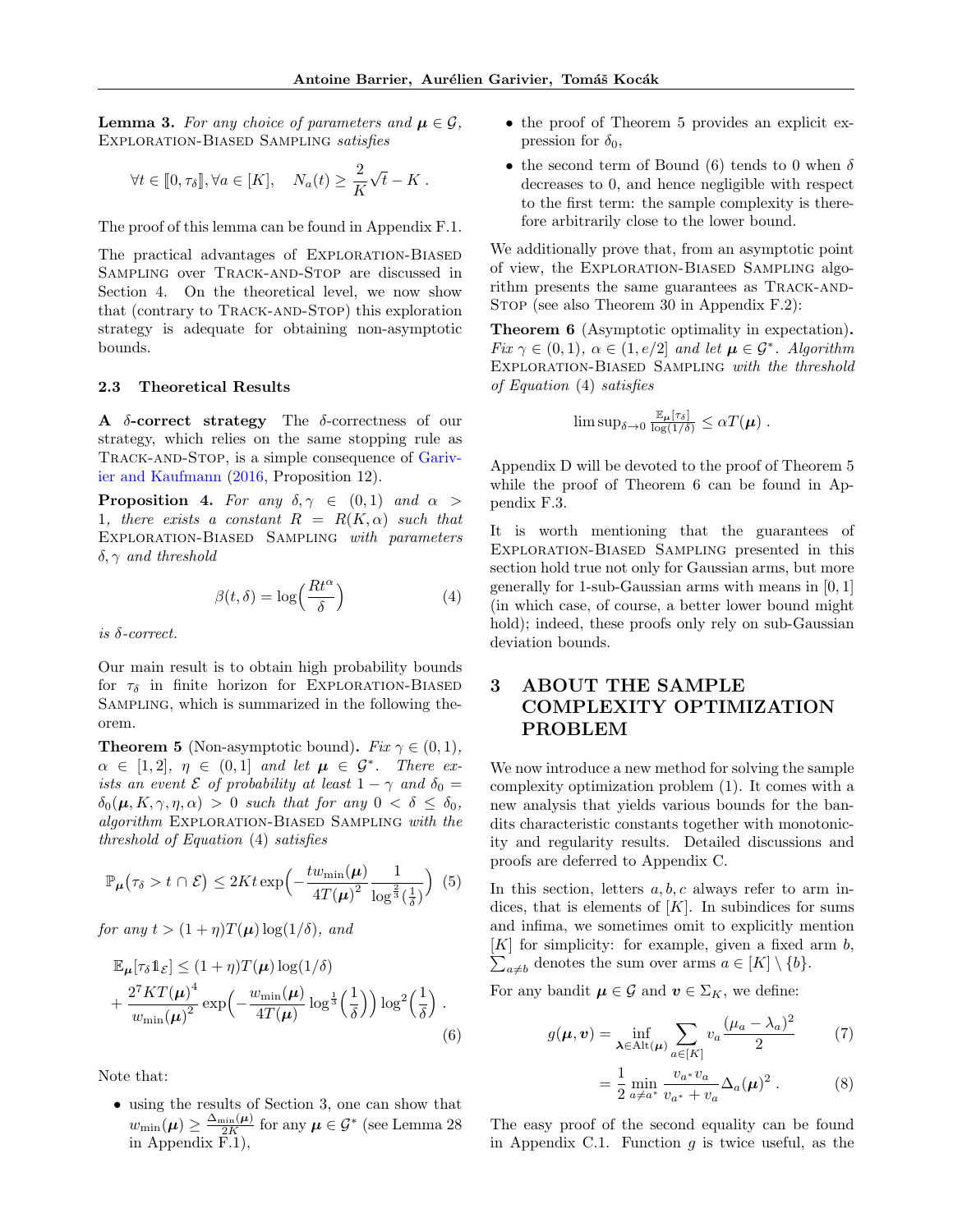**Lemma 3.** *For any choice of parameters and $\boldsymbol{\mu} \in \mathcal{G}$,* Exploration-Biased Sampling *satisfies*

$$\forall t \in [\![0, \tau_\delta]\!], \forall a \in [K], \quad N_a(t) \geq \frac{2}{K}\sqrt{t} - K \,.$$

The proof of this lemma can be found in Appendix F.1.

The practical advantages of Exploration-Biased Sampling over Track-and-Stop are discussed in Section 4. On the theoretical level, we now show that (contrary to Track-and-Stop) this exploration strategy is adequate for obtaining non-asymptotic bounds.

### 2.3 Theoretical Results

**A $\delta$-correct strategy** The $\delta$-correctness of our strategy, which relies on the same stopping rule as Track-and-Stop, is a simple consequence of Garivier and Kaufmann (2016, Proposition 12).

**Proposition 4.** *For any $\delta, \gamma \in (0,1)$ and $\alpha > 1$, there exists a constant $R = R(K, \alpha)$ such that* Exploration-Biased Sampling *with parameters $\delta, \gamma$ and threshold*

$$\beta(t, \delta) = \log\Big(\frac{Rt^\alpha}{\delta}\Big) \tag{4}$$

*is $\delta$-correct.*

Our main result is to obtain high probability bounds for $\tau_\delta$ in finite horizon for Exploration-Biased Sampling, which is summarized in the following theorem.

**Theorem 5** (Non-asymptotic bound)**.** *Fix $\gamma \in (0,1)$, $\alpha \in [1,2]$, $\eta \in (0,1]$ and let $\boldsymbol{\mu} \in \mathcal{G}^*$. There exists an event $\mathcal{E}$ of probability at least $1-\gamma$ and $\delta_0 = \delta_0(\boldsymbol{\mu}, K, \gamma, \eta, \alpha) > 0$ such that for any $0 < \delta \leq \delta_0$, algorithm* Exploration-Biased Sampling *with the threshold of Equation* (4) *satisfies*

$$\mathbb{P}_{\boldsymbol{\mu}}\big(\tau_\delta > t \cap \mathcal{E}\big) \leq 2Kt \exp\Big(-\frac{t w_{\min}(\boldsymbol{\mu})}{4T(\boldsymbol{\mu})^2}\frac{1}{\log^{\frac{2}{3}}(\frac{1}{\delta})}\Big) \tag{5}$$

*for any $t > (1+\eta)T(\boldsymbol{\mu})\log(1/\delta)$, and*

$$\begin{aligned}
&\mathbb{E}_{\boldsymbol{\mu}}[\tau_\delta \mathbb{1}_{\mathcal{E}}] \leq (1+\eta)T(\boldsymbol{\mu})\log(1/\delta) \\
&+ \frac{2^7 K T(\boldsymbol{\mu})^4}{w_{\min}(\boldsymbol{\mu})^2}\exp\Big(-\frac{w_{\min}(\boldsymbol{\mu})}{4T(\boldsymbol{\mu})}\log^{\frac{1}{3}}\Big(\frac{1}{\delta}\Big)\Big)\log^2\Big(\frac{1}{\delta}\Big) \,.
\end{aligned} \tag{6}$$

Note that:

- using the results of Section 3, one can show that $w_{\min}(\boldsymbol{\mu}) \geq \frac{\Delta_{\min}(\boldsymbol{\mu})}{2K}$ for any $\boldsymbol{\mu} \in \mathcal{G}^*$ (see Lemma 28 in Appendix F.1),
- the proof of Theorem 5 provides an explicit expression for $\delta_0$,
- the second term of Bound (6) tends to 0 when $\delta$ decreases to 0, and hence negligible with respect to the first term: the sample complexity is therefore arbitrarily close to the lower bound.

We additionally prove that, from an asymptotic point of view, the Exploration-Biased Sampling algorithm presents the same guarantees as Track-and-Stop (see also Theorem 30 in Appendix F.2):

**Theorem 6** (Asymptotic optimality in expectation)**.** *Fix $\gamma \in (0,1)$, $\alpha \in (1, e/2]$ and let $\boldsymbol{\mu} \in \mathcal{G}^*$. Algorithm* Exploration-Biased Sampling *with the threshold of Equation* (4) *satisfies*

$$\limsup_{\delta \to 0} \tfrac{\mathbb{E}_{\boldsymbol{\mu}}[\tau_\delta]}{\log(1/\delta)} \leq \alpha T(\boldsymbol{\mu}) \,.$$

Appendix D will be devoted to the proof of Theorem 5 while the proof of Theorem 6 can be found in Appendix F.3.

It is worth mentioning that the guarantees of Exploration-Biased Sampling presented in this section hold true not only for Gaussian arms, but more generally for 1-sub-Gaussian arms with means in $[0,1]$ (in which case, of course, a better lower bound might hold); indeed, these proofs only rely on sub-Gaussian deviation bounds.

## 3 ABOUT THE SAMPLE COMPLEXITY OPTIMIZATION PROBLEM

We now introduce a new method for solving the sample complexity optimization problem (1). It comes with a new analysis that yields various bounds for the bandits characteristic constants together with monotonicity and regularity results. Detailed discussions and proofs are deferred to Appendix C.

In this section, letters $a, b, c$ always refer to arm indices, that is elements of $[K]$. In subindices for sums and infima, we sometimes omit to explicitly mention $[K]$ for simplicity: for example, given a fixed arm $b$, $\sum_{a \neq b}$ denotes the sum over arms $a \in [K] \setminus \{b\}$.

For any bandit $\boldsymbol{\mu} \in \mathcal{G}$ and $\boldsymbol{v} \in \Sigma_K$, we define:

$$\begin{aligned}
g(\boldsymbol{\mu}, \boldsymbol{v}) &= \inf_{\boldsymbol{\lambda} \in \mathrm{Alt}(\boldsymbol{\mu})} \sum_{a \in [K]} v_a \frac{(\mu_a - \lambda_a)^2}{2} && (7) \\
&= \frac{1}{2}\min_{a \neq a^*} \frac{v_{a^*} v_a}{v_{a^*} + v_a}\Delta_a(\boldsymbol{\mu})^2 \,. && (8)
\end{aligned}$$

The easy proof of the second equality can be found in Appendix C.1. Function $g$ is twice useful, as the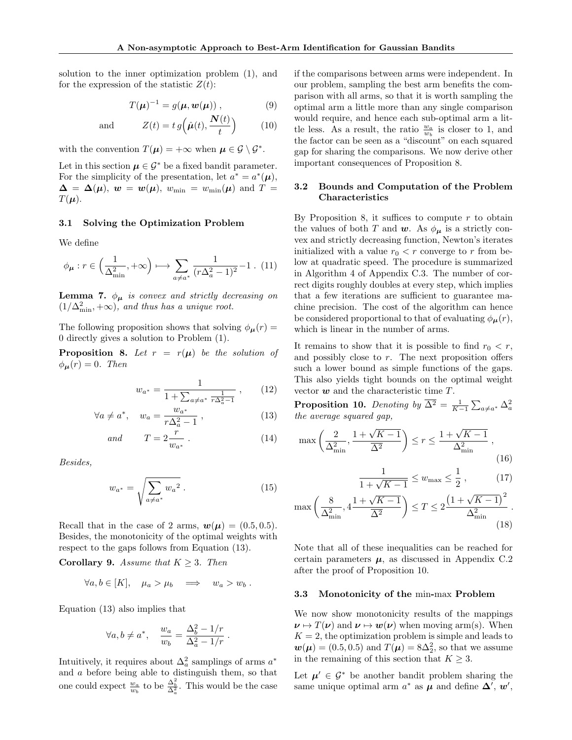solution to the inner optimization problem (1), and for the expression of the statistic $Z(t)$:

$$T(\boldsymbol{\mu})^{-1} = g(\boldsymbol{\mu}, \boldsymbol{w}(\boldsymbol{\mu}))\ , \tag{9}$$

$$\text{and} \qquad Z(t) = t\, g\Big(\hat{\boldsymbol{\mu}}(t), \frac{\boldsymbol{N}(t)}{t}\Big) \tag{10}$$

with the convention $T(\boldsymbol{\mu}) = +\infty$ when $\boldsymbol{\mu} \in \mathcal{G} \setminus \mathcal{G}^*$.

Let in this section $\boldsymbol{\mu} \in \mathcal{G}^*$ be a fixed bandit parameter. For the simplicity of the presentation, let $a^* = a^*(\boldsymbol{\mu})$, $\boldsymbol{\Delta} = \boldsymbol{\Delta}(\boldsymbol{\mu})$, $\boldsymbol{w} = \boldsymbol{w}(\boldsymbol{\mu})$, $w_{\min} = w_{\min}(\boldsymbol{\mu})$ and $T = T(\boldsymbol{\mu})$.

### 3.1 Solving the Optimization Problem

We define

$$\phi_{\boldsymbol{\mu}} : r \in \Big(\frac{1}{\Delta_{\min}^2}, +\infty\Big) \longmapsto \sum_{a \neq a^*} \frac{1}{(r\Delta_a^2 - 1)^2} - 1\ . \tag{11}$$

**Lemma 7.** *$\phi_{\boldsymbol{\mu}}$ is convex and strictly decreasing on $(1/\Delta_{\min}^2, +\infty)$, and thus has a unique root.*

The following proposition shows that solving $\phi_{\boldsymbol{\mu}}(r) = 0$ directly gives a solution to Problem (1).

**Proposition 8.** *Let $r = r(\boldsymbol{\mu})$ be the solution of $\phi_{\boldsymbol{\mu}}(r) = 0$. Then*

$$w_{a^*} = \frac{1}{1 + \sum_{a \neq a^*} \frac{1}{r\Delta_a^2 - 1}}\ , \tag{12}$$

$$\forall a \neq a^*, \quad w_a = \frac{w_{a^*}}{r\Delta_a^2 - 1}\ , \tag{13}$$

$$\textit{and} \qquad T = 2\frac{r}{w_{a^*}}\ . \tag{14}$$

*Besides,*

$$w_{a^*} = \sqrt{\sum_{a \neq a^*} {w_a}^2}\ . \tag{15}$$

Recall that in the case of 2 arms, $\boldsymbol{w}(\boldsymbol{\mu}) = (0.5, 0.5)$. Besides, the monotonicity of the optimal weights with respect to the gaps follows from Equation (13).

**Corollary 9.** *Assume that $K \geq 3$. Then*

$$\forall a, b \in [K], \quad \mu_a > \mu_b \quad \Longrightarrow \quad w_a > w_b\ .$$

Equation (13) also implies that

$$\forall a, b \neq a^*, \quad \frac{w_a}{w_b} = \frac{\Delta_b^2 - 1/r}{\Delta_a^2 - 1/r}\ .$$

Intuitively, it requires about $\Delta_a^2$ samplings of arms $a^*$ and $a$ before being able to distinguish them, so that one could expect $\frac{w_a}{w_b}$ to be $\frac{\Delta_b^2}{\Delta_a^2}$. This would be the case if the comparisons between arms were independent. In our problem, sampling the best arm benefits the comparison with all arms, so that it is worth sampling the optimal arm a little more than any single comparison would require, and hence each sub-optimal arm a little less. As a result, the ratio $\frac{w_a}{w_b}$ is closer to 1, and the factor can be seen as a "discount" on each squared gap for sharing the comparisons. We now derive other important consequences of Proposition 8.

### 3.2 Bounds and Computation of the Problem Characteristics

By Proposition 8, it suffices to compute $r$ to obtain the values of both $T$ and $\boldsymbol{w}$. As $\phi_{\boldsymbol{\mu}}$ is a strictly convex and strictly decreasing function, Newton's iterates initialized with a value $r_0 < r$ converge to $r$ from below at quadratic speed. The procedure is summarized in Algorithm 4 of Appendix C.3. The number of correct digits roughly doubles at every step, which implies that a few iterations are sufficient to guarantee machine precision. The cost of the algorithm can hence be considered proportional to that of evaluating $\phi_{\boldsymbol{\mu}}(r)$, which is linear in the number of arms.

It remains to show that it is possible to find $r_0 < r$, and possibly close to $r$. The next proposition offers such a lower bound as simple functions of the gaps. This also yields tight bounds on the optimal weight vector $\boldsymbol{w}$ and the characteristic time $T$.

**Proposition 10.** *Denoting by $\overline{\Delta^2} = \frac{1}{K-1}\sum_{a \neq a^*} \Delta_a^2$ the average squared gap,*

$$\max\left(\frac{2}{\Delta_{\min}^2}, \frac{1+\sqrt{K-1}}{\overline{\Delta^2}}\right) \leq r \leq \frac{1+\sqrt{K-1}}{\Delta_{\min}^2}\ , \tag{16}$$

$$\frac{1}{1+\sqrt{K-1}} \leq w_{\max} \leq \frac{1}{2}\ , \tag{17}$$

$$\max\left(\frac{8}{\Delta_{\min}^2}, 4\frac{1+\sqrt{K-1}}{\overline{\Delta^2}}\right) \leq T \leq 2\frac{\big(1+\sqrt{K-1}\big)^2}{\Delta_{\min}^2}\ . \tag{18}$$

Note that all of these inequalities can be reached for certain parameters $\boldsymbol{\mu}$, as discussed in Appendix C.2 after the proof of Proposition 10.

### 3.3 Monotonicity of the min-max Problem

We now show monotonicity results of the mappings $\boldsymbol{\nu} \mapsto T(\boldsymbol{\nu})$ and $\boldsymbol{\nu} \mapsto \boldsymbol{w}(\boldsymbol{\nu})$ when moving arm(s). When $K = 2$, the optimization problem is simple and leads to $\boldsymbol{w}(\boldsymbol{\mu}) = (0.5, 0.5)$ and $T(\boldsymbol{\mu}) = 8\Delta_2^2$, so that we assume in the remaining of this section that $K \geq 3$.

Let $\boldsymbol{\mu}' \in \mathcal{G}^*$ be another bandit problem sharing the same unique optimal arm $a^*$ as $\boldsymbol{\mu}$ and define $\boldsymbol{\Delta}'$, $\boldsymbol{w}'$,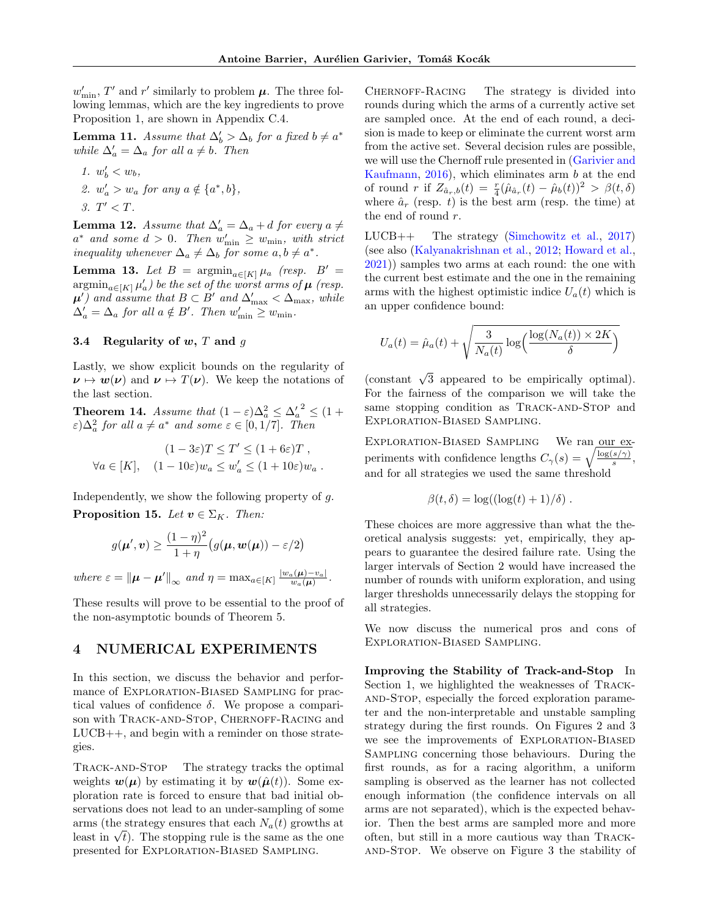$w'_{\min}$, $T'$ and $r'$ similarly to problem $\boldsymbol{\mu}$. The three following lemmas, which are the key ingredients to prove Proposition 1, are shown in Appendix C.4.

**Lemma 11.** *Assume that $\Delta'_b > \Delta_b$ for a fixed $b \neq a^*$ while $\Delta'_a = \Delta_a$ for all $a \neq b$. Then*

1. *$w'_b < w_b$,*
2. *$w'_a > w_a$ for any $a \notin \{a^*, b\}$,*
3. *$T' < T$.*

**Lemma 12.** *Assume that $\Delta'_a = \Delta_a + d$ for every $a \neq a^*$ and some $d > 0$. Then $w'_{\min} \geq w_{\min}$, with strict inequality whenever $\Delta_a \neq \Delta_b$ for some $a, b \neq a^*$.*

**Lemma 13.** *Let $B = \operatorname{argmin}_{a \in [K]} \mu_a$ (resp. $B' = \operatorname{argmin}_{a \in [K]} \mu'_a$) be the set of the worst arms of $\boldsymbol{\mu}$ (resp. $\boldsymbol{\mu}'$) and assume that $B \subset B'$ and $\Delta'_{\max} < \Delta_{\max}$, while $\Delta'_a = \Delta_a$ for all $a \notin B'$. Then $w'_{\min} \geq w_{\min}$.*

### 3.4 Regularity of $\boldsymbol{w}$, $T$ and $g$

Lastly, we show explicit bounds on the regularity of $\boldsymbol{\nu} \mapsto \boldsymbol{w}(\boldsymbol{\nu})$ and $\boldsymbol{\nu} \mapsto T(\boldsymbol{\nu})$. We keep the notations of the last section.

**Theorem 14.** *Assume that $(1-\varepsilon)\Delta_a^2 \leq {\Delta'_a}^2 \leq (1+\varepsilon)\Delta_a^2$ for all $a \neq a^*$ and some $\varepsilon \in [0, 1/7]$. Then*

$$(1-3\varepsilon)T \leq T' \leq (1+6\varepsilon)T \;,$$
$$\forall a \in [K], \quad (1-10\varepsilon)w_a \leq w'_a \leq (1+10\varepsilon)w_a \;.$$

Independently, we show the following property of $g$.

**Proposition 15.** *Let $\boldsymbol{v} \in \Sigma_K$. Then:*

$$g(\boldsymbol{\mu}', \boldsymbol{v}) \geq \frac{(1-\eta)^2}{1+\eta}\big(g(\boldsymbol{\mu}, \boldsymbol{w}(\boldsymbol{\mu})) - \varepsilon/2\big)$$

*where $\varepsilon = \|\boldsymbol{\mu} - \boldsymbol{\mu}'\|_\infty$ and $\eta = \max_{a \in [K]} \frac{|w_a(\boldsymbol{\mu}) - v_a|}{w_a(\boldsymbol{\mu})}$.*

These results will prove to be essential to the proof of the non-asymptotic bounds of Theorem 5.

## 4 NUMERICAL EXPERIMENTS

In this section, we discuss the behavior and performance of Exploration-Biased Sampling for practical values of confidence $\delta$. We propose a comparison with Track-and-Stop, Chernoff-Racing and LUCB++, and begin with a reminder on those strategies.

Track-and-Stop  The strategy tracks the optimal weights $\boldsymbol{w}(\boldsymbol{\mu})$ by estimating it by $\boldsymbol{w}(\hat{\boldsymbol{\mu}}(t))$. Some exploration rate is forced to ensure that bad initial observations does not lead to an under-sampling of some arms (the strategy ensures that each $N_a(t)$ growths at least in $\sqrt{t}$). The stopping rule is the same as the one presented for Exploration-Biased Sampling.

Chernoff-Racing  The strategy is divided into rounds during which the arms of a currently active set are sampled once. At the end of each round, a decision is made to keep or eliminate the current worst arm from the active set. Several decision rules are possible, we will use the Chernoff rule presented in (Garivier and Kaufmann, 2016), which eliminates arm $b$ at the end of round $r$ if $Z_{\hat{a}_r,b}(t) = \frac{r}{4}(\hat{\mu}_{\hat{a}_r}(t) - \hat{\mu}_b(t))^2 > \beta(t,\delta)$ where $\hat{a}_r$ (resp. $t$) is the best arm (resp. the time) at the end of round $r$.

LUCB++  The strategy (Simchowitz et al., 2017) (see also (Kalyanakrishnan et al., 2012; Howard et al., 2021)) samples two arms at each round: the one with the current best estimate and the one in the remaining arms with the highest optimistic indice $U_a(t)$ which is an upper confidence bound:

$$U_a(t) = \hat{\mu}_a(t) + \sqrt{\frac{3}{N_a(t)}\log\Big(\frac{\log(N_a(t)) \times 2K}{\delta}\Big)}$$

(constant $\sqrt{3}$ appeared to be empirically optimal). For the fairness of the comparison we will take the same stopping condition as Track-and-Stop and Exploration-Biased Sampling.

Exploration-Biased Sampling  We ran our experiments with confidence lengths $C_\gamma(s) = \sqrt{\frac{\log(s/\gamma)}{s}}$, and for all strategies we used the same threshold

$$\beta(t,\delta) = \log((\log(t)+1)/\delta)\;.$$

These choices are more aggressive than what the theoretical analysis suggests: yet, empirically, they appears to guarantee the desired failure rate. Using the larger intervals of Section 2 would have increased the number of rounds with uniform exploration, and using larger thresholds unnecessarily delays the stopping for all strategies.

We now discuss the numerical pros and cons of Exploration-Biased Sampling.

**Improving the Stability of Track-and-Stop**  In Section 1, we highlighted the weaknesses of Track-and-Stop, especially the forced exploration parameter and the non-interpretable and unstable sampling strategy during the first rounds. On Figures 2 and 3 we see the improvements of Exploration-Biased Sampling concerning those behaviours. During the first rounds, as for a racing algorithm, a uniform sampling is observed as the learner has not collected enough information (the confidence intervals on all arms are not separated), which is the expected behavior. Then the best arms are sampled more and more often, but still in a more cautious way than Track-and-Stop. We observe on Figure 3 the stability of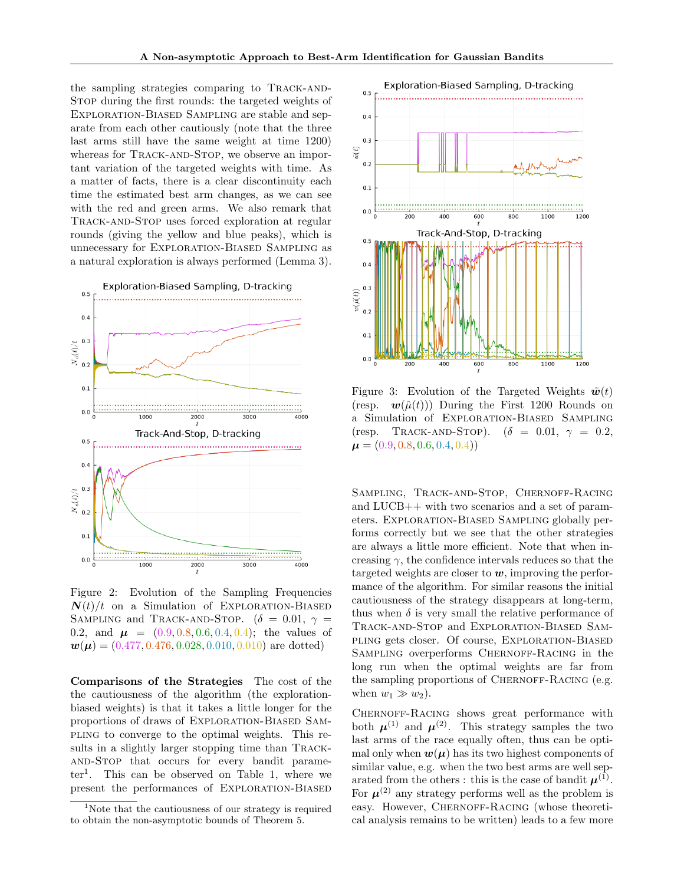the sampling strategies comparing to Track-and-Stop during the first rounds: the targeted weights of Exploration-Biased Sampling are stable and separate from each other cautiously (note that the three last arms still have the same weight at time 1200) whereas for Track-and-Stop, we observe an important variation of the targeted weights with time. As a matter of facts, there is a clear discontinuity each time the estimated best arm changes, as we can see with the red and green arms. We also remark that Track-and-Stop uses forced exploration at regular rounds (giving the yellow and blue peaks), which is unnecessary for Exploration-Biased Sampling as a natural exploration is always performed (Lemma 3).

Figure 2: Evolution of the Sampling Frequencies $\boldsymbol{N}(t)/t$ on a Simulation of Exploration-Biased Sampling and Track-and-Stop. ($\delta = 0.01$, $\gamma = 0.2$, and $\boldsymbol{\mu} = (0.9, 0.8, 0.6, 0.4, 0.4)$; the values of $\boldsymbol{w}(\boldsymbol{\mu}) = (0.477, 0.476, 0.028, 0.010, 0.010)$ are dotted)

**Comparisons of the Strategies** The cost of the the cautiousness of the algorithm (the exploration-biased weights) is that it takes a little longer for the proportions of draws of Exploration-Biased Sampling to converge to the optimal weights. This results in a slightly larger stopping time than Track-and-Stop that occurs for every bandit parameter[1]. This can be observed on Table 1, where we present the performances of Exploration-Biased Sampling, Track-and-Stop, Chernoff-Racing and LUCB++ with two scenarios and a set of parameters. Exploration-Biased Sampling globally performs correctly but we see that the other strategies are always a little more efficient. Note that when increasing $\gamma$, the confidence intervals reduces so that the targeted weights are closer to $\boldsymbol{w}$, improving the performance of the algorithm. For similar reasons the initial cautiousness of the strategy disappears at long-term, thus when $\delta$ is very small the relative performance of Track-and-Stop and Exploration-Biased Sampling gets closer. Of course, Exploration-Biased Sampling overperforms Chernoff-Racing in the long run when the optimal weights are far from the sampling proportions of Chernoff-Racing (e.g. when $w_1 \gg w_2$).

Figure 3: Evolution of the Targeted Weights $\tilde{\boldsymbol{w}}(t)$ (resp. $\boldsymbol{w}(\hat{\mu}(t))$) During the First 1200 Rounds on a Simulation of Exploration-Biased Sampling (resp. Track-and-Stop). ($\delta = 0.01$, $\gamma = 0.2$, $\boldsymbol{\mu} = (0.9, 0.8, 0.6, 0.4, 0.4)$)

Chernoff-Racing shows great performance with both $\boldsymbol{\mu}^{(1)}$ and $\boldsymbol{\mu}^{(2)}$. This strategy samples the two last arms of the race equally often, thus can be optimal only when $\boldsymbol{w}(\boldsymbol{\mu})$ has its two highest components of similar value, e.g. when the two best arms are well separated from the others : this is the case of bandit $\boldsymbol{\mu}^{(1)}$. For $\boldsymbol{\mu}^{(2)}$ any strategy performs well as the problem is easy. However, Chernoff-Racing (whose theoretical analysis remains to be written) leads to a few more

[1] Note that the cautiousness of our strategy is required to obtain the non-asymptotic bounds of Theorem 5.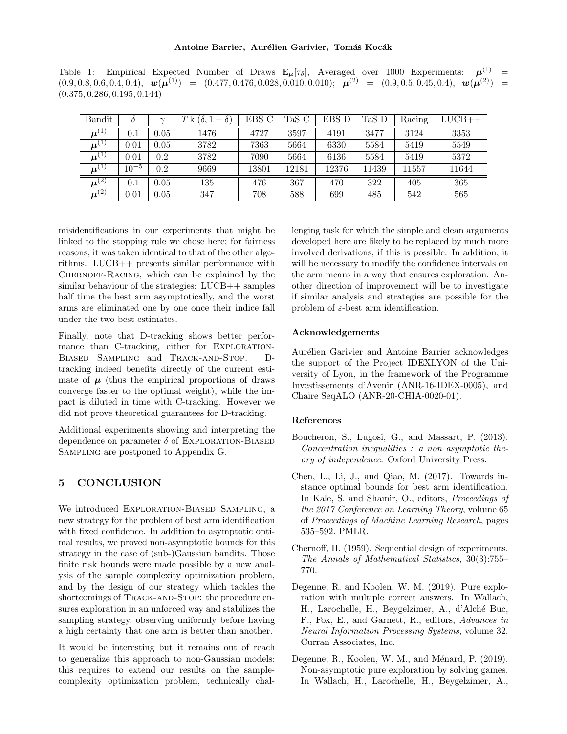Table 1: Empirical Expected Number of Draws $\mathbb{E}_{\boldsymbol{\mu}}[\tau_\delta]$, Averaged over 1000 Experiments: $\boldsymbol{\mu}^{(1)} = (0.9, 0.8, 0.6, 0.4, 0.4)$, $\boldsymbol{w}(\boldsymbol{\mu}^{(1)}) = (0.477, 0.476, 0.028, 0.010, 0.010)$; $\boldsymbol{\mu}^{(2)} = (0.9, 0.5, 0.45, 0.4)$, $\boldsymbol{w}(\boldsymbol{\mu}^{(2)}) = (0.375, 0.286, 0.195, 0.144)$

| Bandit | $\delta$ | $\gamma$ | $T\,\mathrm{kl}(\delta, 1-\delta)$ | EBS C | TaS C | EBS D | TaS D | Racing | LUCB++ |
|---|---|---|---|---|---|---|---|---|---|
| $\boldsymbol{\mu}^{(1)}$ | 0.1 | 0.05 | 1476 | 4727 | 3597 | 4191 | 3477 | 3124 | 3353 |
| $\boldsymbol{\mu}^{(1)}$ | 0.01 | 0.05 | 3782 | 7363 | 5664 | 6330 | 5584 | 5419 | 5549 |
| $\boldsymbol{\mu}^{(1)}$ | 0.01 | 0.2 | 3782 | 7090 | 5664 | 6136 | 5584 | 5419 | 5372 |
| $\boldsymbol{\mu}^{(1)}$ | $10^{-5}$ | 0.2 | 9669 | 13801 | 12181 | 12376 | 11439 | 11557 | 11644 |
| $\boldsymbol{\mu}^{(2)}$ | 0.1 | 0.05 | 135 | 476 | 367 | 470 | 322 | 405 | 365 |
| $\boldsymbol{\mu}^{(2)}$ | 0.01 | 0.05 | 347 | 708 | 588 | 699 | 485 | 542 | 565 |

misidentifications in our experiments that might be linked to the stopping rule we chose here; for fairness reasons, it was taken identical to that of the other algorithms. LUCB++ presents similar performance with Chernoff-Racing, which can be explained by the similar behaviour of the strategies: LUCB++ samples half time the best arm asymptotically, and the worst arms are eliminated one by one once their indice fall under the two best estimates.

Finally, note that D-tracking shows better performance than C-tracking, either for Exploration-Biased Sampling and Track-and-Stop. D-tracking indeed benefits directly of the current estimate of $\boldsymbol{\mu}$ (thus the empirical proportions of draws converge faster to the optimal weight), while the impact is diluted in time with C-tracking. However we did not prove theoretical guarantees for D-tracking.

Additional experiments showing and interpreting the dependence on parameter $\delta$ of Exploration-Biased Sampling are postponed to Appendix G.

## 5 CONCLUSION

We introduced Exploration-Biased Sampling, a new strategy for the problem of best arm identification with fixed confidence. In addition to asymptotic optimal results, we proved non-asymptotic bounds for this strategy in the case of (sub-)Gaussian bandits. Those finite risk bounds were made possible by a new analysis of the sample complexity optimization problem, and by the design of our strategy which tackles the shortcomings of Track-and-Stop: the procedure ensures exploration in an unforced way and stabilizes the sampling strategy, observing uniformly before having a high certainty that one arm is better than another.

It would be interesting but it remains out of reach to generalize this approach to non-Gaussian models: this requires to extend our results on the sample-complexity optimization problem, technically challenging task for which the simple and clean arguments developed here are likely to be replaced by much more involved derivations, if this is possible. In addition, it will be necessary to modify the confidence intervals on the arm means in a way that ensures exploration. Another direction of improvement will be to investigate if similar analysis and strategies are possible for the problem of $\varepsilon$-best arm identification.

#### Acknowledgements

Aurélien Garivier and Antoine Barrier acknowledges the support of the Project IDEXLYON of the University of Lyon, in the framework of the Programme Investissements d'Avenir (ANR-16-IDEX-0005), and Chaire SeqALO (ANR-20-CHIA-0020-01).

#### References

Boucheron, S., Lugosi, G., and Massart, P. (2013). *Concentration inequalities : a non asymptotic theory of independence*. Oxford University Press.

Chen, L., Li, J., and Qiao, M. (2017). Towards instance optimal bounds for best arm identification. In Kale, S. and Shamir, O., editors, *Proceedings of the 2017 Conference on Learning Theory*, volume 65 of *Proceedings of Machine Learning Research*, pages 535–592. PMLR.

Chernoff, H. (1959). Sequential design of experiments. *The Annals of Mathematical Statistics*, 30(3):755–770.

Degenne, R. and Koolen, W. M. (2019). Pure exploration with multiple correct answers. In Wallach, H., Larochelle, H., Beygelzimer, A., d'Alché Buc, F., Fox, E., and Garnett, R., editors, *Advances in Neural Information Processing Systems*, volume 32. Curran Associates, Inc.

Degenne, R., Koolen, W. M., and Ménard, P. (2019). Non-asymptotic pure exploration by solving games. In Wallach, H., Larochelle, H., Beygelzimer, A.,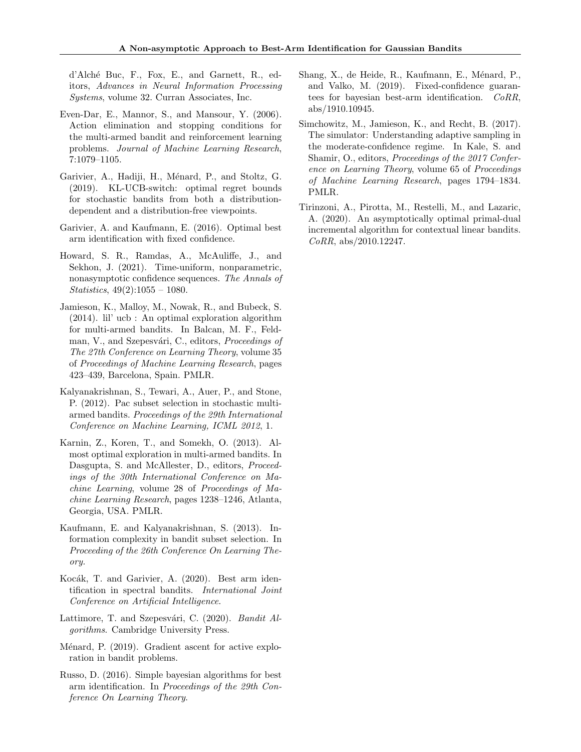d'Alché Buc, F., Fox, E., and Garnett, R., editors, *Advances in Neural Information Processing Systems*, volume 32. Curran Associates, Inc.

Even-Dar, E., Mannor, S., and Mansour, Y. (2006). Action elimination and stopping conditions for the multi-armed bandit and reinforcement learning problems. *Journal of Machine Learning Research*, 7:1079–1105.

Garivier, A., Hadiji, H., Ménard, P., and Stoltz, G. (2019). KL-UCB-switch: optimal regret bounds for stochastic bandits from both a distribution-dependent and a distribution-free viewpoints.

Garivier, A. and Kaufmann, E. (2016). Optimal best arm identification with fixed confidence.

Howard, S. R., Ramdas, A., McAuliffe, J., and Sekhon, J. (2021). Time-uniform, nonparametric, nonasymptotic confidence sequences. *The Annals of Statistics*, 49(2):1055 – 1080.

Jamieson, K., Malloy, M., Nowak, R., and Bubeck, S. (2014). lil' ucb : An optimal exploration algorithm for multi-armed bandits. In Balcan, M. F., Feldman, V., and Szepesvári, C., editors, *Proceedings of The 27th Conference on Learning Theory*, volume 35 of *Proceedings of Machine Learning Research*, pages 423–439, Barcelona, Spain. PMLR.

Kalyanakrishnan, S., Tewari, A., Auer, P., and Stone, P. (2012). Pac subset selection in stochastic multi-armed bandits. *Proceedings of the 29th International Conference on Machine Learning, ICML 2012*, 1.

Karnin, Z., Koren, T., and Somekh, O. (2013). Almost optimal exploration in multi-armed bandits. In Dasgupta, S. and McAllester, D., editors, *Proceedings of the 30th International Conference on Machine Learning*, volume 28 of *Proceedings of Machine Learning Research*, pages 1238–1246, Atlanta, Georgia, USA. PMLR.

Kaufmann, E. and Kalyanakrishnan, S. (2013). Information complexity in bandit subset selection. In *Proceeding of the 26th Conference On Learning Theory*.

Kocák, T. and Garivier, A. (2020). Best arm identification in spectral bandits. *International Joint Conference on Artificial Intelligence*.

Lattimore, T. and Szepesvári, C. (2020). *Bandit Algorithms*. Cambridge University Press.

Ménard, P. (2019). Gradient ascent for active exploration in bandit problems.

Russo, D. (2016). Simple bayesian algorithms for best arm identification. In *Proceedings of the 29th Conference On Learning Theory*.

Shang, X., de Heide, R., Kaufmann, E., Ménard, P., and Valko, M. (2019). Fixed-confidence guarantees for bayesian best-arm identification. *CoRR*, abs/1910.10945.

Simchowitz, M., Jamieson, K., and Recht, B. (2017). The simulator: Understanding adaptive sampling in the moderate-confidence regime. In Kale, S. and Shamir, O., editors, *Proceedings of the 2017 Conference on Learning Theory*, volume 65 of *Proceedings of Machine Learning Research*, pages 1794–1834. PMLR.

Tirinzoni, A., Pirotta, M., Restelli, M., and Lazaric, A. (2020). An asymptotically optimal primal-dual incremental algorithm for contextual linear bandits. *CoRR*, abs/2010.12247.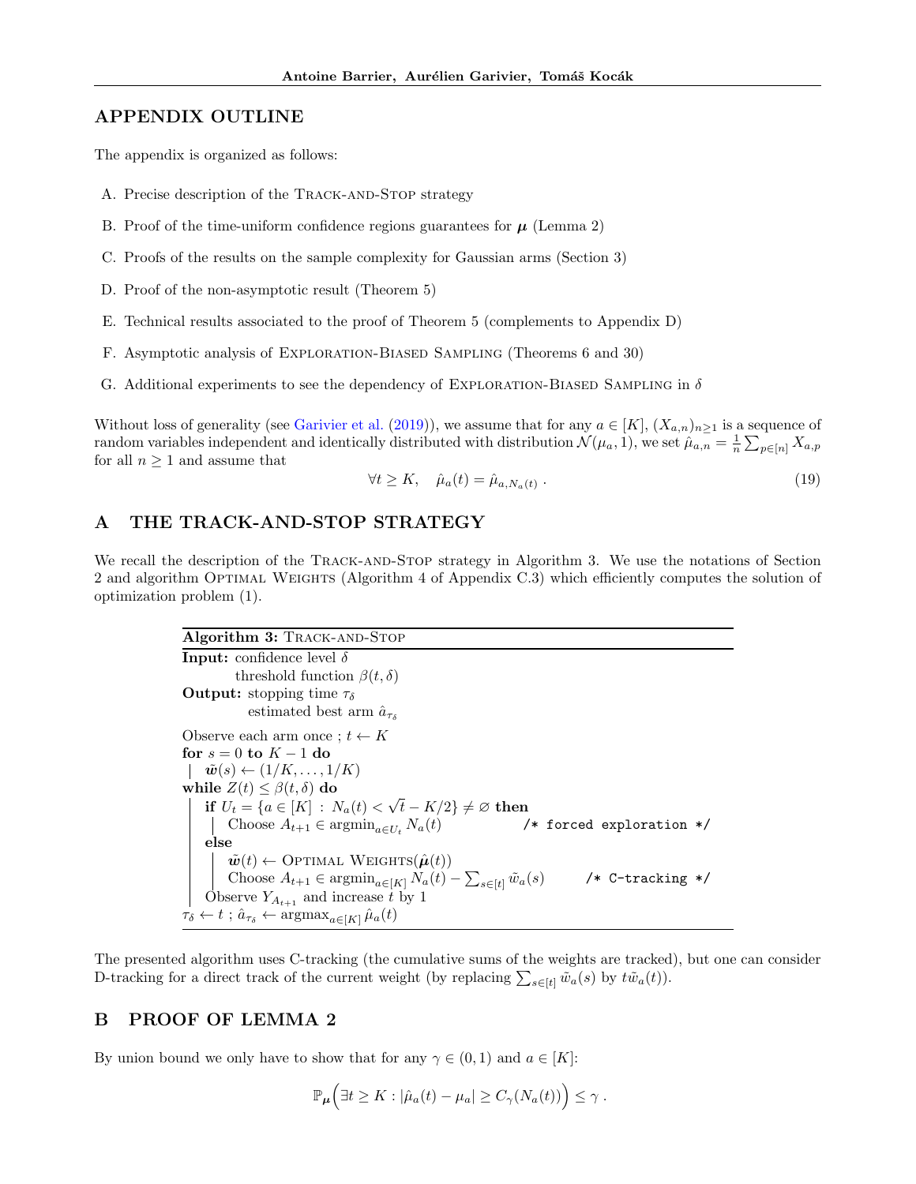## APPENDIX OUTLINE

The appendix is organized as follows:

A. Precise description of the Track-and-Stop strategy

B. Proof of the time-uniform confidence regions guarantees for $\boldsymbol{\mu}$ (Lemma 2)

C. Proofs of the results on the sample complexity for Gaussian arms (Section 3)

D. Proof of the non-asymptotic result (Theorem 5)

E. Technical results associated to the proof of Theorem 5 (complements to Appendix D)

F. Asymptotic analysis of Exploration-Biased Sampling (Theorems 6 and 30)

G. Additional experiments to see the dependency of Exploration-Biased Sampling in $\delta$

Without loss of generality (see Garivier et al. (2019)), we assume that for any $a \in [K]$, $(X_{a,n})_{n\geq 1}$ is a sequence of random variables independent and identically distributed with distribution $\mathcal{N}(\mu_a, 1)$, we set $\hat{\mu}_{a,n} = \frac{1}{n}\sum_{p\in[n]} X_{a,p}$ for all $n \geq 1$ and assume that

$$\forall t \geq K, \quad \hat{\mu}_a(t) = \hat{\mu}_{a,N_a(t)} \,. \tag{19}$$

# A THE TRACK-AND-STOP STRATEGY

We recall the description of the Track-and-Stop strategy in Algorithm 3. We use the notations of Section 2 and algorithm Optimal Weights (Algorithm 4 of Appendix C.3) which efficiently computes the solution of optimization problem (1).

**Algorithm 3:** Track-and-Stop

**Input:** confidence level $\delta$
  threshold function $\beta(t, \delta)$
**Output:** stopping time $\tau_\delta$
  estimated best arm $\hat{a}_{\tau_\delta}$

```
Observe each arm once ; t ← K
for s = 0 to K − 1 do
 |  w̃(s) ← (1/K, ..., 1/K)
while Z(t) ≤ β(t, δ) do
 |  if U_t = {a ∈ [K] : N_a(t) < √t − K/2} ≠ ∅ then
 |   |  Choose A_{t+1} ∈ argmin_{a∈U_t} N_a(t)          /* forced exploration */
 |  else
 |   |  w̃(t) ← Optimal Weights(μ̂(t))
 |   |  Choose A_{t+1} ∈ argmin_{a∈[K]} N_a(t) − Σ_{s∈[t]} w̃_a(s)     /* C-tracking */
 |  Observe Y_{A_{t+1}} and increase t by 1
τ_δ ← t ; â_{τ_δ} ← argmax_{a∈[K]} μ̂_a(t)
```

The presented algorithm uses C-tracking (the cumulative sums of the weights are tracked), but one can consider D-tracking for a direct track of the current weight (by replacing $\sum_{s\in[t]} \tilde{w}_a(s)$ by $t\tilde{w}_a(t)$).

# B PROOF OF LEMMA 2

By union bound we only have to show that for any $\gamma \in (0, 1)$ and $a \in [K]$:

$$\mathbb{P}_{\boldsymbol{\mu}}\Big(\exists t \geq K : |\hat{\mu}_a(t) - \mu_a| \geq C_\gamma(N_a(t))\Big) \leq \gamma \,.$$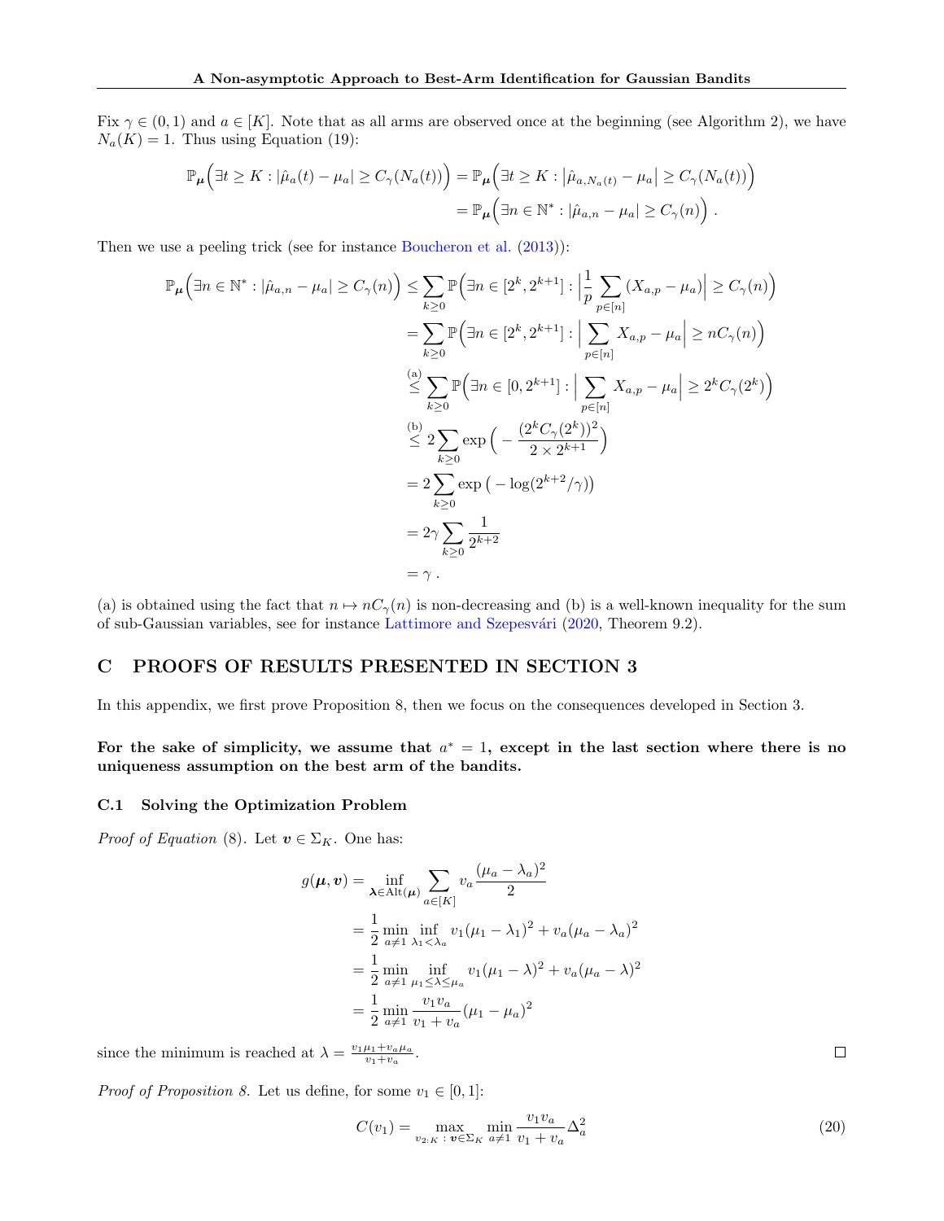Fix $\gamma \in (0,1)$ and $a \in [K]$. Note that as all arms are observed once at the beginning (see Algorithm 2), we have $N_a(K) = 1$. Thus using Equation (19):

$$
\begin{aligned}
\mathbb{P}_{\boldsymbol{\mu}}\Big(\exists t \geq K : |\hat{\mu}_a(t) - \mu_a| \geq C_\gamma(N_a(t))\Big) &= \mathbb{P}_{\boldsymbol{\mu}}\Big(\exists t \geq K : \left|\hat{\mu}_{a,N_a(t)} - \mu_a\right| \geq C_\gamma(N_a(t))\Big) \\
&= \mathbb{P}_{\boldsymbol{\mu}}\Big(\exists n \in \mathbb{N}^* : |\hat{\mu}_{a,n} - \mu_a| \geq C_\gamma(n)\Big) \ .
\end{aligned}
$$

Then we use a peeling trick (see for instance Boucheron et al. (2013)):

$$
\begin{aligned}
\mathbb{P}_{\boldsymbol{\mu}}\Big(\exists n \in \mathbb{N}^* : |\hat{\mu}_{a,n} - \mu_a| \geq C_\gamma(n)\Big) &\leq \sum_{k \geq 0} \mathbb{P}\Big(\exists n \in [2^k, 2^{k+1}] : \Big|\frac{1}{p}\sum_{p \in [n]}(X_{a,p} - \mu_a)\Big| \geq C_\gamma(n)\Big) \\
&= \sum_{k \geq 0} \mathbb{P}\Big(\exists n \in [2^k, 2^{k+1}] : \Big|\sum_{p \in [n]} X_{a,p} - \mu_a\Big| \geq nC_\gamma(n)\Big) \\
&\overset{(a)}{\leq} \sum_{k \geq 0} \mathbb{P}\Big(\exists n \in [0, 2^{k+1}] : \Big|\sum_{p \in [n]} X_{a,p} - \mu_a\Big| \geq 2^k C_\gamma(2^k)\Big) \\
&\overset{(b)}{\leq} 2\sum_{k \geq 0} \exp\Big(-\frac{(2^k C_\gamma(2^k))^2}{2 \times 2^{k+1}}\Big) \\
&= 2\sum_{k \geq 0} \exp\big(-\log(2^{k+2}/\gamma)\big) \\
&= 2\gamma \sum_{k \geq 0} \frac{1}{2^{k+2}} \\
&= \gamma \ .
\end{aligned}
$$

(a) is obtained using the fact that $n \mapsto nC_\gamma(n)$ is non-decreasing and (b) is a well-known inequality for the sum of sub-Gaussian variables, see for instance Lattimore and Szepesvári (2020, Theorem 9.2).

## C PROOFS OF RESULTS PRESENTED IN SECTION 3

In this appendix, we first prove Proposition 8, then we focus on the consequences developed in Section 3.

**For the sake of simplicity, we assume that $a^* = 1$, except in the last section where there is no uniqueness assumption on the best arm of the bandits.**

### C.1 Solving the Optimization Problem

*Proof of Equation* (8). Let $\boldsymbol{v} \in \Sigma_K$. One has:

$$
\begin{aligned}
g(\boldsymbol{\mu}, \boldsymbol{v}) &= \inf_{\boldsymbol{\lambda} \in \mathrm{Alt}(\boldsymbol{\mu})} \sum_{a \in [K]} v_a \frac{(\mu_a - \lambda_a)^2}{2} \\
&= \frac{1}{2} \min_{a \neq 1} \inf_{\lambda_1 < \lambda_a} v_1(\mu_1 - \lambda_1)^2 + v_a(\mu_a - \lambda_a)^2 \\
&= \frac{1}{2} \min_{a \neq 1} \inf_{\mu_1 \leq \lambda \leq \mu_a} v_1(\mu_1 - \lambda)^2 + v_a(\mu_a - \lambda)^2 \\
&= \frac{1}{2} \min_{a \neq 1} \frac{v_1 v_a}{v_1 + v_a}(\mu_1 - \mu_a)^2
\end{aligned}
$$

since the minimum is reached at $\lambda = \frac{v_1\mu_1 + v_a\mu_a}{v_1 + v_a}$. □

*Proof of Proposition 8.* Let us define, for some $v_1 \in [0,1]$:

$$
C(v_1) = \max_{v_{2:K} \,:\, \boldsymbol{v} \in \Sigma_K} \min_{a \neq 1} \frac{v_1 v_a}{v_1 + v_a} \Delta_a^2 \tag{20}
$$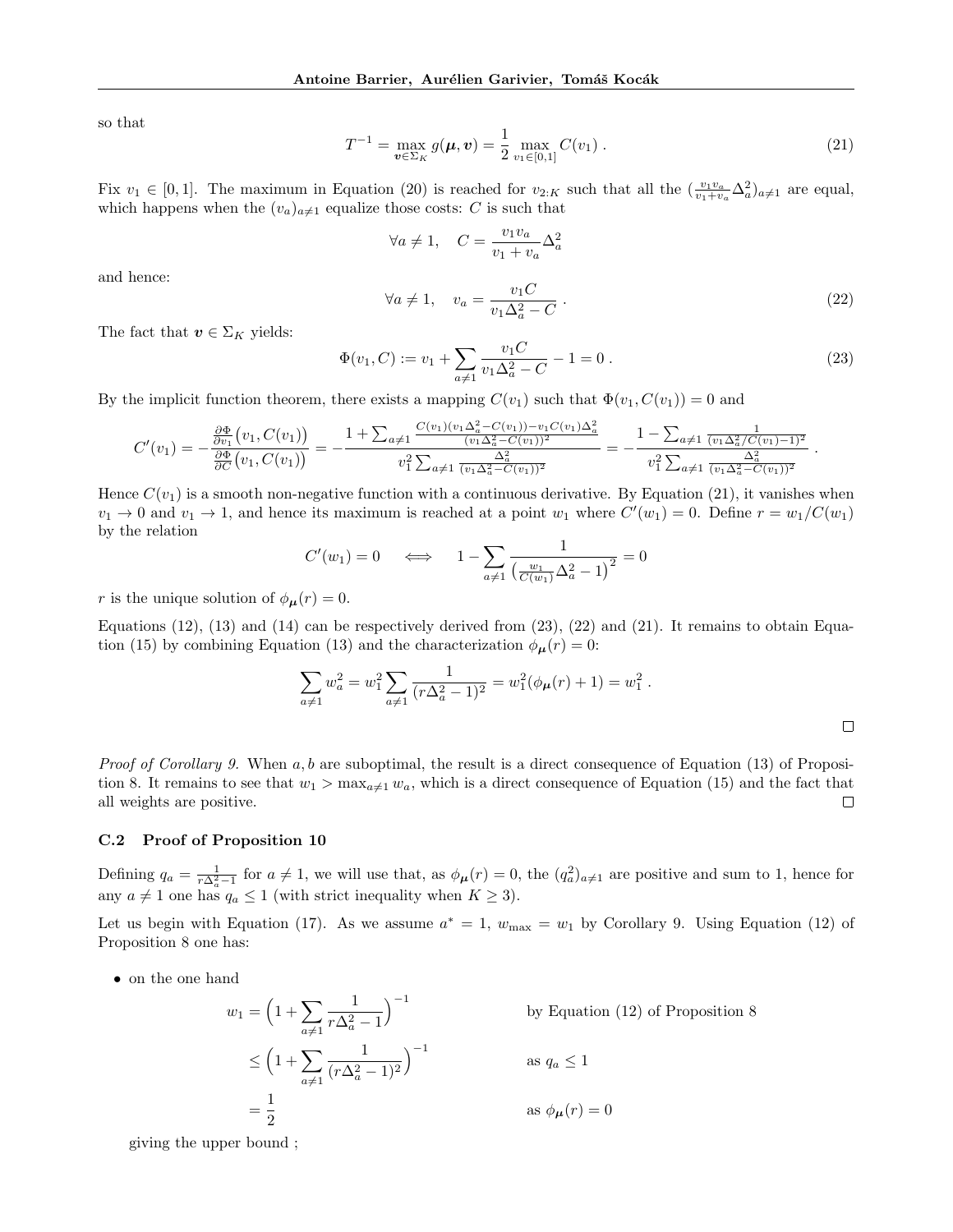so that

$$T^{-1} = \max_{\boldsymbol{v} \in \Sigma_K} g(\boldsymbol{\mu}, \boldsymbol{v}) = \frac{1}{2} \max_{v_1 \in [0,1]} C(v_1) \,. \tag{21}$$

Fix $v_1 \in [0,1]$. The maximum in Equation (20) is reached for $v_{2:K}$ such that all the $(\frac{v_1 v_a}{v_1+v_a}\Delta_a^2)_{a\neq 1}$ are equal, which happens when the $(v_a)_{a\neq 1}$ equalize those costs: $C$ is such that

$$\forall a \neq 1, \quad C = \frac{v_1 v_a}{v_1 + v_a}\Delta_a^2$$

and hence:

$$\forall a \neq 1, \quad v_a = \frac{v_1 C}{v_1 \Delta_a^2 - C} \,. \tag{22}$$

The fact that $\boldsymbol{v} \in \Sigma_K$ yields:

$$\Phi(v_1, C) := v_1 + \sum_{a \neq 1} \frac{v_1 C}{v_1 \Delta_a^2 - C} - 1 = 0 \,. \tag{23}$$

By the implicit function theorem, there exists a mapping $C(v_1)$ such that $\Phi(v_1, C(v_1)) = 0$ and

$$C'(v_1) = -\frac{\frac{\partial \Phi}{\partial v_1}\big(v_1, C(v_1)\big)}{\frac{\partial \Phi}{\partial C}\big(v_1, C(v_1)\big)} = -\frac{1 + \sum_{a\neq 1} \frac{C(v_1)(v_1\Delta_a^2 - C(v_1)) - v_1 C(v_1)\Delta_a^2}{(v_1\Delta_a^2 - C(v_1))^2}}{v_1^2 \sum_{a \neq 1} \frac{\Delta_a^2}{(v_1 \Delta_a^2 - C(v_1))^2}} = -\frac{1 - \sum_{a\neq 1} \frac{1}{(v_1\Delta_a^2/C(v_1) - 1)^2}}{v_1^2 \sum_{a \neq 1} \frac{\Delta_a^2}{(v_1 \Delta_a^2 - C(v_1))^2}} \,.$$

Hence $C(v_1)$ is a smooth non-negative function with a continuous derivative. By Equation (21), it vanishes when $v_1 \to 0$ and $v_1 \to 1$, and hence its maximum is reached at a point $w_1$ where $C'(w_1) = 0$. Define $r = w_1 / C(w_1)$ by the relation

$$C'(w_1) = 0 \quad \iff \quad 1 - \sum_{a \neq 1} \frac{1}{\big(\frac{w_1}{C(w_1)}\Delta_a^2 - 1\big)^2} = 0$$

$r$ is the unique solution of $\phi_{\boldsymbol{\mu}}(r) = 0$.

Equations (12), (13) and (14) can be respectively derived from (23), (22) and (21). It remains to obtain Equation (15) by combining Equation (13) and the characterization $\phi_{\boldsymbol{\mu}}(r) = 0$:

$$\sum_{a \neq 1} w_a^2 = w_1^2 \sum_{a \neq 1} \frac{1}{(r\Delta_a^2 - 1)^2} = w_1^2(\phi_{\boldsymbol{\mu}}(r) + 1) = w_1^2 \,.$$

□

*Proof of Corollary 9.* When $a, b$ are suboptimal, the result is a direct consequence of Equation (13) of Proposition 8. It remains to see that $w_1 > \max_{a \neq 1} w_a$, which is a direct consequence of Equation (15) and the fact that all weights are positive. □

### C.2 Proof of Proposition 10

Defining $q_a = \frac{1}{r\Delta_a^2 - 1}$ for $a \neq 1$, we will use that, as $\phi_{\boldsymbol{\mu}}(r) = 0$, the $(q_a^2)_{a\neq 1}$ are positive and sum to 1, hence for any $a \neq 1$ one has $q_a \leq 1$ (with strict inequality when $K \geq 3$).

Let us begin with Equation (17). As we assume $a^* = 1$, $w_{\max} = w_1$ by Corollary 9. Using Equation (12) of Proposition 8 one has:

- on the one hand

$$\begin{aligned}
w_1 &= \Big(1 + \sum_{a \neq 1} \frac{1}{r\Delta_a^2 - 1}\Big)^{-1} && \text{by Equation (12) of Proposition 8} \\
&\leq \Big(1 + \sum_{a \neq 1} \frac{1}{(r\Delta_a^2 - 1)^2}\Big)^{-1} && \text{as } q_a \leq 1 \\
&= \frac{1}{2} && \text{as } \phi_{\boldsymbol{\mu}}(r) = 0
\end{aligned}$$

  giving the upper bound ;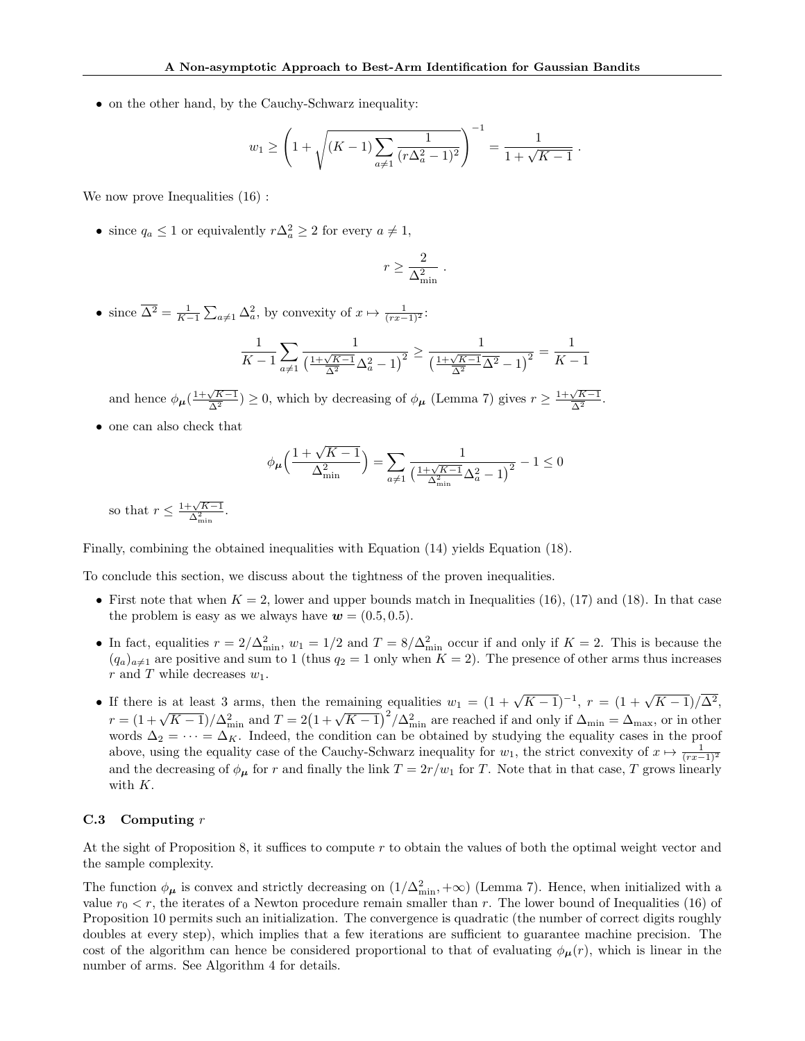- on the other hand, by the Cauchy-Schwarz inequality:

$$w_1 \geq \left(1 + \sqrt{(K-1)\sum_{a\neq 1} \frac{1}{(r\Delta_a^2 - 1)^2}}\right)^{-1} = \frac{1}{1+\sqrt{K-1}} \,.$$

We now prove Inequalities (16) :

- since $q_a \leq 1$ or equivalently $r\Delta_a^2 \geq 2$ for every $a \neq 1$,

$$r \geq \frac{2}{\Delta_{\min}^2} \,.$$

- since $\overline{\Delta^2} = \frac{1}{K-1}\sum_{a\neq 1} \Delta_a^2$, by convexity of $x \mapsto \frac{1}{(rx-1)^2}$:

$$\frac{1}{K-1}\sum_{a\neq 1} \frac{1}{\left(\frac{1+\sqrt{K-1}}{\overline{\Delta^2}}\Delta_a^2 - 1\right)^2} \geq \frac{1}{\left(\frac{1+\sqrt{K-1}}{\overline{\Delta^2}}\overline{\Delta^2} - 1\right)^2} = \frac{1}{K-1}$$

  and hence $\phi_{\boldsymbol{\mu}}(\frac{1+\sqrt{K-1}}{\overline{\Delta^2}}) \geq 0$, which by decreasing of $\phi_{\boldsymbol{\mu}}$ (Lemma 7) gives $r \geq \frac{1+\sqrt{K-1}}{\overline{\Delta^2}}$.

- one can also check that

$$\phi_{\boldsymbol{\mu}}\Big(\frac{1+\sqrt{K-1}}{\Delta_{\min}^2}\Big) = \sum_{a\neq 1} \frac{1}{\left(\frac{1+\sqrt{K-1}}{\Delta_{\min}^2}\Delta_a^2 - 1\right)^2} - 1 \leq 0$$

  so that $r \leq \frac{1+\sqrt{K-1}}{\Delta_{\min}^2}$.

Finally, combining the obtained inequalities with Equation (14) yields Equation (18).

To conclude this section, we discuss about the tightness of the proven inequalities.

- First note that when $K = 2$, lower and upper bounds match in Inequalities (16), (17) and (18). In that case the problem is easy as we always have $\boldsymbol{w} = (0.5, 0.5)$.
- In fact, equalities $r = 2/\Delta_{\min}^2$, $w_1 = 1/2$ and $T = 8/\Delta_{\min}^2$ occur if and only if $K = 2$. This is because the $(q_a)_{a\neq 1}$ are positive and sum to 1 (thus $q_2 = 1$ only when $K = 2$). The presence of other arms thus increases $r$ and $T$ while decreases $w_1$.
- If there is at least 3 arms, then the remaining equalities $w_1 = (1+\sqrt{K-1})^{-1}$, $r = (1+\sqrt{K-1})/\overline{\Delta^2}$, $r = (1+\sqrt{K-1})/\Delta_{\min}^2$ and $T = 2\big(1+\sqrt{K-1}\big)^2/\Delta_{\min}^2$ are reached if and only if $\Delta_{\min} = \Delta_{\max}$, or in other words $\Delta_2 = \cdots = \Delta_K$. Indeed, the condition can be obtained by studying the equality cases in the proof above, using the equality case of the Cauchy-Schwarz inequality for $w_1$, the strict convexity of $x \mapsto \frac{1}{(rx-1)^2}$ and the decreasing of $\phi_{\boldsymbol{\mu}}$ for $r$ and finally the link $T = 2r/w_1$ for $T$. Note that in that case, $T$ grows linearly with $K$.

### C.3 Computing $r$

At the sight of Proposition 8, it suffices to compute $r$ to obtain the values of both the optimal weight vector and the sample complexity.

The function $\phi_{\boldsymbol{\mu}}$ is convex and strictly decreasing on $(1/\Delta_{\min}^2, +\infty)$ (Lemma 7). Hence, when initialized with a value $r_0 < r$, the iterates of a Newton procedure remain smaller than $r$. The lower bound of Inequalities (16) of Proposition 10 permits such an initialization. The convergence is quadratic (the number of correct digits roughly doubles at every step), which implies that a few iterations are sufficient to guarantee machine precision. The cost of the algorithm can hence be considered proportional to that of evaluating $\phi_{\boldsymbol{\mu}}(r)$, which is linear in the number of arms. See Algorithm 4 for details.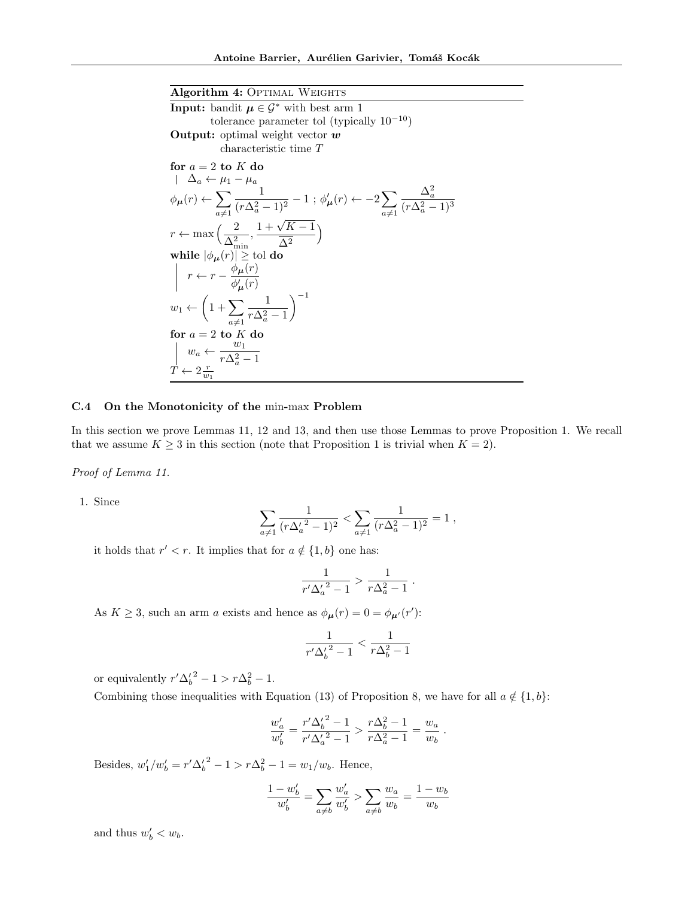**Algorithm 4:** Optimal Weights

**Input:** bandit $\boldsymbol{\mu} \in \mathcal{G}^*$ with best arm 1
tolerance parameter tol (typically $10^{-10}$)
**Output:** optimal weight vector $\boldsymbol{w}$
characteristic time $T$

**for** $a = 2$ **to** $K$ **do**
  $\Delta_a \leftarrow \mu_1 - \mu_a$

$\phi_{\boldsymbol{\mu}}(r) \leftarrow \sum_{a \neq 1} \frac{1}{(r\Delta_a^2 - 1)^2} - 1$ ; $\phi'_{\boldsymbol{\mu}}(r) \leftarrow -2 \sum_{a \neq 1} \frac{\Delta_a^2}{(r\Delta_a^2 - 1)^3}$

$r \leftarrow \max\left(\frac{2}{\Delta_{\min}^2}, \frac{1+\sqrt{K-1}}{\overline{\Delta}^2}\right)$

**while** $|\phi_{\boldsymbol{\mu}}(r)| \geq$ tol **do**
  $r \leftarrow r - \frac{\phi_{\boldsymbol{\mu}}(r)}{\phi'_{\boldsymbol{\mu}}(r)}$

$w_1 \leftarrow \left(1 + \sum_{a \neq 1} \frac{1}{r\Delta_a^2 - 1}\right)^{-1}$

**for** $a = 2$ **to** $K$ **do**
  $w_a \leftarrow \frac{w_1}{r\Delta_a^2 - 1}$

$T \leftarrow 2\frac{r}{w_1}$

### C.4 On the Monotonicity of the min-max Problem

In this section we prove Lemmas 11, 12 and 13, and then use those Lemmas to prove Proposition 1. We recall that we assume $K \geq 3$ in this section (note that Proposition 1 is trivial when $K = 2$).

*Proof of Lemma 11.*

1. Since

$$\sum_{a \neq 1} \frac{1}{(r{\Delta'_a}^2 - 1)^2} < \sum_{a \neq 1} \frac{1}{(r\Delta_a^2 - 1)^2} = 1 ,$$

it holds that $r' < r$. It implies that for $a \notin \{1, b\}$ one has:

$$\frac{1}{r'{\Delta'_a}^2 - 1} > \frac{1}{r\Delta_a^2 - 1} .$$

As $K \geq 3$, such an arm $a$ exists and hence as $\phi_{\boldsymbol{\mu}}(r) = 0 = \phi_{\boldsymbol{\mu}'}(r')$:

$$\frac{1}{r'{\Delta'_b}^2 - 1} < \frac{1}{r\Delta_b^2 - 1}$$

or equivalently $r'{\Delta'_b}^2 - 1 > r\Delta_b^2 - 1$.

Combining those inequalities with Equation (13) of Proposition 8, we have for all $a \notin \{1, b\}$:

$$\frac{w'_a}{w'_b} = \frac{r'{\Delta'_b}^2 - 1}{r'{\Delta'_a}^2 - 1} > \frac{r\Delta_b^2 - 1}{r\Delta_a^2 - 1} = \frac{w_a}{w_b} .$$

Besides, $w'_1/w'_b = r'{\Delta'_b}^2 - 1 > r\Delta_b^2 - 1 = w_1/w_b$. Hence,

$$\frac{1 - w'_b}{w'_b} = \sum_{a \neq b} \frac{w'_a}{w'_b} > \sum_{a \neq b} \frac{w_a}{w_b} = \frac{1 - w_b}{w_b}$$

and thus $w'_b < w_b$.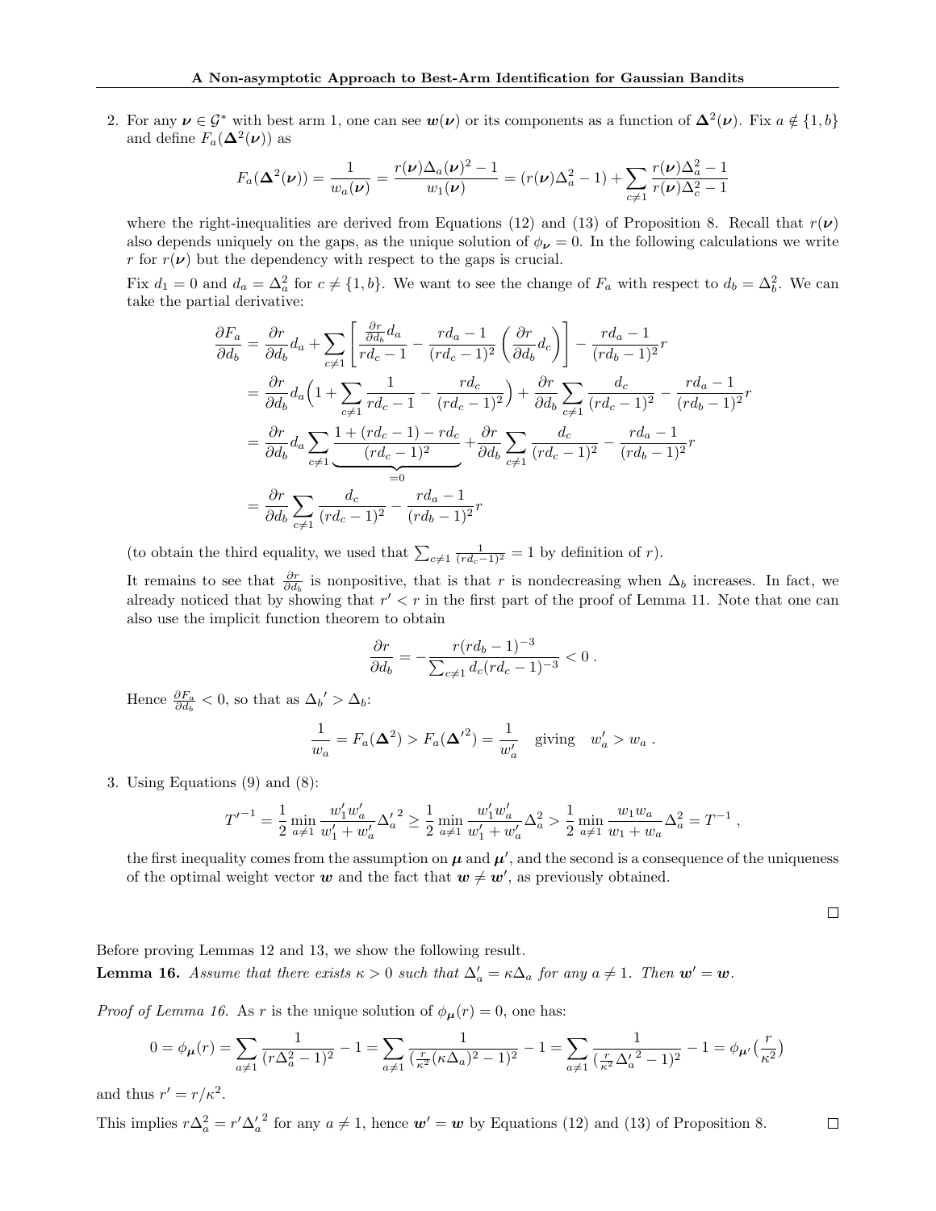2. For any $\boldsymbol{\nu} \in \mathcal{G}^*$ with best arm 1, one can see $\boldsymbol{w}(\boldsymbol{\nu})$ or its components as a function of $\boldsymbol{\Delta}^2(\boldsymbol{\nu})$. Fix $a \notin \{1, b\}$ and define $F_a(\boldsymbol{\Delta}^2(\boldsymbol{\nu}))$ as

$$F_a(\boldsymbol{\Delta}^2(\boldsymbol{\nu})) = \frac{1}{w_a(\boldsymbol{\nu})} = \frac{r(\boldsymbol{\nu})\Delta_a(\boldsymbol{\nu})^2 - 1}{w_1(\boldsymbol{\nu})} = (r(\boldsymbol{\nu})\Delta_a^2 - 1) + \sum_{c \neq 1} \frac{r(\boldsymbol{\nu})\Delta_a^2 - 1}{r(\boldsymbol{\nu})\Delta_c^2 - 1}$$

where the right-inequalities are derived from Equations (12) and (13) of Proposition 8. Recall that $r(\boldsymbol{\nu})$ also depends uniquely on the gaps, as the unique solution of $\phi_{\boldsymbol{\nu}} = 0$. In the following calculations we write $r$ for $r(\boldsymbol{\nu})$ but the dependency with respect to the gaps is crucial.

Fix $d_1 = 0$ and $d_a = \Delta_a^2$ for $c \neq \{1, b\}$. We want to see the change of $F_a$ with respect to $d_b = \Delta_b^2$. We can take the partial derivative:

$$\begin{aligned}
\frac{\partial F_a}{\partial d_b} &= \frac{\partial r}{\partial d_b} d_a + \sum_{c \neq 1} \left[ \frac{\frac{\partial r}{\partial d_b} d_a}{r d_c - 1} - \frac{r d_a - 1}{(r d_c - 1)^2} \left( \frac{\partial r}{\partial d_b} d_c \right) \right] - \frac{r d_a - 1}{(r d_b - 1)^2} r \\
&= \frac{\partial r}{\partial d_b} d_a \Big( 1 + \sum_{c \neq 1} \frac{1}{r d_c - 1} - \frac{r d_c}{(r d_c - 1)^2} \Big) + \frac{\partial r}{\partial d_b} \sum_{c \neq 1} \frac{d_c}{(r d_c - 1)^2} - \frac{r d_a - 1}{(r d_b - 1)^2} r \\
&= \frac{\partial r}{\partial d_b} d_a \underbrace{\sum_{c \neq 1} \frac{1 + (r d_c - 1) - r d_c}{(r d_c - 1)^2}}_{=0} + \frac{\partial r}{\partial d_b} \sum_{c \neq 1} \frac{d_c}{(r d_c - 1)^2} - \frac{r d_a - 1}{(r d_b - 1)^2} r \\
&= \frac{\partial r}{\partial d_b} \sum_{c \neq 1} \frac{d_c}{(r d_c - 1)^2} - \frac{r d_a - 1}{(r d_b - 1)^2} r
\end{aligned}$$

(to obtain the third equality, we used that $\sum_{c \neq 1} \frac{1}{(r d_c - 1)^2} = 1$ by definition of $r$).

It remains to see that $\frac{\partial r}{\partial d_b}$ is nonpositive, that is that $r$ is nondecreasing when $\Delta_b$ increases. In fact, we already noticed that by showing that $r' < r$ in the first part of the proof of Lemma 11. Note that one can also use the implicit function theorem to obtain

$$\frac{\partial r}{\partial d_b} = -\frac{r(r d_b - 1)^{-3}}{\sum_{c \neq 1} d_c (r d_c - 1)^{-3}} < 0 \,.$$

Hence $\frac{\partial F_a}{\partial d_b} < 0$, so that as ${\Delta_b}' > \Delta_b$:

$$\frac{1}{w_a} = F_a(\boldsymbol{\Delta}^2) > F_a(\boldsymbol{\Delta}'^2) = \frac{1}{w'_a} \quad \text{giving} \quad w'_a > w_a \,.$$

3. Using Equations (9) and (8):

$$T'^{-1} = \frac{1}{2} \min_{a \neq 1} \frac{w'_1 w'_a}{w'_1 + w'_a} {\Delta'_a}^2 \geq \frac{1}{2} \min_{a \neq 1} \frac{w'_1 w'_a}{w'_1 + w'_a} \Delta_a^2 > \frac{1}{2} \min_{a \neq 1} \frac{w_1 w_a}{w_1 + w_a} \Delta_a^2 = T^{-1} \,,$$

the first inequality comes from the assumption on $\boldsymbol{\mu}$ and $\boldsymbol{\mu}'$, and the second is a consequence of the uniqueness of the optimal weight vector $\boldsymbol{w}$ and the fact that $\boldsymbol{w} \neq \boldsymbol{w}'$, as previously obtained.

□

Before proving Lemmas 12 and 13, we show the following result.

**Lemma 16.** *Assume that there exists $\kappa > 0$ such that $\Delta'_a = \kappa \Delta_a$ for any $a \neq 1$. Then $\boldsymbol{w}' = \boldsymbol{w}$.*

*Proof of Lemma 16.* As $r$ is the unique solution of $\phi_{\boldsymbol{\mu}}(r) = 0$, one has:

$$0 = \phi_{\boldsymbol{\mu}}(r) = \sum_{a \neq 1} \frac{1}{(r\Delta_a^2 - 1)^2} - 1 = \sum_{a \neq 1} \frac{1}{(\frac{r}{\kappa^2}(\kappa\Delta_a)^2 - 1)^2} - 1 = \sum_{a \neq 1} \frac{1}{(\frac{r}{\kappa^2}{\Delta'_a}^2 - 1)^2} - 1 = \phi_{\boldsymbol{\mu}'}\big(\frac{r}{\kappa^2}\big)$$

and thus $r' = r/\kappa^2$.

This implies $r\Delta_a^2 = r'{\Delta'_a}^2$ for any $a \neq 1$, hence $\boldsymbol{w}' = \boldsymbol{w}$ by Equations (12) and (13) of Proposition 8. □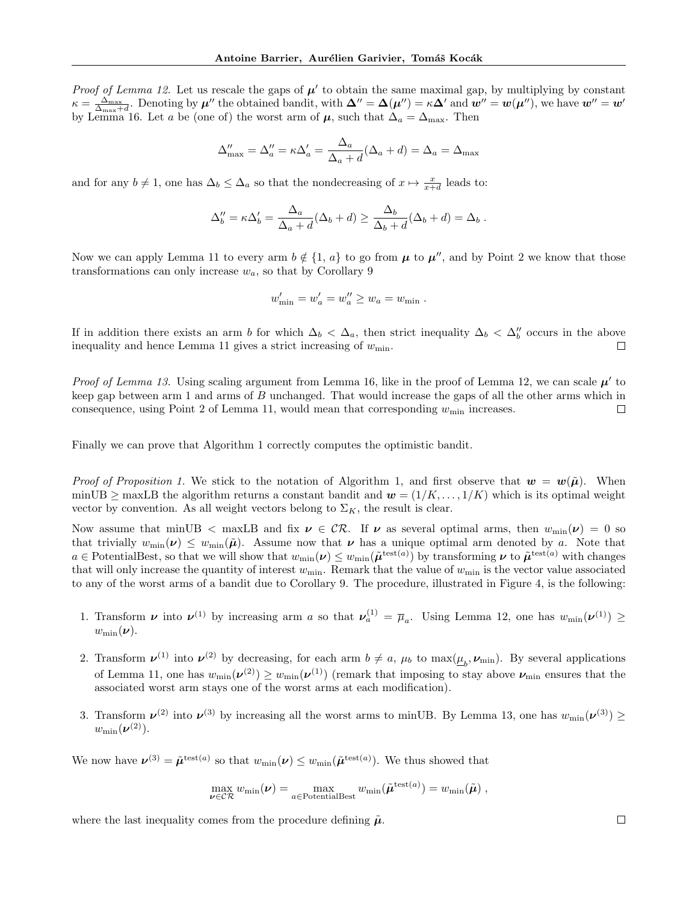*Proof of Lemma 12.* Let us rescale the gaps of $\boldsymbol{\mu}'$ to obtain the same maximal gap, by multiplying by constant $\kappa = \frac{\Delta_{\max}}{\Delta_{\max}+d}$. Denoting by $\boldsymbol{\mu}''$ the obtained bandit, with $\boldsymbol{\Delta}'' = \boldsymbol{\Delta}(\boldsymbol{\mu}'') = \kappa \boldsymbol{\Delta}'$ and $\boldsymbol{w}'' = \boldsymbol{w}(\boldsymbol{\mu}'')$, we have $\boldsymbol{w}'' = \boldsymbol{w}'$ by Lemma 16. Let $a$ be (one of) the worst arm of $\boldsymbol{\mu}$, such that $\Delta_a = \Delta_{\max}$. Then

$$\Delta''_{\max} = \Delta''_a = \kappa \Delta'_a = \frac{\Delta_a}{\Delta_a + d}(\Delta_a + d) = \Delta_a = \Delta_{\max}$$

and for any $b \neq 1$, one has $\Delta_b \leq \Delta_a$ so that the nondecreasing of $x \mapsto \frac{x}{x+d}$ leads to:

$$\Delta''_b = \kappa \Delta'_b = \frac{\Delta_a}{\Delta_a + d}(\Delta_b + d) \geq \frac{\Delta_b}{\Delta_b + d}(\Delta_b + d) = \Delta_b \,.$$

Now we can apply Lemma 11 to every arm $b \notin \{1, a\}$ to go from $\boldsymbol{\mu}$ to $\boldsymbol{\mu}''$, and by Point 2 we know that those transformations can only increase $w_a$, so that by Corollary 9

$$w'_{\min} = w'_a = w''_a \geq w_a = w_{\min} \,.$$

If in addition there exists an arm $b$ for which $\Delta_b < \Delta_a$, then strict inequality $\Delta_b < \Delta''_b$ occurs in the above inequality and hence Lemma 11 gives a strict increasing of $w_{\min}$. □

*Proof of Lemma 13.* Using scaling argument from Lemma 16, like in the proof of Lemma 12, we can scale $\boldsymbol{\mu}'$ to keep gap between arm 1 and arms of $B$ unchanged. That would increase the gaps of all the other arms which in consequence, using Point 2 of Lemma 11, would mean that corresponding $w_{\min}$ increases. □

Finally we can prove that Algorithm 1 correctly computes the optimistic bandit.

*Proof of Proposition 1.* We stick to the notation of Algorithm 1, and first observe that $\boldsymbol{w} = \boldsymbol{w}(\tilde{\boldsymbol{\mu}})$. When minUB $\geq$ maxLB the algorithm returns a constant bandit and $\boldsymbol{w} = (1/K, \ldots, 1/K)$ which is its optimal weight vector by convention. As all weight vectors belong to $\Sigma_K$, the result is clear.

Now assume that minUB $<$ maxLB and fix $\boldsymbol{\nu} \in \mathcal{CR}$. If $\boldsymbol{\nu}$ as several optimal arms, then $w_{\min}(\boldsymbol{\nu}) = 0$ so that trivially $w_{\min}(\boldsymbol{\nu}) \leq w_{\min}(\tilde{\boldsymbol{\mu}})$. Assume now that $\boldsymbol{\nu}$ has a unique optimal arm denoted by $a$. Note that $a \in$ PotentialBest, so that we will show that $w_{\min}(\boldsymbol{\nu}) \leq w_{\min}(\tilde{\boldsymbol{\mu}}^{\text{test}(a)})$ by transforming $\boldsymbol{\nu}$ to $\tilde{\boldsymbol{\mu}}^{\text{test}(a)}$ with changes that will only increase the quantity of interest $w_{\min}$. Remark that the value of $w_{\min}$ is the vector value associated to any of the worst arms of a bandit due to Corollary 9. The procedure, illustrated in Figure 4, is the following:

1. Transform $\boldsymbol{\nu}$ into $\boldsymbol{\nu}^{(1)}$ by increasing arm $a$ so that $\boldsymbol{\nu}_a^{(1)} = \overline{\mu}_a$. Using Lemma 12, one has $w_{\min}(\boldsymbol{\nu}^{(1)}) \geq w_{\min}(\boldsymbol{\nu})$.

2. Transform $\boldsymbol{\nu}^{(1)}$ into $\boldsymbol{\nu}^{(2)}$ by decreasing, for each arm $b \neq a$, $\mu_b$ to $\max(\underline{\mu}_b, \boldsymbol{\nu}_{\min})$. By several applications of Lemma 11, one has $w_{\min}(\boldsymbol{\nu}^{(2)}) \geq w_{\min}(\boldsymbol{\nu}^{(1)})$ (remark that imposing to stay above $\boldsymbol{\nu}_{\min}$ ensures that the associated worst arm stays one of the worst arms at each modification).

3. Transform $\boldsymbol{\nu}^{(2)}$ into $\boldsymbol{\nu}^{(3)}$ by increasing all the worst arms to minUB. By Lemma 13, one has $w_{\min}(\boldsymbol{\nu}^{(3)}) \geq w_{\min}(\boldsymbol{\nu}^{(2)})$.

We now have $\boldsymbol{\nu}^{(3)} = \tilde{\boldsymbol{\mu}}^{\text{test}(a)}$ so that $w_{\min}(\boldsymbol{\nu}) \leq w_{\min}(\tilde{\boldsymbol{\mu}}^{\text{test}(a)})$. We thus showed that

$$\max_{\boldsymbol{\nu} \in \mathcal{CR}} w_{\min}(\boldsymbol{\nu}) = \max_{a \in \text{PotentialBest}} w_{\min}(\tilde{\boldsymbol{\mu}}^{\text{test}(a)}) = w_{\min}(\tilde{\boldsymbol{\mu}}) \,,$$

where the last inequality comes from the procedure defining $\tilde{\boldsymbol{\mu}}$. □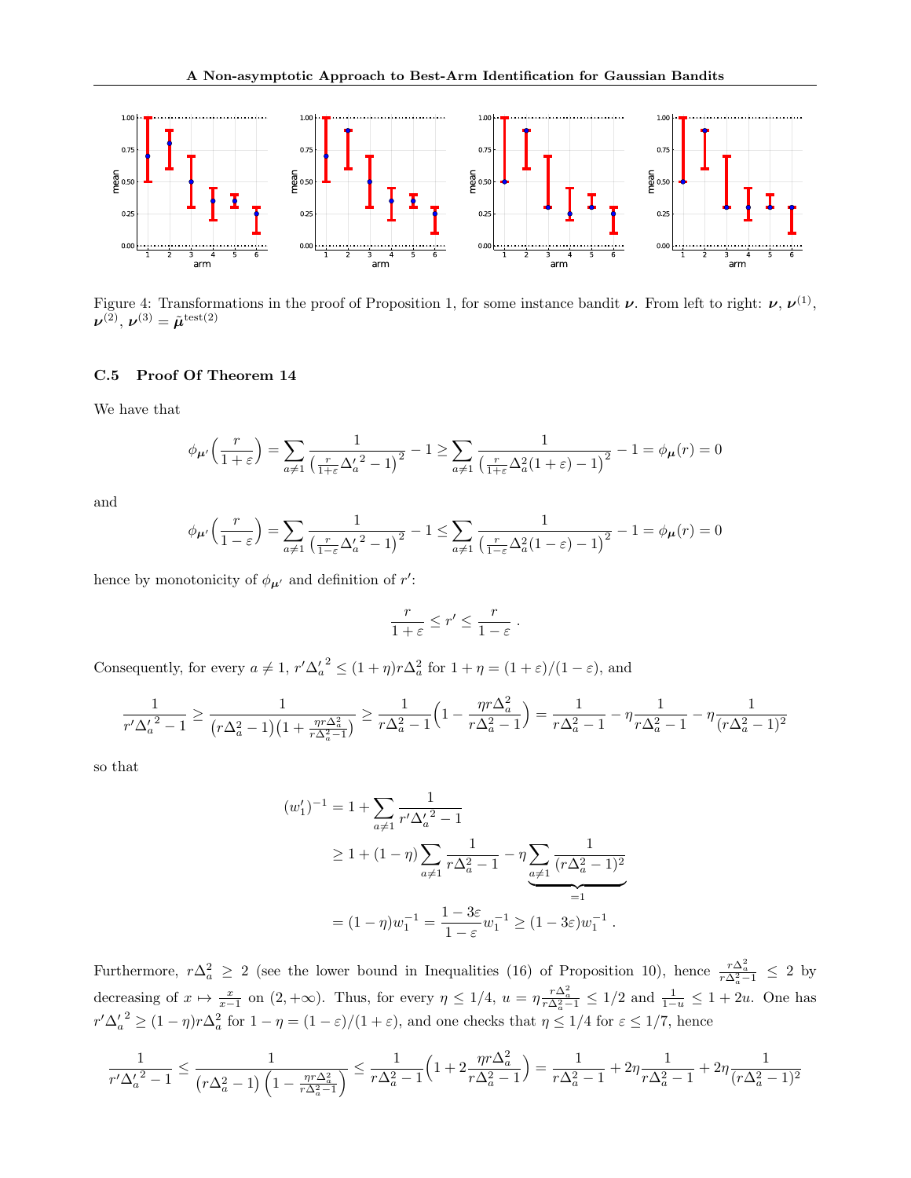Figure 4: Transformations in the proof of Proposition 1, for some instance bandit $\boldsymbol{\nu}$. From left to right: $\boldsymbol{\nu}$, $\boldsymbol{\nu}^{(1)}$, $\boldsymbol{\nu}^{(2)}$, $\boldsymbol{\nu}^{(3)} = \tilde{\boldsymbol{\mu}}^{\text{test}(2)}$

### C.5 Proof Of Theorem 14

We have that

$$\phi_{\boldsymbol{\mu}'}\Big(\frac{r}{1+\varepsilon}\Big) = \sum_{a\neq 1} \frac{1}{\big(\frac{r}{1+\varepsilon}{\Delta'_a}^2 - 1\big)^2} - 1 \geq \sum_{a\neq 1} \frac{1}{\big(\frac{r}{1+\varepsilon}\Delta_a^2(1+\varepsilon) - 1\big)^2} - 1 = \phi_{\boldsymbol{\mu}}(r) = 0$$

and

$$\phi_{\boldsymbol{\mu}'}\Big(\frac{r}{1-\varepsilon}\Big) = \sum_{a\neq 1} \frac{1}{\big(\frac{r}{1-\varepsilon}{\Delta'_a}^2 - 1\big)^2} - 1 \leq \sum_{a\neq 1} \frac{1}{\big(\frac{r}{1-\varepsilon}\Delta_a^2(1-\varepsilon) - 1\big)^2} - 1 = \phi_{\boldsymbol{\mu}}(r) = 0$$

hence by monotonicity of $\phi_{\boldsymbol{\mu}'}$ and definition of $r'$:

$$\frac{r}{1+\varepsilon} \leq r' \leq \frac{r}{1-\varepsilon} \ .$$

Consequently, for every $a \neq 1$, $r'{\Delta'_a}^2 \leq (1+\eta) r \Delta_a^2$ for $1 + \eta = (1+\varepsilon)/(1-\varepsilon)$, and

$$\frac{1}{r'{\Delta'_a}^2 - 1} \geq \frac{1}{\big(r\Delta_a^2 - 1\big)\big(1 + \frac{\eta r \Delta_a^2}{r\Delta_a^2 - 1}\big)} \geq \frac{1}{r\Delta_a^2 - 1}\Big(1 - \frac{\eta r \Delta_a^2}{r\Delta_a^2 - 1}\Big) = \frac{1}{r\Delta_a^2 - 1} - \eta\frac{1}{r\Delta_a^2 - 1} - \eta\frac{1}{(r\Delta_a^2 - 1)^2}$$

so that

$$\begin{aligned}
(w_1')^{-1} &= 1 + \sum_{a\neq 1} \frac{1}{r'{\Delta'_a}^2 - 1} \\
&\geq 1 + (1-\eta)\sum_{a\neq 1}\frac{1}{r\Delta_a^2 - 1} - \eta \underbrace{\sum_{a\neq 1}\frac{1}{(r\Delta_a^2 - 1)^2}}_{=1} \\
&= (1-\eta) w_1^{-1} = \frac{1-3\varepsilon}{1-\varepsilon} w_1^{-1} \geq (1-3\varepsilon) w_1^{-1} \ .
\end{aligned}$$

Furthermore, $r\Delta_a^2 \geq 2$ (see the lower bound in Inequalities (16) of Proposition 10), hence $\frac{r\Delta_a^2}{r\Delta_a^2 - 1} \leq 2$ by decreasing of $x \mapsto \frac{x}{x-1}$ on $(2, +\infty)$. Thus, for every $\eta \leq 1/4$, $u = \eta\frac{r\Delta_a^2}{r\Delta_a^2 - 1} \leq 1/2$ and $\frac{1}{1-u} \leq 1 + 2u$. One has $r'{\Delta'_a}^2 \geq (1-\eta) r\Delta_a^2$ for $1 - \eta = (1-\varepsilon)/(1+\varepsilon)$, and one checks that $\eta \leq 1/4$ for $\varepsilon \leq 1/7$, hence

$$\frac{1}{r'{\Delta'_a}^2 - 1} \leq \frac{1}{\big(r\Delta_a^2 - 1\big)\Big(1 - \frac{\eta r \Delta_a^2}{r\Delta_a^2 - 1}\Big)} \leq \frac{1}{r\Delta_a^2 - 1}\Big(1 + 2\frac{\eta r\Delta_a^2}{r\Delta_a^2 - 1}\Big) = \frac{1}{r\Delta_a^2 - 1} + 2\eta\frac{1}{r\Delta_a^2 - 1} + 2\eta\frac{1}{(r\Delta_a^2 - 1)^2}$$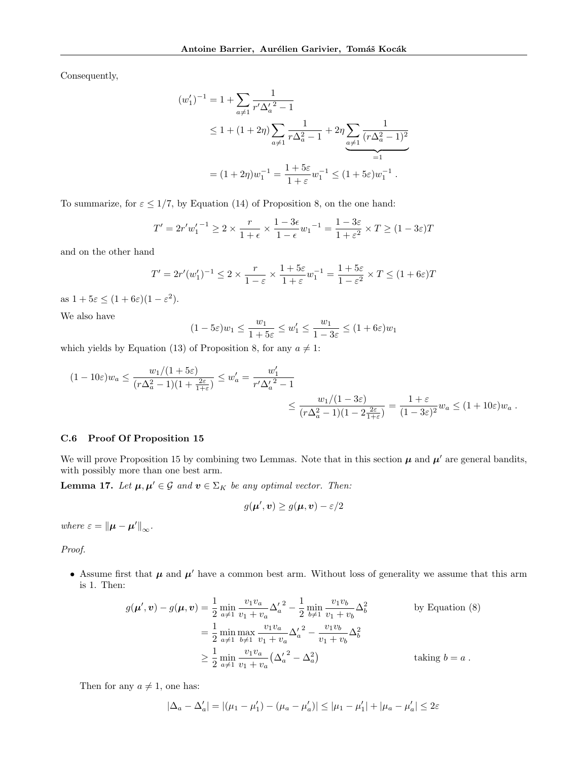Consequently,

$$
\begin{aligned}
(w_1')^{-1} &= 1 + \sum_{a \neq 1} \frac{1}{r' {\Delta'_a}^2 - 1} \\
&\leq 1 + (1+2\eta) \sum_{a \neq 1} \frac{1}{r\Delta_a^2 - 1} + 2\eta \underbrace{\sum_{a \neq 1} \frac{1}{(r\Delta_a^2 - 1)^2}}_{=1} \\
&= (1+2\eta) w_1^{-1} = \frac{1+5\varepsilon}{1+\varepsilon} w_1^{-1} \leq (1+5\varepsilon) w_1^{-1} \,.
\end{aligned}
$$

To summarize, for $\varepsilon \leq 1/7$, by Equation (14) of Proposition 8, on the one hand:

$$
T' = 2r' {w_1'}^{-1} \geq 2 \times \frac{r}{1+\epsilon} \times \frac{1-3\epsilon}{1-\epsilon} {w_1}^{-1} = \frac{1-3\varepsilon}{1+\varepsilon^2} \times T \geq (1-3\varepsilon) T
$$

and on the other hand

$$
T' = 2r'(w_1')^{-1} \leq 2 \times \frac{r}{1-\varepsilon} \times \frac{1+5\varepsilon}{1+\varepsilon} w_1^{-1} = \frac{1+5\varepsilon}{1-\varepsilon^2} \times T \leq (1+6\varepsilon) T
$$

as $1 + 5\varepsilon \leq (1+6\varepsilon)(1-\varepsilon^2)$.

We also have

$$
(1-5\varepsilon) w_1 \leq \frac{w_1}{1+5\varepsilon} \leq w_1' \leq \frac{w_1}{1-3\varepsilon} \leq (1+6\varepsilon) w_1
$$

which yields by Equation (13) of Proposition 8, for any $a \neq 1$:

$$
\begin{aligned}
(1-10\varepsilon) w_a \leq \frac{w_1/(1+5\varepsilon)}{(r\Delta_a^2 - 1)(1 + \frac{2\varepsilon}{1+\varepsilon})} \leq w_a' = \frac{w_1'}{r' {\Delta'_a}^2 - 1} \\
\leq \frac{w_1/(1-3\varepsilon)}{(r\Delta_a^2 - 1)(1 - 2\frac{2\varepsilon}{1+\varepsilon})} = \frac{1+\varepsilon}{(1-3\varepsilon)^2} w_a \leq (1+10\varepsilon) w_a \,.
\end{aligned}
$$

### C.6 Proof Of Proposition 15

We will prove Proposition 15 by combining two Lemmas. Note that in this section $\boldsymbol{\mu}$ and $\boldsymbol{\mu}'$ are general bandits, with possibly more than one best arm.

**Lemma 17.** *Let $\boldsymbol{\mu}, \boldsymbol{\mu}' \in \mathcal{G}$ and $\boldsymbol{v} \in \Sigma_K$ be any optimal vector. Then:*

$$
g(\boldsymbol{\mu}', \boldsymbol{v}) \geq g(\boldsymbol{\mu}, \boldsymbol{v}) - \varepsilon/2
$$

*where $\varepsilon = \|\boldsymbol{\mu} - \boldsymbol{\mu}'\|_\infty$.*

*Proof.*

- Assume first that $\boldsymbol{\mu}$ and $\boldsymbol{\mu}'$ have a common best arm. Without loss of generality we assume that this arm is 1. Then:

$$
\begin{aligned}
g(\boldsymbol{\mu}', \boldsymbol{v}) - g(\boldsymbol{\mu}, \boldsymbol{v}) &= \frac{1}{2} \min_{a \neq 1} \frac{v_1 v_a}{v_1 + v_a} {\Delta'_a}^2 - \frac{1}{2} \min_{b \neq 1} \frac{v_1 v_b}{v_1 + v_b} \Delta_b^2 && \text{by Equation (8)} \\
&= \frac{1}{2} \min_{a \neq 1} \max_{b \neq 1} \frac{v_1 v_a}{v_1 + v_a} {\Delta'_a}^2 - \frac{v_1 v_b}{v_1 + v_b} \Delta_b^2 \\
&\geq \frac{1}{2} \min_{a \neq 1} \frac{v_1 v_a}{v_1 + v_a} \left( {\Delta'_a}^2 - \Delta_a^2 \right) && \text{taking } b = a \,.
\end{aligned}
$$

  Then for any $a \neq 1$, one has:

$$
|\Delta_a - \Delta_a'| = |(\mu_1 - \mu_1') - (\mu_a - \mu_a')| \leq |\mu_1 - \mu_1'| + |\mu_a - \mu_a'| \leq 2\varepsilon
$$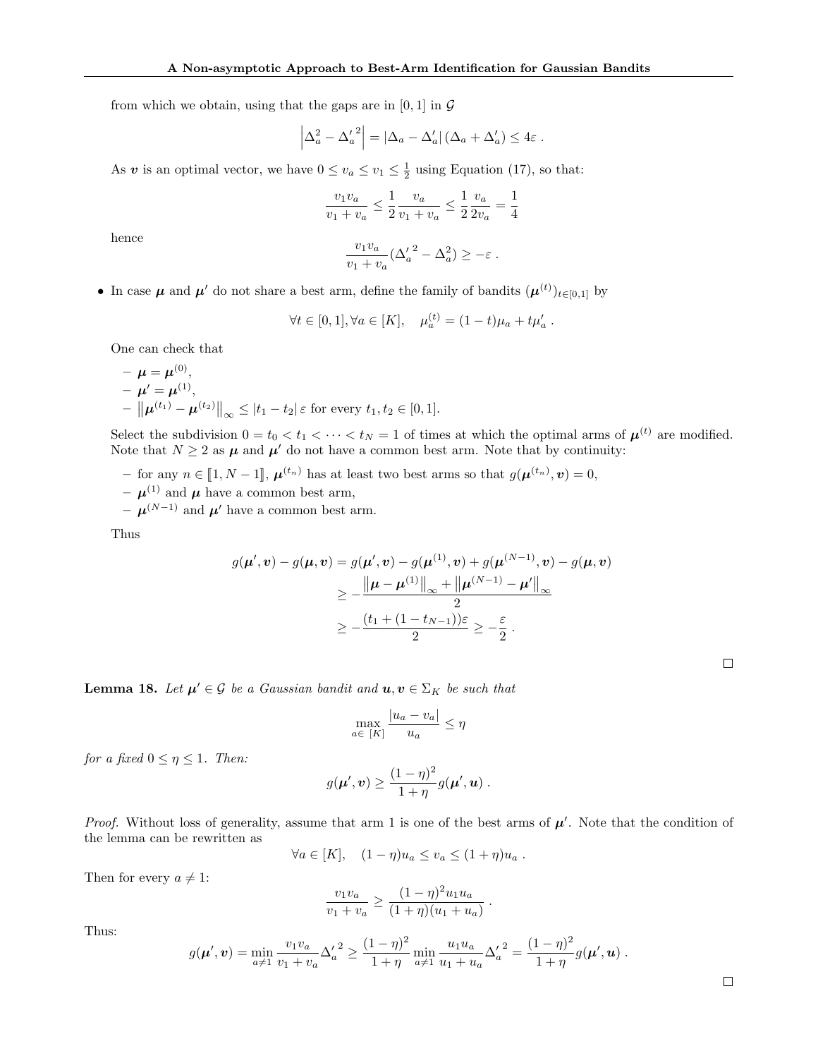from which we obtain, using that the gaps are in $[0,1]$ in $\mathcal{G}$

$$\left|\Delta_a^2 - {\Delta'_a}^2\right| = |\Delta_a - \Delta'_a| \left(\Delta_a + \Delta'_a\right) \leq 4\varepsilon \,.$$

As $\boldsymbol{v}$ is an optimal vector, we have $0 \leq v_a \leq v_1 \leq \frac{1}{2}$ using Equation (17), so that:

$$\frac{v_1 v_a}{v_1 + v_a} \leq \frac{1}{2} \frac{v_a}{v_1 + v_a} \leq \frac{1}{2} \frac{v_a}{2v_a} = \frac{1}{4}$$

hence

$$\frac{v_1 v_a}{v_1 + v_a} ({\Delta'_a}^2 - \Delta_a^2) \geq -\varepsilon \,.$$

- In case $\boldsymbol{\mu}$ and $\boldsymbol{\mu}'$ do not share a best arm, define the family of bandits $(\boldsymbol{\mu}^{(t)})_{t\in[0,1]}$ by

$$\forall t \in [0,1], \forall a \in [K], \quad \mu_a^{(t)} = (1-t)\mu_a + t\mu'_a \,.$$

One can check that

- $\boldsymbol{\mu} = \boldsymbol{\mu}^{(0)}$,
- $\boldsymbol{\mu}' = \boldsymbol{\mu}^{(1)}$,
- $\left\|\boldsymbol{\mu}^{(t_1)} - \boldsymbol{\mu}^{(t_2)}\right\|_\infty \leq |t_1 - t_2| \, \varepsilon$ for every $t_1, t_2 \in [0,1]$.

Select the subdivision $0 = t_0 < t_1 < \cdots < t_N = 1$ of times at which the optimal arms of $\boldsymbol{\mu}^{(t)}$ are modified. Note that $N \geq 2$ as $\boldsymbol{\mu}$ and $\boldsymbol{\mu}'$ do not have a common best arm. Note that by continuity:

- for any $n \in [\![1, N-1]\!]$, $\boldsymbol{\mu}^{(t_n)}$ has at least two best arms so that $g(\boldsymbol{\mu}^{(t_n)}, \boldsymbol{v}) = 0$,
- $\boldsymbol{\mu}^{(1)}$ and $\boldsymbol{\mu}$ have a common best arm,
- $\boldsymbol{\mu}^{(N-1)}$ and $\boldsymbol{\mu}'$ have a common best arm.

Thus

$$\begin{aligned}
g(\boldsymbol{\mu}', \boldsymbol{v}) - g(\boldsymbol{\mu}, \boldsymbol{v}) &= g(\boldsymbol{\mu}', \boldsymbol{v}) - g(\boldsymbol{\mu}^{(1)}, \boldsymbol{v}) + g(\boldsymbol{\mu}^{(N-1)}, \boldsymbol{v}) - g(\boldsymbol{\mu}, \boldsymbol{v}) \\
&\geq -\frac{\left\|\boldsymbol{\mu} - \boldsymbol{\mu}^{(1)}\right\|_\infty + \left\|\boldsymbol{\mu}^{(N-1)} - \boldsymbol{\mu}'\right\|_\infty}{2} \\
&\geq -\frac{(t_1 + (1 - t_{N-1}))\varepsilon}{2} \geq -\frac{\varepsilon}{2} \,.
\end{aligned}$$

□

**Lemma 18.** *Let $\boldsymbol{\mu}' \in \mathcal{G}$ be a Gaussian bandit and $\boldsymbol{u}, \boldsymbol{v} \in \Sigma_K$ be such that*

$$\max_{a \in [K]} \frac{|u_a - v_a|}{u_a} \leq \eta$$

*for a fixed $0 \leq \eta \leq 1$. Then:*

$$g(\boldsymbol{\mu}', \boldsymbol{v}) \geq \frac{(1-\eta)^2}{1+\eta} g(\boldsymbol{\mu}', \boldsymbol{u}) \,.$$

*Proof.* Without loss of generality, assume that arm 1 is one of the best arms of $\boldsymbol{\mu}'$. Note that the condition of the lemma can be rewritten as

$$\forall a \in [K], \quad (1-\eta)u_a \leq v_a \leq (1+\eta)u_a \,.$$

Then for every $a \neq 1$:

$$\frac{v_1 v_a}{v_1 + v_a} \geq \frac{(1-\eta)^2 u_1 u_a}{(1+\eta)(u_1 + u_a)} \,.$$

Thus:

$$g(\boldsymbol{\mu}', \boldsymbol{v}) = \min_{a \neq 1} \frac{v_1 v_a}{v_1 + v_a} {\Delta'_a}^2 \geq \frac{(1-\eta)^2}{1+\eta} \min_{a \neq 1} \frac{u_1 u_a}{u_1 + u_a} {\Delta'_a}^2 = \frac{(1-\eta)^2}{1+\eta} g(\boldsymbol{\mu}', \boldsymbol{u}) \,.$$

□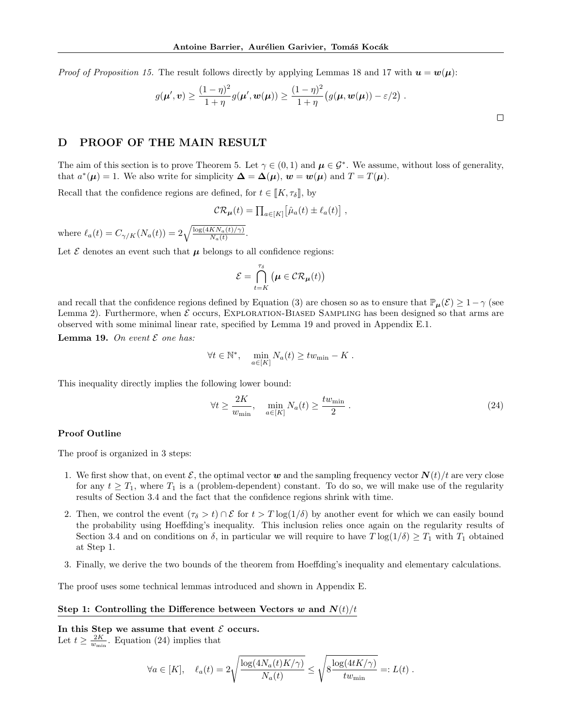*Proof of Proposition 15.* The result follows directly by applying Lemmas 18 and 17 with $\boldsymbol{u} = \boldsymbol{w}(\boldsymbol{\mu})$:

$$g(\boldsymbol{\mu}', \boldsymbol{v}) \geq \frac{(1-\eta)^2}{1+\eta} g(\boldsymbol{\mu}', \boldsymbol{w}(\boldsymbol{\mu})) \geq \frac{(1-\eta)^2}{1+\eta}\big(g(\boldsymbol{\mu}, \boldsymbol{w}(\boldsymbol{\mu})) - \varepsilon/2\big) .$$

□

# D PROOF OF THE MAIN RESULT

The aim of this section is to prove Theorem 5. Let $\gamma \in (0,1)$ and $\boldsymbol{\mu} \in \mathcal{G}^*$. We assume, without loss of generality, that $a^*(\boldsymbol{\mu}) = 1$. We also write for simplicity $\boldsymbol{\Delta} = \boldsymbol{\Delta}(\boldsymbol{\mu})$, $\boldsymbol{w} = \boldsymbol{w}(\boldsymbol{\mu})$ and $T = T(\boldsymbol{\mu})$.

Recall that the confidence regions are defined, for $t \in [\![K, \tau_\delta]\!]$, by

$$\mathcal{CR}_{\boldsymbol{\mu}}(t) = \textstyle\prod_{a\in[K]}\big[\hat{\mu}_a(t) \pm \ell_a(t)\big] ,$$

where $\ell_a(t) = C_{\gamma/K}(N_a(t)) = 2\sqrt{\frac{\log(4KN_a(t)/\gamma)}{N_a(t)}}$.

Let $\mathcal{E}$ denotes an event such that $\boldsymbol{\mu}$ belongs to all confidence regions:

$$\mathcal{E} = \bigcap_{t=K}^{\tau_\delta} \big(\boldsymbol{\mu} \in \mathcal{CR}_{\boldsymbol{\mu}}(t)\big)$$

and recall that the confidence regions defined by Equation (3) are chosen so as to ensure that $\mathbb{P}_{\boldsymbol{\mu}}(\mathcal{E}) \geq 1-\gamma$ (see Lemma 2). Furthermore, when $\mathcal{E}$ occurs, Exploration-Biased Sampling has been designed so that arms are observed with some minimal linear rate, specified by Lemma 19 and proved in Appendix E.1.

**Lemma 19.** *On event $\mathcal{E}$ one has:*

$$\forall t \in \mathbb{N}^*, \quad \min_{a\in[K]} N_a(t) \geq t w_{\min} - K .$$

This inequality directly implies the following lower bound:

$$\forall t \geq \frac{2K}{w_{\min}}, \quad \min_{a\in[K]} N_a(t) \geq \frac{t w_{\min}}{2} . \tag{24}$$

**Proof Outline**

The proof is organized in 3 steps:

1. We first show that, on event $\mathcal{E}$, the optimal vector $\boldsymbol{w}$ and the sampling frequency vector $\boldsymbol{N}(t)/t$ are very close for any $t \geq T_1$, where $T_1$ is a (problem-dependent) constant. To do so, we will make use of the regularity results of Section 3.4 and the fact that the confidence regions shrink with time.
2. Then, we control the event $(\tau_\delta > t) \cap \mathcal{E}$ for $t > T\log(1/\delta)$ by another event for which we can easily bound the probability using Hoeffding's inequality. This inclusion relies once again on the regularity results of Section 3.4 and on conditions on $\delta$, in particular we will require to have $T\log(1/\delta) \geq T_1$ with $T_1$ obtained at Step 1.
3. Finally, we derive the two bounds of the theorem from Hoeffding's inequality and elementary calculations.

The proof uses some technical lemmas introduced and shown in Appendix E.

**Step 1: Controlling the Difference between Vectors $\boldsymbol{w}$ and $\boldsymbol{N}(t)/t$**

**In this Step we assume that event $\mathcal{E}$ occurs.**
Let $t \geq \frac{2K}{w_{\min}}$. Equation (24) implies that

$$\forall a \in [K], \quad \ell_a(t) = 2\sqrt{\frac{\log(4N_a(t)K/\gamma)}{N_a(t)}} \leq \sqrt{8\frac{\log(4tK/\gamma)}{t w_{\min}}} =: L(t) .$$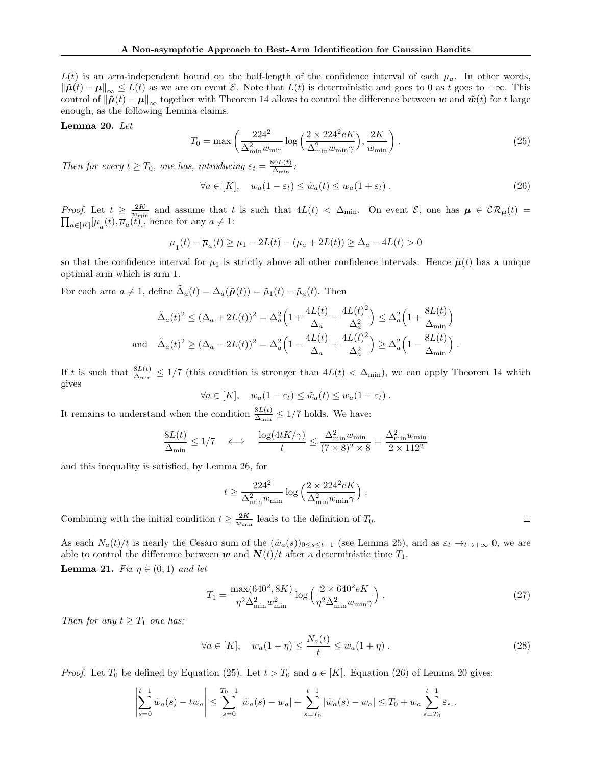$L(t)$ is an arm-independent bound on the half-length of the confidence interval of each $\mu_a$. In other words, $\|\tilde{\boldsymbol{\mu}}(t) - \boldsymbol{\mu}\|_\infty \leq L(t)$ as we are on event $\mathcal{E}$. Note that $L(t)$ is deterministic and goes to 0 as $t$ goes to $+\infty$. This control of $\|\tilde{\boldsymbol{\mu}}(t) - \boldsymbol{\mu}\|_\infty$ together with Theorem 14 allows to control the difference between $\boldsymbol{w}$ and $\tilde{\boldsymbol{w}}(t)$ for $t$ large enough, as the following Lemma claims.

**Lemma 20.** *Let*

$$T_0 = \max\left(\frac{224^2}{\Delta_{\min}^2 w_{\min}} \log\Big(\frac{2 \times 224^2 eK}{\Delta_{\min}^2 w_{\min} \gamma}\Big), \frac{2K}{w_{\min}}\right) . \tag{25}$$

*Then for every $t \geq T_0$, one has, introducing $\varepsilon_t = \frac{80L(t)}{\Delta_{\min}}$:*

$$\forall a \in [K], \quad w_a(1 - \varepsilon_t) \leq \tilde{w}_a(t) \leq w_a(1 + \varepsilon_t) . \tag{26}$$

*Proof.* Let $t \geq \frac{2K}{w_{\min}}$ and assume that $t$ is such that $4L(t) < \Delta_{\min}$. On event $\mathcal{E}$, one has $\boldsymbol{\mu} \in \mathcal{CR}_{\boldsymbol{\mu}}(t) = \prod_{a\in[K]}[\underline{\mu}_a(t), \overline{\mu}_a(t)]$, hence for any $a \neq 1$:

$$\underline{\mu}_1(t) - \overline{\mu}_a(t) \geq \mu_1 - 2L(t) - (\mu_a + 2L(t)) \geq \Delta_a - 4L(t) > 0$$

so that the confidence interval for $\mu_1$ is strictly above all other confidence intervals. Hence $\tilde{\boldsymbol{\mu}}(t)$ has a unique optimal arm which is arm 1.

For each arm $a \neq 1$, define $\tilde{\Delta}_a(t) = \Delta_a(\tilde{\boldsymbol{\mu}}(t)) = \tilde{\mu}_1(t) - \tilde{\mu}_a(t)$. Then

$$\tilde{\Delta}_a(t)^2 \leq (\Delta_a + 2L(t))^2 = \Delta_a^2\Big(1 + \frac{4L(t)}{\Delta_a} + \frac{4L(t)^2}{\Delta_a^2}\Big) \leq \Delta_a^2\Big(1 + \frac{8L(t)}{\Delta_{\min}}\Big)$$

$$\text{and} \quad \tilde{\Delta}_a(t)^2 \geq (\Delta_a - 2L(t))^2 = \Delta_a^2\Big(1 - \frac{4L(t)}{\Delta_a} + \frac{4L(t)^2}{\Delta_a^2}\Big) \geq \Delta_a^2\Big(1 - \frac{8L(t)}{\Delta_{\min}}\Big) .$$

If $t$ is such that $\frac{8L(t)}{\Delta_{\min}} \leq 1/7$ (this condition is stronger than $4L(t) < \Delta_{\min}$), we can apply Theorem 14 which gives

$$\forall a \in [K], \quad w_a(1 - \varepsilon_t) \leq \tilde{w}_a(t) \leq w_a(1 + \varepsilon_t) .$$

It remains to understand when the condition $\frac{8L(t)}{\Delta_{\min}} \leq 1/7$ holds. We have:

$$\frac{8L(t)}{\Delta_{\min}} \leq 1/7 \quad \iff \quad \frac{\log(4tK/\gamma)}{t} \leq \frac{\Delta_{\min}^2 w_{\min}}{(7 \times 8)^2 \times 8} = \frac{\Delta_{\min}^2 w_{\min}}{2 \times 112^2}$$

and this inequality is satisfied, by Lemma 26, for

$$t \geq \frac{224^2}{\Delta_{\min}^2 w_{\min}} \log\Big(\frac{2 \times 224^2 eK}{\Delta_{\min}^2 w_{\min} \gamma}\Big) .$$

Combining with the initial condition $t \geq \frac{2K}{w_{\min}}$ leads to the definition of $T_0$. $\square$

As each $N_a(t)/t$ is nearly the Cesaro sum of the $(\tilde{w}_a(s))_{0\leq s\leq t-1}$ (see Lemma 25), and as $\varepsilon_t \to_{t\to+\infty} 0$, we are able to control the difference between $\boldsymbol{w}$ and $\boldsymbol{N}(t)/t$ after a deterministic time $T_1$.

**Lemma 21.** *Fix $\eta \in (0, 1)$ and let*

$$T_1 = \frac{\max(640^2, 8K)}{\eta^2 \Delta_{\min}^2 w_{\min}^2} \log\Big(\frac{2 \times 640^2 eK}{\eta^2 \Delta_{\min}^2 w_{\min} \gamma}\Big) . \tag{27}$$

*Then for any $t \geq T_1$ one has:*

$$\forall a \in [K], \quad w_a(1 - \eta) \leq \frac{N_a(t)}{t} \leq w_a(1 + \eta) . \tag{28}$$

*Proof.* Let $T_0$ be defined by Equation (25). Let $t > T_0$ and $a \in [K]$. Equation (26) of Lemma 20 gives:

$$\left|\sum_{s=0}^{t-1} \tilde{w}_a(s) - tw_a\right| \leq \sum_{s=0}^{T_0-1} |\tilde{w}_a(s) - w_a| + \sum_{s=T_0}^{t-1} |\tilde{w}_a(s) - w_a| \leq T_0 + w_a \sum_{s=T_0}^{t-1} \varepsilon_s .$$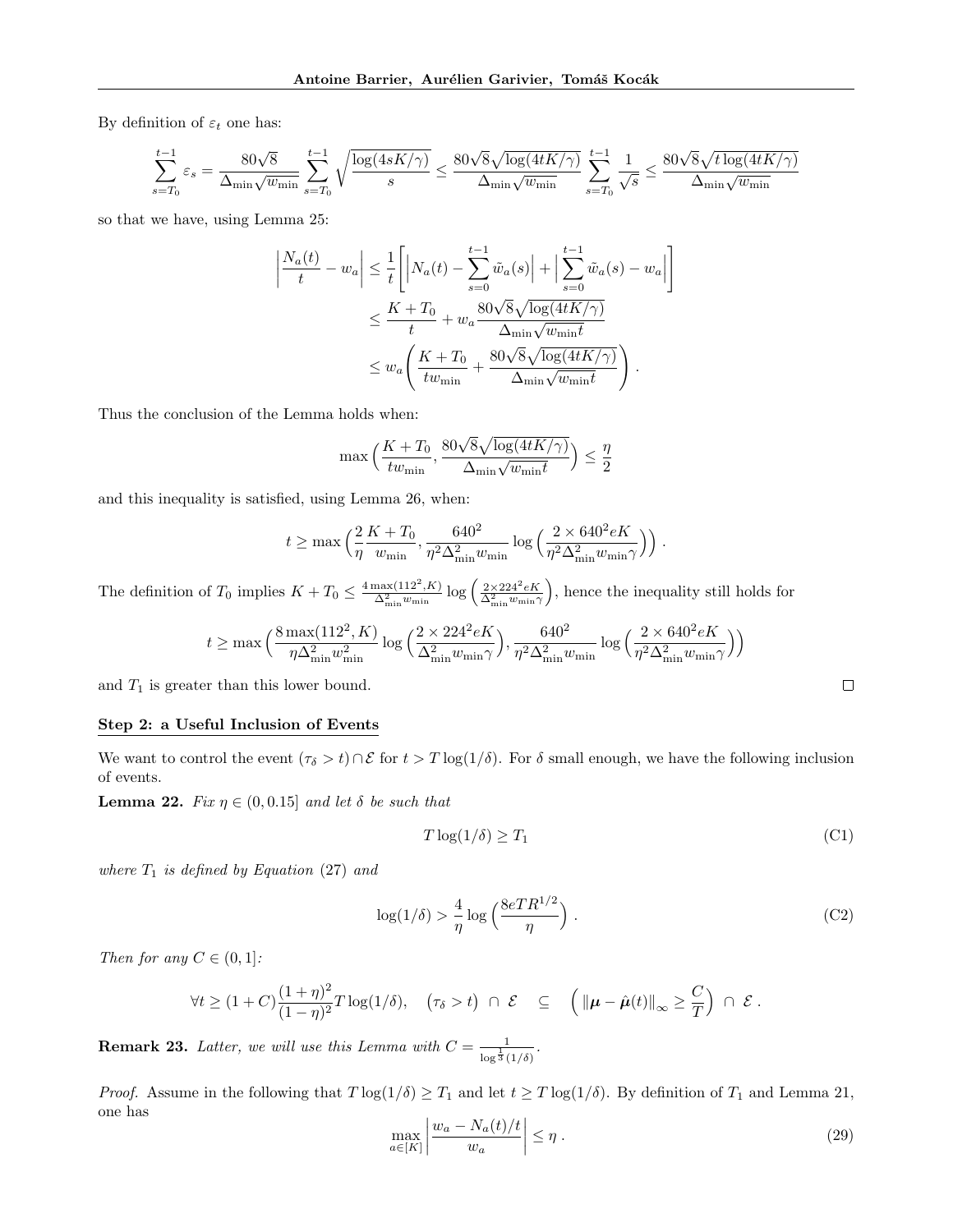By definition of $\varepsilon_t$ one has:

$$\sum_{s=T_0}^{t-1} \varepsilon_s = \frac{80\sqrt{8}}{\Delta_{\min}\sqrt{w_{\min}}} \sum_{s=T_0}^{t-1} \sqrt{\frac{\log(4sK/\gamma)}{s}} \le \frac{80\sqrt{8}\sqrt{\log(4tK/\gamma)}}{\Delta_{\min}\sqrt{w_{\min}}} \sum_{s=T_0}^{t-1} \frac{1}{\sqrt{s}} \le \frac{80\sqrt{8}\sqrt{t\log(4tK/\gamma)}}{\Delta_{\min}\sqrt{w_{\min}}}$$

so that we have, using Lemma 25:

$$\begin{aligned}
\left|\frac{N_a(t)}{t} - w_a\right| &\le \frac{1}{t}\left[\left|N_a(t) - \sum_{s=0}^{t-1}\tilde{w}_a(s)\right| + \left|\sum_{s=0}^{t-1}\tilde{w}_a(s) - w_a\right|\right] \\
&\le \frac{K+T_0}{t} + w_a \frac{80\sqrt{8}\sqrt{\log(4tK/\gamma)}}{\Delta_{\min}\sqrt{w_{\min} t}} \\
&\le w_a\left(\frac{K+T_0}{t w_{\min}} + \frac{80\sqrt{8}\sqrt{\log(4tK/\gamma)}}{\Delta_{\min}\sqrt{w_{\min} t}}\right) .
\end{aligned}$$

Thus the conclusion of the Lemma holds when:

$$\max\Big(\frac{K+T_0}{t w_{\min}}, \frac{80\sqrt{8}\sqrt{\log(4tK/\gamma)}}{\Delta_{\min}\sqrt{w_{\min} t}}\Big) \le \frac{\eta}{2}$$

and this inequality is satisfied, using Lemma 26, when:

$$t \ge \max\Big(\frac{2}{\eta}\frac{K+T_0}{w_{\min}}, \frac{640^2}{\eta^2\Delta_{\min}^2 w_{\min}}\log\Big(\frac{2\times 640^2 eK}{\eta^2\Delta_{\min}^2 w_{\min}\gamma}\Big)\Big) .$$

The definition of $T_0$ implies $K + T_0 \le \frac{4\max(112^2,K)}{\Delta_{\min}^2 w_{\min}}\log\Big(\frac{2\times 224^2 eK}{\Delta_{\min}^2 w_{\min}\gamma}\Big)$, hence the inequality still holds for

$$t \ge \max\Big(\frac{8\max(112^2,K)}{\eta\Delta_{\min}^2 w_{\min}^2}\log\Big(\frac{2\times 224^2 eK}{\Delta_{\min}^2 w_{\min}\gamma}\Big), \frac{640^2}{\eta^2\Delta_{\min}^2 w_{\min}}\log\Big(\frac{2\times 640^2 eK}{\eta^2\Delta_{\min}^2 w_{\min}\gamma}\Big)\Big)$$

and $T_1$ is greater than this lower bound. □

**Step 2: a Useful Inclusion of Events**

We want to control the event $(\tau_\delta > t) \cap \mathcal{E}$ for $t > T\log(1/\delta)$. For $\delta$ small enough, we have the following inclusion of events.

**Lemma 22.** *Fix $\eta \in (0, 0.15]$ and let $\delta$ be such that*

$$T\log(1/\delta) \ge T_1 \tag{C1}$$

*where $T_1$ is defined by Equation (27) and*

$$\log(1/\delta) > \frac{4}{\eta}\log\Big(\frac{8eTR^{1/2}}{\eta}\Big) . \tag{C2}$$

*Then for any $C \in (0, 1]$:*

$$\forall t \ge (1+C)\frac{(1+\eta)^2}{(1-\eta)^2}T\log(1/\delta), \quad \big(\tau_\delta > t\big) \cap \mathcal{E} \quad \subseteq \quad \Big(\|\boldsymbol{\mu} - \hat{\boldsymbol{\mu}}(t)\|_\infty \ge \frac{C}{T}\Big) \cap \mathcal{E} .$$

**Remark 23.** *Latter, we will use this Lemma with $C = \frac{1}{\log^{\frac{1}{3}}(1/\delta)}$.*

*Proof.* Assume in the following that $T\log(1/\delta) \ge T_1$ and let $t \ge T\log(1/\delta)$. By definition of $T_1$ and Lemma 21, one has

$$\max_{a\in[K]}\left|\frac{w_a - N_a(t)/t}{w_a}\right| \le \eta . \tag{29}$$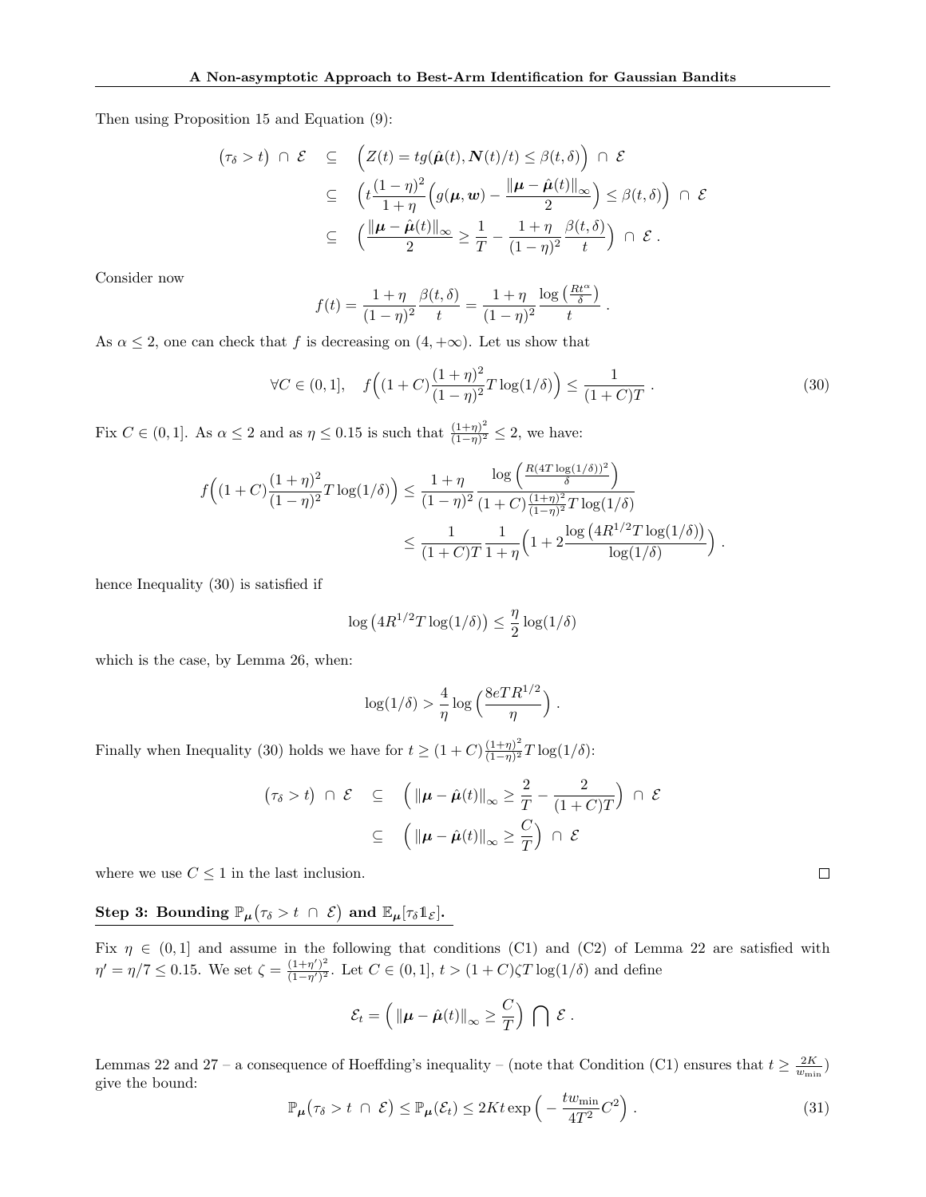Then using Proposition 15 and Equation (9):

$$
\begin{aligned}
\big(\tau_\delta > t\big) \ \cap\ \mathcal{E} \quad &\subseteq \quad \Big(Z(t) = tg(\hat{\boldsymbol{\mu}}(t), \boldsymbol{N}(t)/t) \le \beta(t,\delta)\Big) \ \cap\ \mathcal{E} \\
&\subseteq \quad \Big(t\frac{(1-\eta)^2}{1+\eta}\Big(g(\boldsymbol{\mu}, \boldsymbol{w}) - \frac{\|\boldsymbol{\mu} - \hat{\boldsymbol{\mu}}(t)\|_\infty}{2}\Big) \le \beta(t,\delta)\Big) \ \cap\ \mathcal{E} \\
&\subseteq \quad \Big(\frac{\|\boldsymbol{\mu} - \hat{\boldsymbol{\mu}}(t)\|_\infty}{2} \ge \frac{1}{T} - \frac{1+\eta}{(1-\eta)^2}\frac{\beta(t,\delta)}{t}\Big) \ \cap\ \mathcal{E}\ .
\end{aligned}
$$

Consider now

$$
f(t) = \frac{1+\eta}{(1-\eta)^2}\frac{\beta(t,\delta)}{t} = \frac{1+\eta}{(1-\eta)^2}\frac{\log\left(\frac{Rt^\alpha}{\delta}\right)}{t}\ .
$$

As $\alpha \le 2$, one can check that $f$ is decreasing on $(4, +\infty)$. Let us show that

$$
\forall C \in (0,1], \quad f\Big((1+C)\frac{(1+\eta)^2}{(1-\eta)^2}T\log(1/\delta)\Big) \le \frac{1}{(1+C)T}\ . \tag{30}
$$

Fix $C \in (0,1]$. As $\alpha \le 2$ and as $\eta \le 0.15$ is such that $\frac{(1+\eta)^2}{(1-\eta)^2} \le 2$, we have:

$$
\begin{aligned}
f\Big((1+C)\frac{(1+\eta)^2}{(1-\eta)^2}T\log(1/\delta)\Big) &\le \frac{1+\eta}{(1-\eta)^2}\frac{\log\Big(\frac{R(4T\log(1/\delta))^2}{\delta}\Big)}{(1+C)\frac{(1+\eta)^2}{(1-\eta)^2}T\log(1/\delta)} \\
&\le \frac{1}{(1+C)T}\frac{1}{1+\eta}\Big(1 + 2\frac{\log\big(4R^{1/2}T\log(1/\delta)\big)}{\log(1/\delta)}\Big)\ .
\end{aligned}
$$

hence Inequality (30) is satisfied if

$$
\log\big(4R^{1/2}T\log(1/\delta)\big) \le \frac{\eta}{2}\log(1/\delta)
$$

which is the case, by Lemma 26, when:

$$
\log(1/\delta) > \frac{4}{\eta}\log\Big(\frac{8eTR^{1/2}}{\eta}\Big)\ .
$$

Finally when Inequality (30) holds we have for $t \ge (1+C)\frac{(1+\eta)^2}{(1-\eta)^2}T\log(1/\delta)$:

$$
\begin{aligned}
\big(\tau_\delta > t\big) \ \cap\ \mathcal{E} \quad &\subseteq \quad \Big(\|\boldsymbol{\mu} - \hat{\boldsymbol{\mu}}(t)\|_\infty \ge \frac{2}{T} - \frac{2}{(1+C)T}\Big) \ \cap\ \mathcal{E} \\
&\subseteq \quad \Big(\|\boldsymbol{\mu} - \hat{\boldsymbol{\mu}}(t)\|_\infty \ge \frac{C}{T}\Big) \ \cap\ \mathcal{E}
\end{aligned}
$$

where we use $C \le 1$ in the last inclusion. □

**Step 3: Bounding $\mathbb{P}_{\boldsymbol{\mu}}\big(\tau_\delta > t\ \cap\ \mathcal{E}\big)$ and $\mathbb{E}_{\boldsymbol{\mu}}[\tau_\delta \mathbb{1}_{\mathcal{E}}]$.**

Fix $\eta \in (0,1]$ and assume in the following that conditions (C1) and (C2) of Lemma 22 are satisfied with $\eta' = \eta/7 \le 0.15$. We set $\zeta = \frac{(1+\eta')^2}{(1-\eta')^2}$. Let $C \in (0,1]$, $t > (1+C)\zeta T\log(1/\delta)$ and define

$$
\mathcal{E}_t = \Big(\|\boldsymbol{\mu} - \hat{\boldsymbol{\mu}}(t)\|_\infty \ge \frac{C}{T}\Big) \bigcap \mathcal{E}\ .
$$

Lemmas 22 and 27 – a consequence of Hoeffding's inequality – (note that Condition (C1) ensures that $t \ge \frac{2K}{w_{\min}}$) give the bound:

$$
\mathbb{P}_{\boldsymbol{\mu}}\big(\tau_\delta > t\ \cap\ \mathcal{E}\big) \le \mathbb{P}_{\boldsymbol{\mu}}(\mathcal{E}_t) \le 2Kt\exp\Big(-\frac{tw_{\min}}{4T^2}C^2\Big)\ . \tag{31}
$$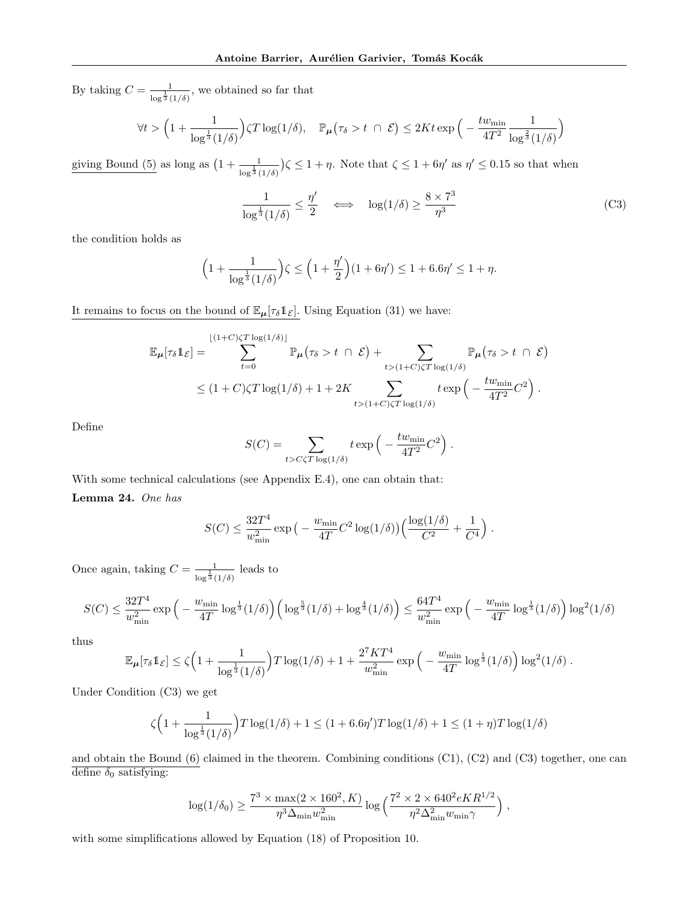By taking $C = \frac{1}{\log^{\frac{1}{3}}(1/\delta)}$, we obtained so far that

$$\forall t > \Big(1 + \frac{1}{\log^{\frac{1}{3}}(1/\delta)}\Big)\zeta T \log(1/\delta), \quad \mathbb{P}_{\boldsymbol{\mu}}\big(\tau_\delta > t \ \cap\ \mathcal{E}\big) \leq 2Kt \exp\Big( - \frac{t w_{\min}}{4T^2} \frac{1}{\log^{\frac{2}{3}}(1/\delta)}\Big)$$

giving Bound (5) as long as $\big(1 + \frac{1}{\log^{\frac{1}{3}}(1/\delta)}\big)\zeta \leq 1 + \eta$. Note that $\zeta \leq 1 + 6\eta'$ as $\eta' \leq 0.15$ so that when

$$\frac{1}{\log^{\frac{1}{3}}(1/\delta)} \leq \frac{\eta'}{2} \quad \Longleftrightarrow \quad \log(1/\delta) \geq \frac{8 \times 7^3}{\eta^3} \tag{C3}$$

the condition holds as

$$\Big(1 + \frac{1}{\log^{\frac{1}{3}}(1/\delta)}\Big)\zeta \leq \Big(1 + \frac{\eta'}{2}\Big)(1 + 6\eta') \leq 1 + 6.6\eta' \leq 1 + \eta.$$

It remains to focus on the bound of $\mathbb{E}_{\boldsymbol{\mu}}[\tau_\delta \mathbb{1}_{\mathcal{E}}]$. Using Equation (31) we have:

$$\begin{aligned}
\mathbb{E}_{\boldsymbol{\mu}}[\tau_\delta \mathbb{1}_{\mathcal{E}}] &= \sum_{t=0}^{\lfloor (1+C)\zeta T \log(1/\delta) \rfloor} \mathbb{P}_{\boldsymbol{\mu}}\big(\tau_\delta > t \ \cap\ \mathcal{E}\big) + \sum_{t > (1+C)\zeta T \log(1/\delta)} \mathbb{P}_{\boldsymbol{\mu}}\big(\tau_\delta > t \ \cap\ \mathcal{E}\big) \\
&\leq (1+C)\zeta T \log(1/\delta) + 1 + 2K \sum_{t > (1+C)\zeta T \log(1/\delta)} t \exp\Big( - \frac{t w_{\min}}{4T^2} C^2 \Big) .
\end{aligned}$$

Define

$$S(C) = \sum_{t > C\zeta T \log(1/\delta)} t \exp\Big( - \frac{t w_{\min}}{4T^2} C^2 \Big) .$$

With some technical calculations (see Appendix E.4), one can obtain that:

**Lemma 24.** *One has*

$$S(C) \leq \frac{32 T^4}{w_{\min}^2} \exp\big( - \frac{w_{\min}}{4T} C^2 \log(1/\delta)\big)\Big(\frac{\log(1/\delta)}{C^2} + \frac{1}{C^4}\Big) .$$

Once again, taking $C = \frac{1}{\log^{\frac{1}{3}}(1/\delta)}$ leads to

$$S(C) \leq \frac{32 T^4}{w_{\min}^2} \exp\Big( - \frac{w_{\min}}{4T} \log^{\frac{1}{3}}(1/\delta)\Big)\Big(\log^{\frac{5}{3}}(1/\delta) + \log^{\frac{4}{3}}(1/\delta)\Big) \leq \frac{64 T^4}{w_{\min}^2} \exp\Big( - \frac{w_{\min}}{4T} \log^{\frac{1}{3}}(1/\delta)\Big) \log^2(1/\delta)$$

thus

$$\mathbb{E}_{\boldsymbol{\mu}}[\tau_\delta \mathbb{1}_{\mathcal{E}}] \leq \zeta\Big(1 + \frac{1}{\log^{\frac{1}{3}}(1/\delta)}\Big) T \log(1/\delta) + 1 + \frac{2^7 K T^4}{w_{\min}^2} \exp\Big( - \frac{w_{\min}}{4T} \log^{\frac{1}{3}}(1/\delta)\Big) \log^2(1/\delta) .$$

Under Condition (C3) we get

$$\zeta\Big(1 + \frac{1}{\log^{\frac{1}{3}}(1/\delta)}\Big) T \log(1/\delta) + 1 \leq (1 + 6.6\eta') T \log(1/\delta) + 1 \leq (1 + \eta) T \log(1/\delta)$$

and obtain the Bound (6) claimed in the theorem. Combining conditions (C1), (C2) and (C3) together, one can define $\delta_0$ satisfying:

$$\log(1/\delta_0) \geq \frac{7^3 \times \max(2 \times 160^2, K)}{\eta^3 \Delta_{\min} w_{\min}^2} \log\Big( \frac{7^2 \times 2 \times 640^2 e K R^{1/2}}{\eta^2 \Delta_{\min}^2 w_{\min} \gamma}\Big) ,$$

with some simplifications allowed by Equation (18) of Proposition 10.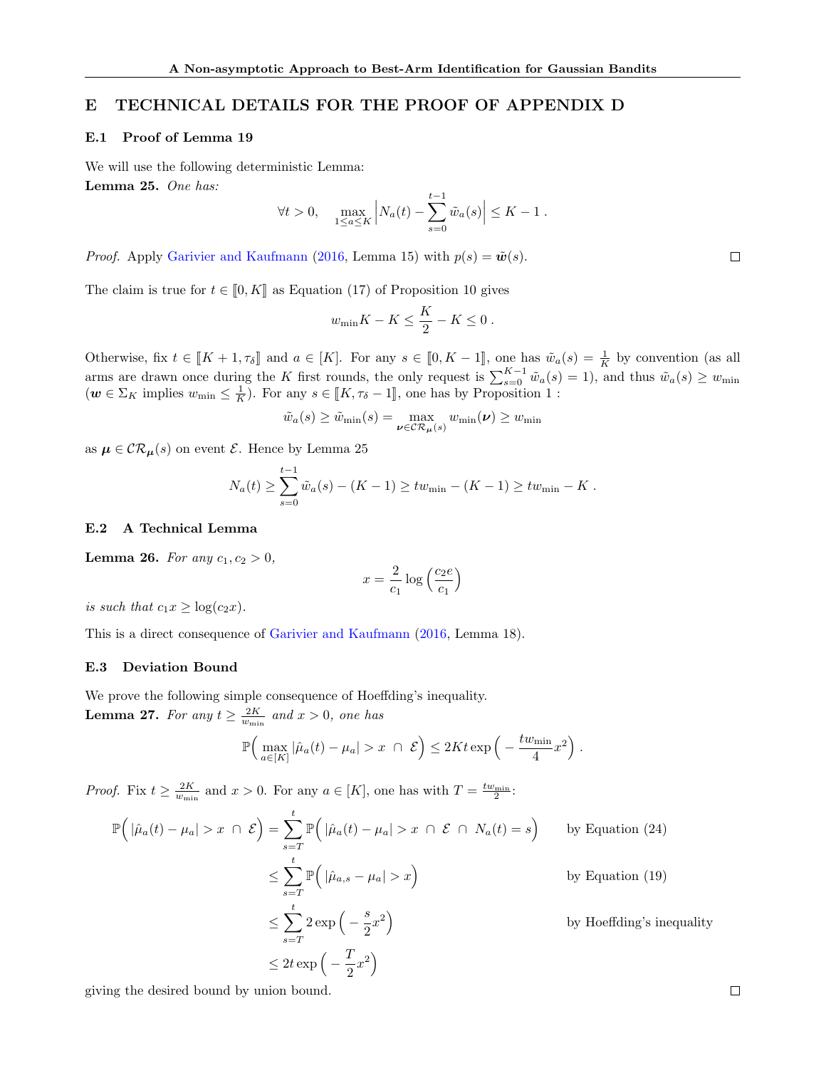# E TECHNICAL DETAILS FOR THE PROOF OF APPENDIX D

## E.1 Proof of Lemma 19

We will use the following deterministic Lemma:

**Lemma 25.** *One has:*

$$\forall t > 0, \quad \max_{1 \leq a \leq K} \Big| N_a(t) - \sum_{s=0}^{t-1} \tilde{w}_a(s) \Big| \leq K - 1 \,.$$

*Proof.* Apply Garivier and Kaufmann (2016, Lemma 15) with $p(s) = \tilde{\boldsymbol{w}}(s)$. □

The claim is true for $t \in [\![0, K]\!]$ as Equation (17) of Proposition 10 gives

$$w_{\min} K - K \leq \frac{K}{2} - K \leq 0 \,.$$

Otherwise, fix $t \in [\![K+1, \tau_\delta]\!]$ and $a \in [K]$. For any $s \in [\![0, K-1]\!]$, one has $\tilde{w}_a(s) = \frac{1}{K}$ by convention (as all arms are drawn once during the $K$ first rounds, the only request is $\sum_{s=0}^{K-1} \tilde{w}_a(s) = 1$), and thus $\tilde{w}_a(s) \geq w_{\min}$ ($\boldsymbol{w} \in \Sigma_K$ implies $w_{\min} \leq \frac{1}{K}$). For any $s \in [\![K, \tau_\delta - 1]\!]$, one has by Proposition 1 :

$$\tilde{w}_a(s) \geq \tilde{w}_{\min}(s) = \max_{\boldsymbol{\nu} \in \mathcal{CR}_{\boldsymbol{\mu}}(s)} w_{\min}(\boldsymbol{\nu}) \geq w_{\min}$$

as $\boldsymbol{\mu} \in \mathcal{CR}_{\boldsymbol{\mu}}(s)$ on event $\mathcal{E}$. Hence by Lemma 25

$$N_a(t) \geq \sum_{s=0}^{t-1} \tilde{w}_a(s) - (K-1) \geq t w_{\min} - (K-1) \geq t w_{\min} - K \,.$$

## E.2 A Technical Lemma

**Lemma 26.** *For any $c_1, c_2 > 0$,*

$$x = \frac{2}{c_1} \log\Big(\frac{c_2 e}{c_1}\Big)$$

*is such that $c_1 x \geq \log(c_2 x)$.*

This is a direct consequence of Garivier and Kaufmann (2016, Lemma 18).

## E.3 Deviation Bound

We prove the following simple consequence of Hoeffding's inequality.

**Lemma 27.** *For any $t \geq \frac{2K}{w_{\min}}$ and $x > 0$, one has*

$$\mathbb{P}\Big( \max_{a \in [K]} |\hat{\mu}_a(t) - \mu_a| > x \;\cap\; \mathcal{E} \Big) \leq 2Kt \exp\Big( -\frac{t w_{\min}}{4} x^2 \Big) \,.$$

*Proof.* Fix $t \geq \frac{2K}{w_{\min}}$ and $x > 0$. For any $a \in [K]$, one has with $T = \frac{t w_{\min}}{2}$:

$$\begin{aligned}
\mathbb{P}\Big( |\hat{\mu}_a(t) - \mu_a| > x \;\cap\; \mathcal{E} \Big) &= \sum_{s=T}^{t} \mathbb{P}\Big( |\hat{\mu}_a(t) - \mu_a| > x \;\cap\; \mathcal{E} \;\cap\; N_a(t) = s \Big) && \text{by Equation (24)} \\
&\leq \sum_{s=T}^{t} \mathbb{P}\Big( |\hat{\mu}_{a,s} - \mu_a| > x \Big) && \text{by Equation (19)} \\
&\leq \sum_{s=T}^{t} 2 \exp\Big( -\frac{s}{2} x^2 \Big) && \text{by Hoeffding's inequality} \\
&\leq 2t \exp\Big( -\frac{T}{2} x^2 \Big)
\end{aligned}$$

giving the desired bound by union bound. □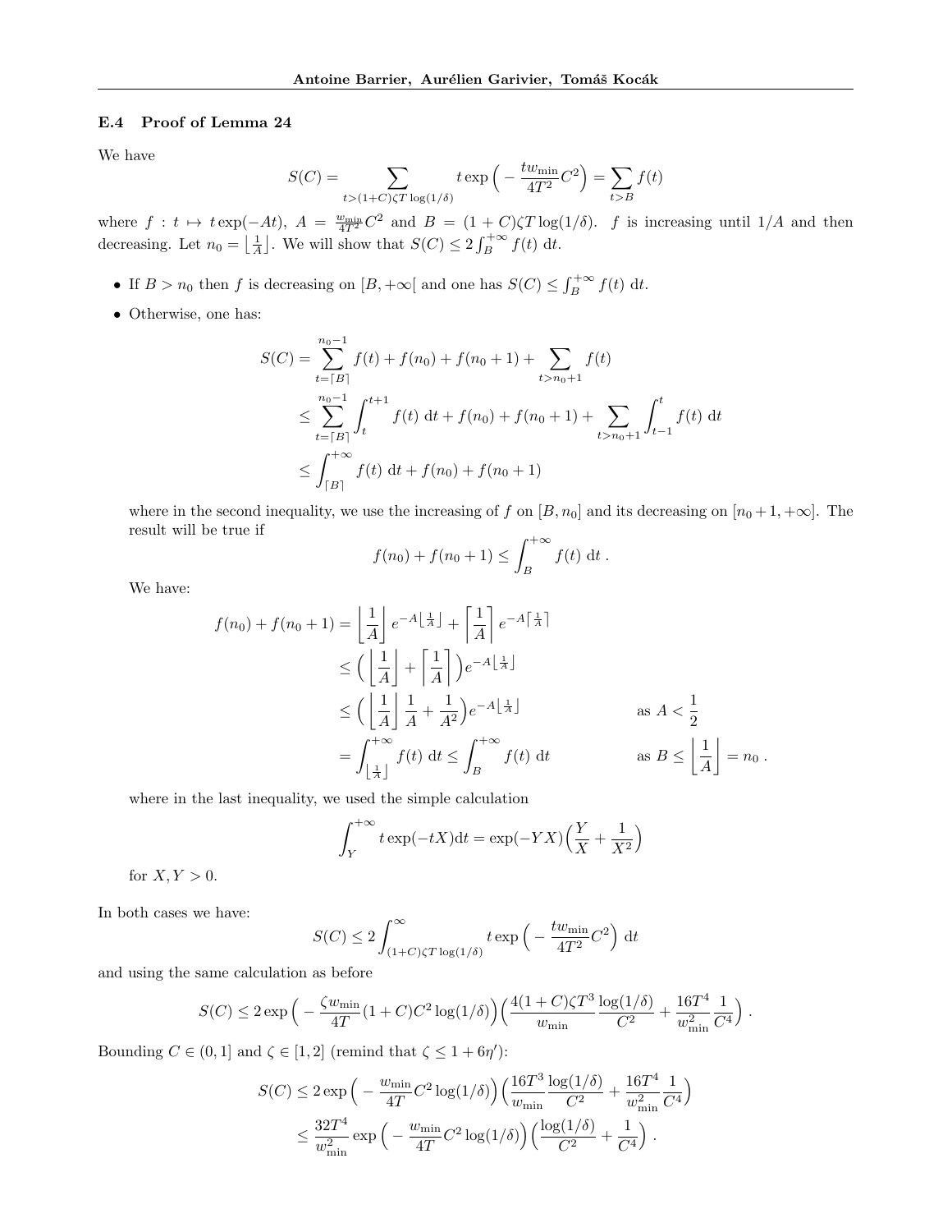### E.4 Proof of Lemma 24

We have

$$S(C) = \sum_{t > (1+C)\zeta T \log(1/\delta)} t \exp\Big( - \frac{t w_{\min}}{4T^2} C^2 \Big) = \sum_{t > B} f(t)$$

where $f : t \mapsto t\exp(-At)$, $A = \frac{w_{\min}}{4T^2}C^2$ and $B = (1+C)\zeta T \log(1/\delta)$. $f$ is increasing until $1/A$ and then decreasing. Let $n_0 = \left\lfloor \frac{1}{A} \right\rfloor$. We will show that $S(C) \leq 2\int_B^{+\infty} f(t)\ \mathrm{d}t$.

- If $B > n_0$ then $f$ is decreasing on $[B, +\infty[$ and one has $S(C) \leq \int_B^{+\infty} f(t)\ \mathrm{d}t$.
- Otherwise, one has:

$$\begin{aligned}
S(C) &= \sum_{t=\lceil B \rceil}^{n_0 - 1} f(t) + f(n_0) + f(n_0+1) + \sum_{t > n_0 + 1} f(t) \\
&\leq \sum_{t=\lceil B \rceil}^{n_0 - 1} \int_t^{t+1} f(t)\ \mathrm{d}t + f(n_0) + f(n_0+1) + \sum_{t > n_0+1} \int_{t-1}^{t} f(t)\ \mathrm{d}t \\
&\leq \int_{\lceil B \rceil}^{+\infty} f(t)\ \mathrm{d}t + f(n_0) + f(n_0+1)
\end{aligned}$$

  where in the second inequality, we use the increasing of $f$ on $[B, n_0]$ and its decreasing on $[n_0+1, +\infty]$. The result will be true if

$$f(n_0) + f(n_0+1) \leq \int_B^{+\infty} f(t)\ \mathrm{d}t\ .$$

  We have:

$$\begin{aligned}
f(n_0) + f(n_0+1) &= \left\lfloor \frac{1}{A} \right\rfloor e^{-A\lfloor \frac{1}{A} \rfloor} + \left\lceil \frac{1}{A} \right\rceil e^{-A\lceil \frac{1}{A} \rceil} \\
&\leq \Big( \left\lfloor \frac{1}{A} \right\rfloor + \left\lceil \frac{1}{A} \right\rceil \Big) e^{-A\lfloor \frac{1}{A} \rfloor} \\
&\leq \Big( \left\lfloor \frac{1}{A} \right\rfloor \frac{1}{A} + \frac{1}{A^2} \Big) e^{-A\lfloor \frac{1}{A} \rfloor} && \text{as } A < \frac{1}{2} \\
&= \int_{\lfloor \frac{1}{A} \rfloor}^{+\infty} f(t)\ \mathrm{d}t \leq \int_B^{+\infty} f(t)\ \mathrm{d}t && \text{as } B \leq \left\lfloor \frac{1}{A} \right\rfloor = n_0\ .
\end{aligned}$$

  where in the last inequality, we used the simple calculation

$$\int_Y^{+\infty} t\exp(-tX)\mathrm{d}t = \exp(-YX)\Big( \frac{Y}{X} + \frac{1}{X^2} \Big)$$

  for $X, Y > 0$.

In both cases we have:

$$S(C) \leq 2\int_{(1+C)\zeta T \log(1/\delta)}^{\infty} t\exp\Big( -\frac{t w_{\min}}{4T^2} C^2 \Big)\ \mathrm{d}t$$

and using the same calculation as before

$$S(C) \leq 2\exp\Big( -\frac{\zeta w_{\min}}{4T}(1+C)C^2 \log(1/\delta) \Big) \Big( \frac{4(1+C)\zeta T^3}{w_{\min}} \frac{\log(1/\delta)}{C^2} + \frac{16T^4}{w_{\min}^2} \frac{1}{C^4} \Big)\ .$$

Bounding $C \in (0, 1]$ and $\zeta \in [1, 2]$ (remind that $\zeta \leq 1 + 6\eta'$):

$$\begin{aligned}
S(C) &\leq 2\exp\Big( -\frac{w_{\min}}{4T} C^2 \log(1/\delta) \Big) \Big( \frac{16T^3}{w_{\min}} \frac{\log(1/\delta)}{C^2} + \frac{16T^4}{w_{\min}^2} \frac{1}{C^4} \Big) \\
&\leq \frac{32T^4}{w_{\min}^2} \exp\Big( -\frac{w_{\min}}{4T} C^2 \log(1/\delta) \Big) \Big( \frac{\log(1/\delta)}{C^2} + \frac{1}{C^4} \Big)\ .
\end{aligned}$$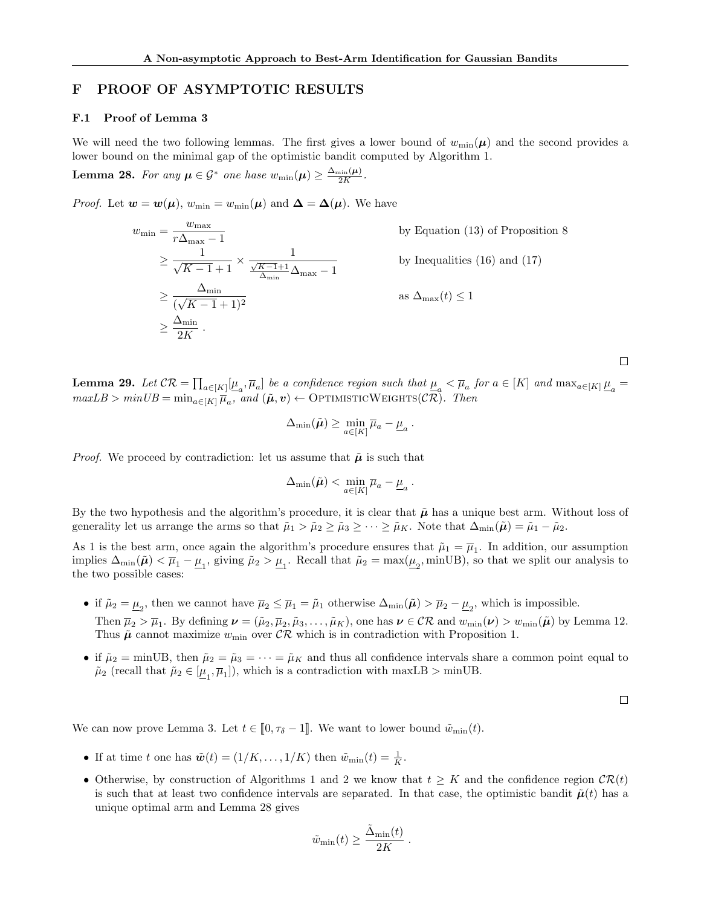# F PROOF OF ASYMPTOTIC RESULTS

## F.1 Proof of Lemma 3

We will need the two following lemmas. The first gives a lower bound of $w_{\min}(\boldsymbol{\mu})$ and the second provides a lower bound on the minimal gap of the optimistic bandit computed by Algorithm 1.

**Lemma 28.** *For any $\boldsymbol{\mu} \in \mathcal{G}^*$ one hase $w_{\min}(\boldsymbol{\mu}) \geq \frac{\Delta_{\min}(\boldsymbol{\mu})}{2K}$.*

*Proof.* Let $\boldsymbol{w} = \boldsymbol{w}(\boldsymbol{\mu})$, $w_{\min} = w_{\min}(\boldsymbol{\mu})$ and $\boldsymbol{\Delta} = \boldsymbol{\Delta}(\boldsymbol{\mu})$. We have

$$
\begin{aligned}
w_{\min} &= \frac{w_{\max}}{r\Delta_{\max} - 1} && \text{by Equation (13) of Proposition 8} \\
&\geq \frac{1}{\sqrt{K-1}+1} \times \frac{1}{\frac{\sqrt{K-1}+1}{\Delta_{\min}}\Delta_{\max} - 1} && \text{by Inequalities (16) and (17)} \\
&\geq \frac{\Delta_{\min}}{(\sqrt{K-1}+1)^2} && \text{as } \Delta_{\max}(t) \leq 1 \\
&\geq \frac{\Delta_{\min}}{2K} \,.
\end{aligned}
$$

□

**Lemma 29.** *Let $\mathcal{CR} = \prod_{a \in [K]} [\underline{\mu}_a, \overline{\mu}_a]$ be a confidence region such that $\underline{\mu}_a < \overline{\mu}_a$ for $a \in [K]$ and $\max_{a \in [K]} \underline{\mu}_a = maxLB > minUB = \min_{a \in [K]} \overline{\mu}_a$, and $(\tilde{\boldsymbol{\mu}}, \boldsymbol{v}) \leftarrow$ OptimisticWeights$(\mathcal{CR})$. Then*

$$
\Delta_{\min}(\tilde{\boldsymbol{\mu}}) \geq \min_{a \in [K]} \overline{\mu}_a - \underline{\mu}_a \,.
$$

*Proof.* We proceed by contradiction: let us assume that $\tilde{\boldsymbol{\mu}}$ is such that

$$
\Delta_{\min}(\tilde{\boldsymbol{\mu}}) < \min_{a \in [K]} \overline{\mu}_a - \underline{\mu}_a \,.
$$

By the two hypothesis and the algorithm's procedure, it is clear that $\tilde{\boldsymbol{\mu}}$ has a unique best arm. Without loss of generality let us arrange the arms so that $\tilde{\mu}_1 > \tilde{\mu}_2 \geq \tilde{\mu}_3 \geq \cdots \geq \tilde{\mu}_K$. Note that $\Delta_{\min}(\tilde{\boldsymbol{\mu}}) = \tilde{\mu}_1 - \tilde{\mu}_2$.

As 1 is the best arm, once again the algorithm's procedure ensures that $\tilde{\mu}_1 = \overline{\mu}_1$. In addition, our assumption implies $\Delta_{\min}(\tilde{\boldsymbol{\mu}}) < \overline{\mu}_1 - \underline{\mu}_1$, giving $\tilde{\mu}_2 > \underline{\mu}_1$. Recall that $\tilde{\mu}_2 = \max(\underline{\mu}_2, \text{minUB})$, so that we split our analysis to the two possible cases:

- if $\tilde{\mu}_2 = \underline{\mu}_2$, then we cannot have $\overline{\mu}_2 \leq \overline{\mu}_1 = \tilde{\mu}_1$ otherwise $\Delta_{\min}(\tilde{\boldsymbol{\mu}}) > \overline{\mu}_2 - \underline{\mu}_2$, which is impossible.
  Then $\overline{\mu}_2 > \overline{\mu}_1$. By defining $\boldsymbol{\nu} = (\tilde{\mu}_2, \overline{\mu}_2, \tilde{\mu}_3, \ldots, \tilde{\mu}_K)$, one has $\boldsymbol{\nu} \in \mathcal{CR}$ and $w_{\min}(\boldsymbol{\nu}) > w_{\min}(\tilde{\boldsymbol{\mu}})$ by Lemma 12. Thus $\tilde{\boldsymbol{\mu}}$ cannot maximize $w_{\min}$ over $\mathcal{CR}$ which is in contradiction with Proposition 1.
- if $\tilde{\mu}_2 = \text{minUB}$, then $\tilde{\mu}_2 = \tilde{\mu}_3 = \cdots = \tilde{\mu}_K$ and thus all confidence intervals share a common point equal to $\tilde{\mu}_2$ (recall that $\tilde{\mu}_2 \in [\underline{\mu}_1, \overline{\mu}_1]$), which is a contradiction with maxLB > minUB.

□

We can now prove Lemma 3. Let $t \in [\![0, \tau_\delta - 1]\!]$. We want to lower bound $\tilde{w}_{\min}(t)$.

- If at time $t$ one has $\tilde{\boldsymbol{w}}(t) = (1/K, \ldots, 1/K)$ then $\tilde{w}_{\min}(t) = \frac{1}{K}$.
- Otherwise, by construction of Algorithms 1 and 2 we know that $t \geq K$ and the confidence region $\mathcal{CR}(t)$ is such that at least two confidence intervals are separated. In that case, the optimistic bandit $\tilde{\boldsymbol{\mu}}(t)$ has a unique optimal arm and Lemma 28 gives

$$
\tilde{w}_{\min}(t) \geq \frac{\tilde{\Delta}_{\min}(t)}{2K} \,.
$$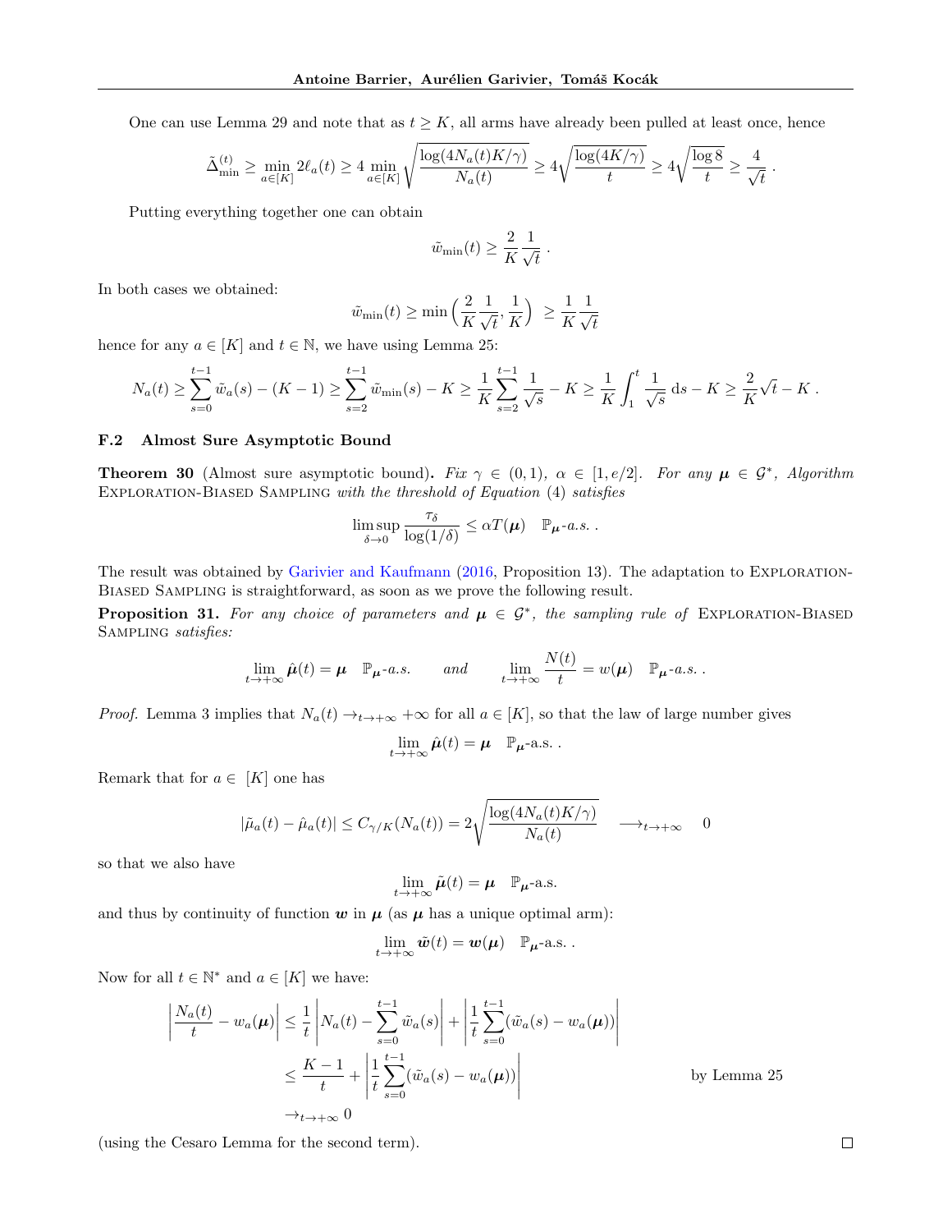One can use Lemma 29 and note that as $t \geq K$, all arms have already been pulled at least once, hence

$$\tilde{\Delta}_{\min}^{(t)} \geq \min_{a \in [K]} 2\ell_a(t) \geq 4 \min_{a \in [K]} \sqrt{\frac{\log(4N_a(t)K/\gamma)}{N_a(t)}} \geq 4\sqrt{\frac{\log(4K/\gamma)}{t}} \geq 4\sqrt{\frac{\log 8}{t}} \geq \frac{4}{\sqrt{t}} .$$

Putting everything together one can obtain

$$\tilde{w}_{\min}(t) \geq \frac{2}{K}\frac{1}{\sqrt{t}} .$$

In both cases we obtained:

$$\tilde{w}_{\min}(t) \geq \min\Big(\frac{2}{K}\frac{1}{\sqrt{t}}, \frac{1}{K}\Big) \geq \frac{1}{K}\frac{1}{\sqrt{t}}$$

hence for any $a \in [K]$ and $t \in \mathbb{N}$, we have using Lemma 25:

$$N_a(t) \geq \sum_{s=0}^{t-1} \tilde{w}_a(s) - (K-1) \geq \sum_{s=2}^{t-1} \tilde{w}_{\min}(s) - K \geq \frac{1}{K}\sum_{s=2}^{t-1}\frac{1}{\sqrt{s}} - K \geq \frac{1}{K}\int_1^t \frac{1}{\sqrt{s}}\,\mathrm{d}s - K \geq \frac{2}{K}\sqrt{t} - K .$$

### F.2 Almost Sure Asymptotic Bound

**Theorem 30** (Almost sure asymptotic bound)**.** *Fix $\gamma \in (0,1)$, $\alpha \in [1, e/2]$. For any $\boldsymbol{\mu} \in \mathcal{G}^*$, Algorithm* Exploration-Biased Sampling *with the threshold of Equation* (4) *satisfies*

$$\limsup_{\delta \to 0} \frac{\tau_\delta}{\log(1/\delta)} \leq \alpha T(\boldsymbol{\mu}) \quad \mathbb{P}_{\boldsymbol{\mu}}\text{-a.s.} .$$

The result was obtained by Garivier and Kaufmann (2016, Proposition 13). The adaptation to Exploration-Biased Sampling is straightforward, as soon as we prove the following result.

**Proposition 31.** *For any choice of parameters and $\boldsymbol{\mu} \in \mathcal{G}^*$, the sampling rule of* Exploration-Biased Sampling *satisfies:*

$$\lim_{t \to +\infty} \hat{\boldsymbol{\mu}}(t) = \boldsymbol{\mu} \quad \mathbb{P}_{\boldsymbol{\mu}}\text{-a.s.} \qquad \text{and} \qquad \lim_{t \to +\infty} \frac{N(t)}{t} = w(\boldsymbol{\mu}) \quad \mathbb{P}_{\boldsymbol{\mu}}\text{-a.s.} .$$

*Proof.* Lemma 3 implies that $N_a(t) \to_{t \to +\infty} +\infty$ for all $a \in [K]$, so that the law of large number gives

$$\lim_{t \to +\infty} \hat{\boldsymbol{\mu}}(t) = \boldsymbol{\mu} \quad \mathbb{P}_{\boldsymbol{\mu}}\text{-a.s.} .$$

Remark that for $a \in [K]$ one has

$$|\tilde{\mu}_a(t) - \hat{\mu}_a(t)| \leq C_{\gamma/K}(N_a(t)) = 2\sqrt{\frac{\log(4N_a(t)K/\gamma)}{N_a(t)}} \quad \longrightarrow_{t \to +\infty} \quad 0$$

so that we also have

$$\lim_{t \to +\infty} \tilde{\boldsymbol{\mu}}(t) = \boldsymbol{\mu} \quad \mathbb{P}_{\boldsymbol{\mu}}\text{-a.s.}$$

and thus by continuity of function $\boldsymbol{w}$ in $\boldsymbol{\mu}$ (as $\boldsymbol{\mu}$ has a unique optimal arm):

$$\lim_{t \to +\infty} \tilde{\boldsymbol{w}}(t) = \boldsymbol{w}(\boldsymbol{\mu}) \quad \mathbb{P}_{\boldsymbol{\mu}}\text{-a.s.} .$$

Now for all $t \in \mathbb{N}^*$ and $a \in [K]$ we have:

$$\begin{aligned}
\left|\frac{N_a(t)}{t} - w_a(\boldsymbol{\mu})\right| &\leq \frac{1}{t}\left|N_a(t) - \sum_{s=0}^{t-1}\tilde{w}_a(s)\right| + \left|\frac{1}{t}\sum_{s=0}^{t-1}(\tilde{w}_a(s) - w_a(\boldsymbol{\mu}))\right| \\
&\leq \frac{K-1}{t} + \left|\frac{1}{t}\sum_{s=0}^{t-1}(\tilde{w}_a(s) - w_a(\boldsymbol{\mu}))\right| \qquad \text{by Lemma 25} \\
&\to_{t \to +\infty} 0
\end{aligned}$$

(using the Cesaro Lemma for the second term). ∎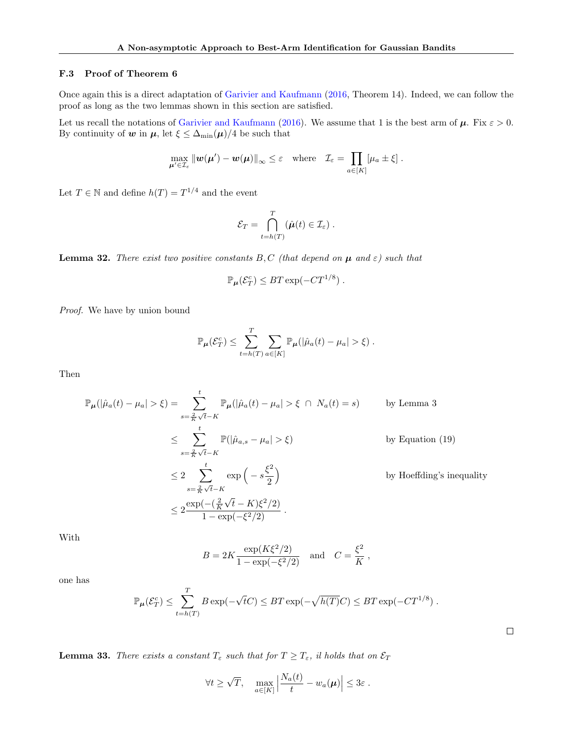### F.3 Proof of Theorem 6

Once again this is a direct adaptation of Garivier and Kaufmann (2016, Theorem 14). Indeed, we can follow the proof as long as the two lemmas shown in this section are satisfied.

Let us recall the notations of Garivier and Kaufmann (2016). We assume that 1 is the best arm of $\boldsymbol{\mu}$. Fix $\varepsilon > 0$. By continuity of $\boldsymbol{w}$ in $\boldsymbol{\mu}$, let $\xi \le \Delta_{\min}(\boldsymbol{\mu})/4$ be such that

$$\max_{\boldsymbol{\mu}' \in \mathcal{I}_\varepsilon} \|\boldsymbol{w}(\boldsymbol{\mu}') - \boldsymbol{w}(\boldsymbol{\mu})\|_\infty \le \varepsilon \quad \text{where} \quad \mathcal{I}_\varepsilon = \prod_{a\in[K]} [\mu_a \pm \xi] \, .$$

Let $T \in \mathbb{N}$ and define $h(T) = T^{1/4}$ and the event

$$\mathcal{E}_T = \bigcap_{t=h(T)}^{T} (\hat{\boldsymbol{\mu}}(t) \in \mathcal{I}_\varepsilon) \, .$$

**Lemma 32.** *There exist two positive constants $B, C$ (that depend on $\boldsymbol{\mu}$ and $\varepsilon$) such that*

$$\mathbb{P}_{\boldsymbol{\mu}}(\mathcal{E}_T^c) \le BT \exp(-CT^{1/8}) \, .$$

*Proof.* We have by union bound

$$\mathbb{P}_{\boldsymbol{\mu}}(\mathcal{E}_T^c) \le \sum_{t=h(T)}^{T} \sum_{a\in[K]} \mathbb{P}_{\boldsymbol{\mu}}(|\hat{\mu}_a(t) - \mu_a| > \xi) \, .$$

Then

$$\begin{aligned}
\mathbb{P}_{\boldsymbol{\mu}}(|\hat{\mu}_a(t) - \mu_a| > \xi) &= \sum_{s=\frac{2}{K}\sqrt{t}-K}^{t} \mathbb{P}_{\boldsymbol{\mu}}(|\hat{\mu}_a(t) - \mu_a| > \xi \, \cap \, N_a(t) = s) && \text{by Lemma 3} \\
&\le \sum_{s=\frac{2}{K}\sqrt{t}-K}^{t} \mathbb{P}(|\hat{\mu}_{a,s} - \mu_a| > \xi) && \text{by Equation (19)} \\
&\le 2 \sum_{s=\frac{2}{K}\sqrt{t}-K}^{t} \exp\Big(-s\frac{\xi^2}{2}\Big) && \text{by Hoeffding's inequality} \\
&\le 2 \frac{\exp(-(\frac{2}{K}\sqrt{t} - K)\xi^2/2)}{1 - \exp(-\xi^2/2)} \, .
\end{aligned}$$

With

$$B = 2K \frac{\exp(K\xi^2/2)}{1 - \exp(-\xi^2/2)} \quad \text{and} \quad C = \frac{\xi^2}{K} \, ,$$

one has

$$\mathbb{P}_{\boldsymbol{\mu}}(\mathcal{E}_T^c) \le \sum_{t=h(T)}^{T} B \exp(-\sqrt{t} C) \le BT \exp(-\sqrt{h(T)} C) \le BT \exp(-CT^{1/8}) \, .$$

□

**Lemma 33.** *There exists a constant $T_\varepsilon$ such that for $T \ge T_\varepsilon$, il holds that on $\mathcal{E}_T$*

$$\forall t \ge \sqrt{T}, \quad \max_{a\in[K]} \Big| \frac{N_a(t)}{t} - w_a(\boldsymbol{\mu}) \Big| \le 3\varepsilon \, .$$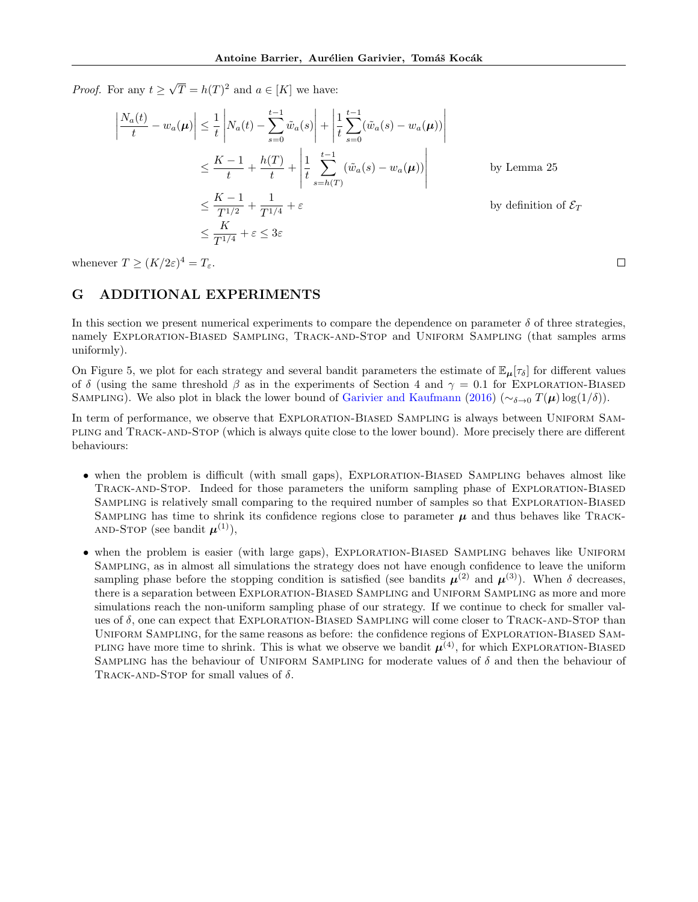*Proof.* For any $t \geq \sqrt{T} = h(T)^2$ and $a \in [K]$ we have:

$$
\begin{aligned}
\left|\frac{N_a(t)}{t} - w_a(\boldsymbol{\mu})\right| &\leq \frac{1}{t}\left|N_a(t) - \sum_{s=0}^{t-1} \tilde{w}_a(s)\right| + \left|\frac{1}{t}\sum_{s=0}^{t-1}(\tilde{w}_a(s) - w_a(\boldsymbol{\mu}))\right| \\
&\leq \frac{K-1}{t} + \frac{h(T)}{t} + \left|\frac{1}{t}\sum_{s=h(T)}^{t-1}(\tilde{w}_a(s) - w_a(\boldsymbol{\mu}))\right| && \text{by Lemma 25} \\
&\leq \frac{K-1}{T^{1/2}} + \frac{1}{T^{1/4}} + \varepsilon && \text{by definition of } \mathcal{E}_T \\
&\leq \frac{K}{T^{1/4}} + \varepsilon \leq 3\varepsilon
\end{aligned}
$$

whenever $T \geq (K/2\varepsilon)^4 = T_\varepsilon$. □

# G ADDITIONAL EXPERIMENTS

In this section we present numerical experiments to compare the dependence on parameter $\delta$ of three strategies, namely Exploration-Biased Sampling, Track-and-Stop and Uniform Sampling (that samples arms uniformly).

On Figure 5, we plot for each strategy and several bandit parameters the estimate of $\mathbb{E}_{\boldsymbol{\mu}}[\tau_\delta]$ for different values of $\delta$ (using the same threshold $\beta$ as in the experiments of Section 4 and $\gamma = 0.1$ for Exploration-Biased Sampling). We also plot in black the lower bound of Garivier and Kaufmann (2016) ($\sim_{\delta \to 0} T(\boldsymbol{\mu}) \log(1/\delta)$).

In term of performance, we observe that Exploration-Biased Sampling is always between Uniform Sampling and Track-and-Stop (which is always quite close to the lower bound). More precisely there are different behaviours:

- when the problem is difficult (with small gaps), Exploration-Biased Sampling behaves almost like Track-and-Stop. Indeed for those parameters the uniform sampling phase of Exploration-Biased Sampling is relatively small comparing to the required number of samples so that Exploration-Biased Sampling has time to shrink its confidence regions close to parameter $\boldsymbol{\mu}$ and thus behaves like Track-and-Stop (see bandit $\boldsymbol{\mu}^{(1)}$),
- when the problem is easier (with large gaps), Exploration-Biased Sampling behaves like Uniform Sampling, as in almost all simulations the strategy does not have enough confidence to leave the uniform sampling phase before the stopping condition is satisfied (see bandits $\boldsymbol{\mu}^{(2)}$ and $\boldsymbol{\mu}^{(3)}$). When $\delta$ decreases, there is a separation between Exploration-Biased Sampling and Uniform Sampling as more and more simulations reach the non-uniform sampling phase of our strategy. If we continue to check for smaller values of $\delta$, one can expect that Exploration-Biased Sampling will come closer to Track-and-Stop than Uniform Sampling, for the same reasons as before: the confidence regions of Exploration-Biased Sampling have more time to shrink. This is what we observe we bandit $\boldsymbol{\mu}^{(4)}$, for which Exploration-Biased Sampling has the behaviour of Uniform Sampling for moderate values of $\delta$ and then the behaviour of Track-and-Stop for small values of $\delta$.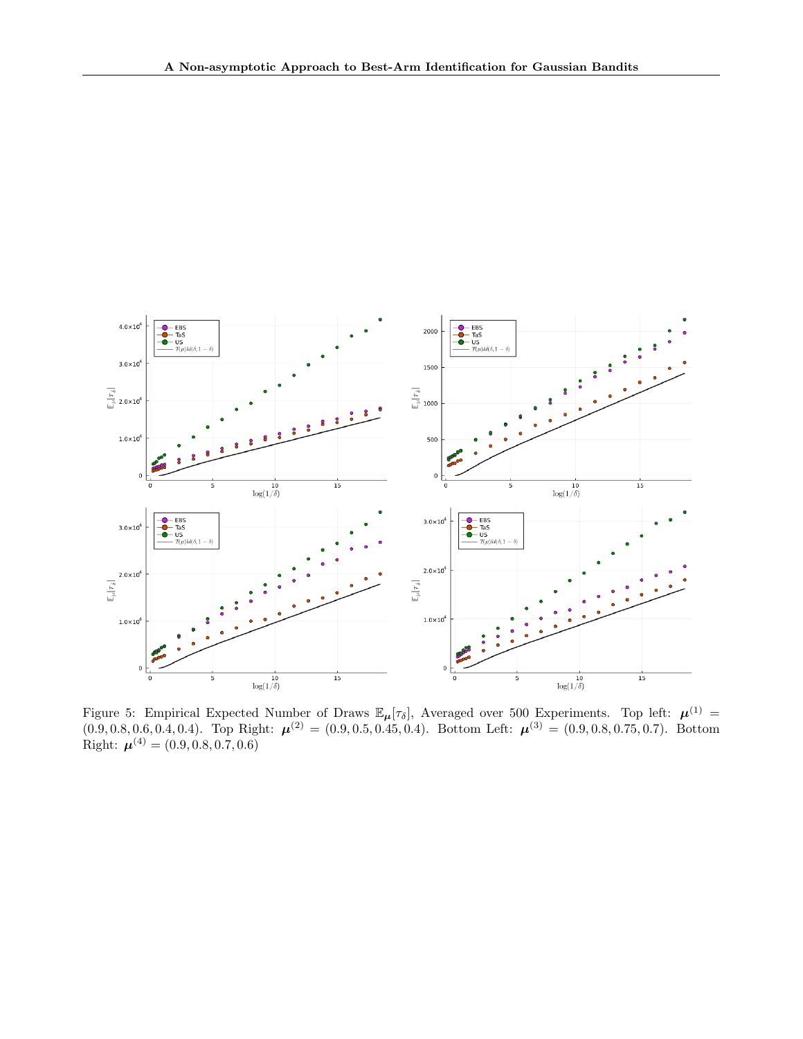EBS
TaS
US
$\mathcal{T}(\mu)\mathrm{kl}(\delta, 1-\delta)$

$\mathbb{E}_\mu[\tau_\delta]$

$\log(1/\delta)$

Figure 5: Empirical Expected Number of Draws $\mathbb{E}_{\boldsymbol{\mu}}[\tau_\delta]$, Averaged over 500 Experiments. Top left: $\boldsymbol{\mu}^{(1)} = (0.9, 0.8, 0.6, 0.4, 0.4)$. Top Right: $\boldsymbol{\mu}^{(2)} = (0.9, 0.5, 0.45, 0.4)$. Bottom Left: $\boldsymbol{\mu}^{(3)} = (0.9, 0.8, 0.75, 0.7)$. Bottom Right: $\boldsymbol{\mu}^{(4)} = (0.9, 0.8, 0.7, 0.6)$